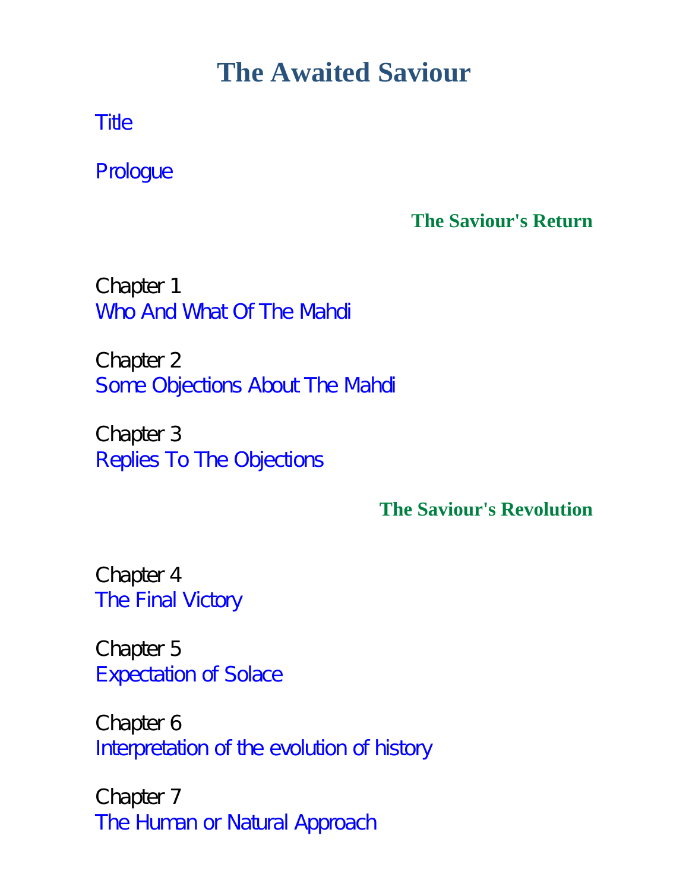# The Awaited Saviour

Title

Prologue

### The Saviour's Return

Chapter 1
Who And What Of The Mahdi

Chapter 2
Some Objections About The Mahdi

Chapter 3
Replies To The Objections

### The Saviour's Revolution

Chapter 4
The Final Victory

Chapter 5
Expectation of Solace

Chapter 6
Interpretation of the evolution of history

Chapter 7
The Human or Natural Approach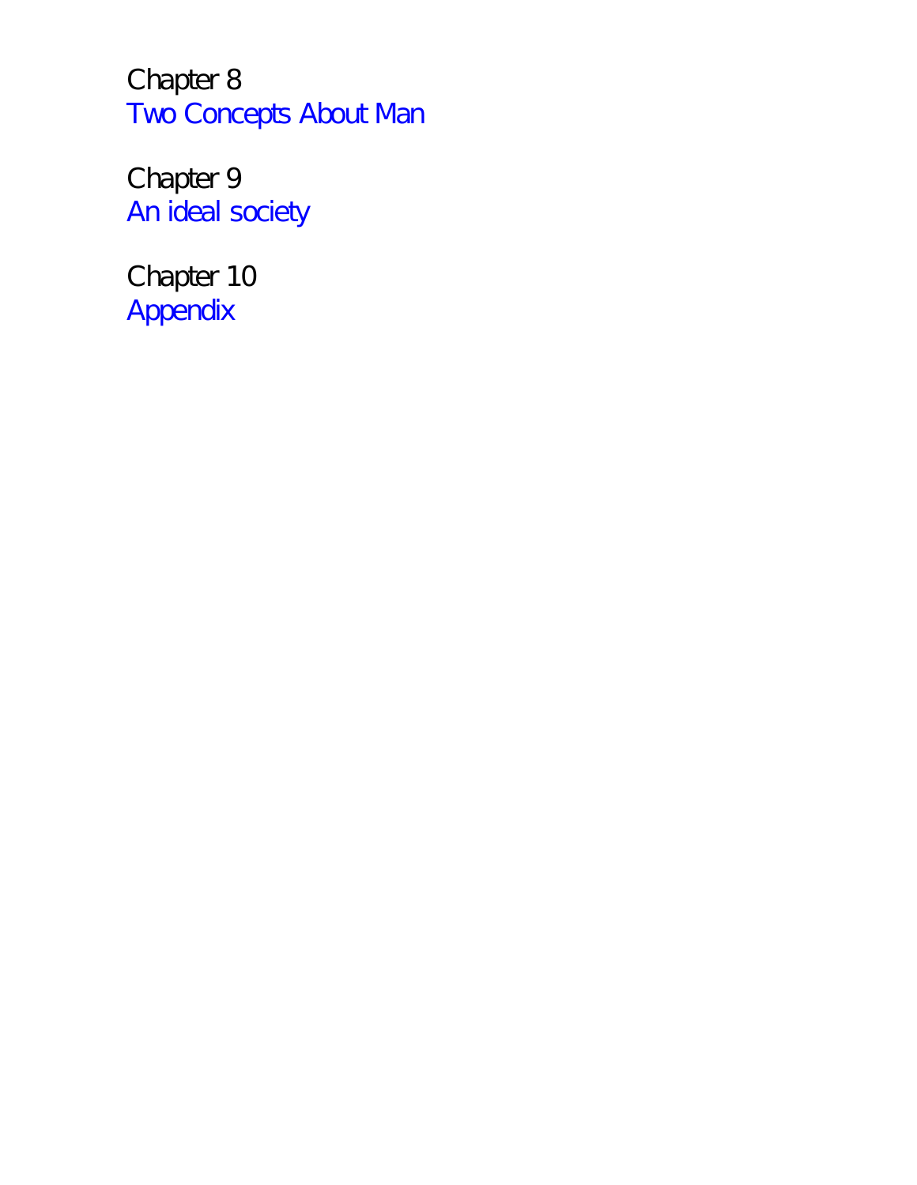Chapter 8
Two Concepts About Man

Chapter 9
An ideal society

Chapter 10
Appendix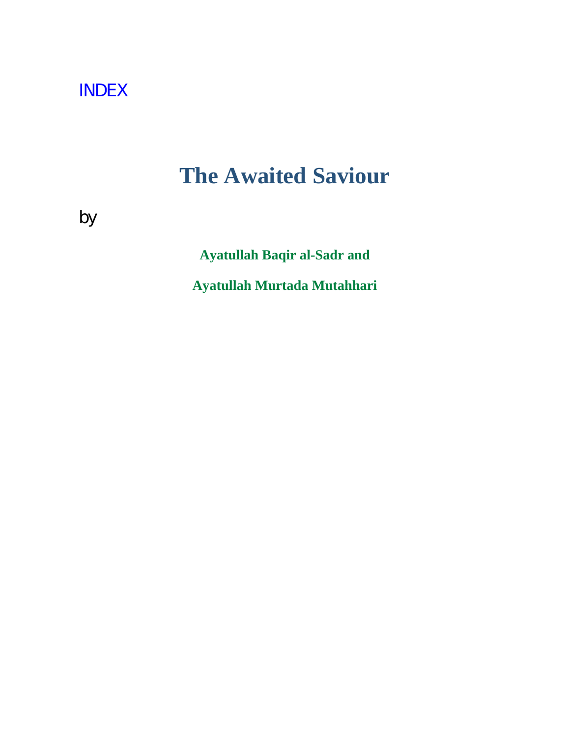INDEX

# The Awaited Saviour

by

**Ayatullah Baqir al-Sadr and**

**Ayatullah Murtada Mutahhari**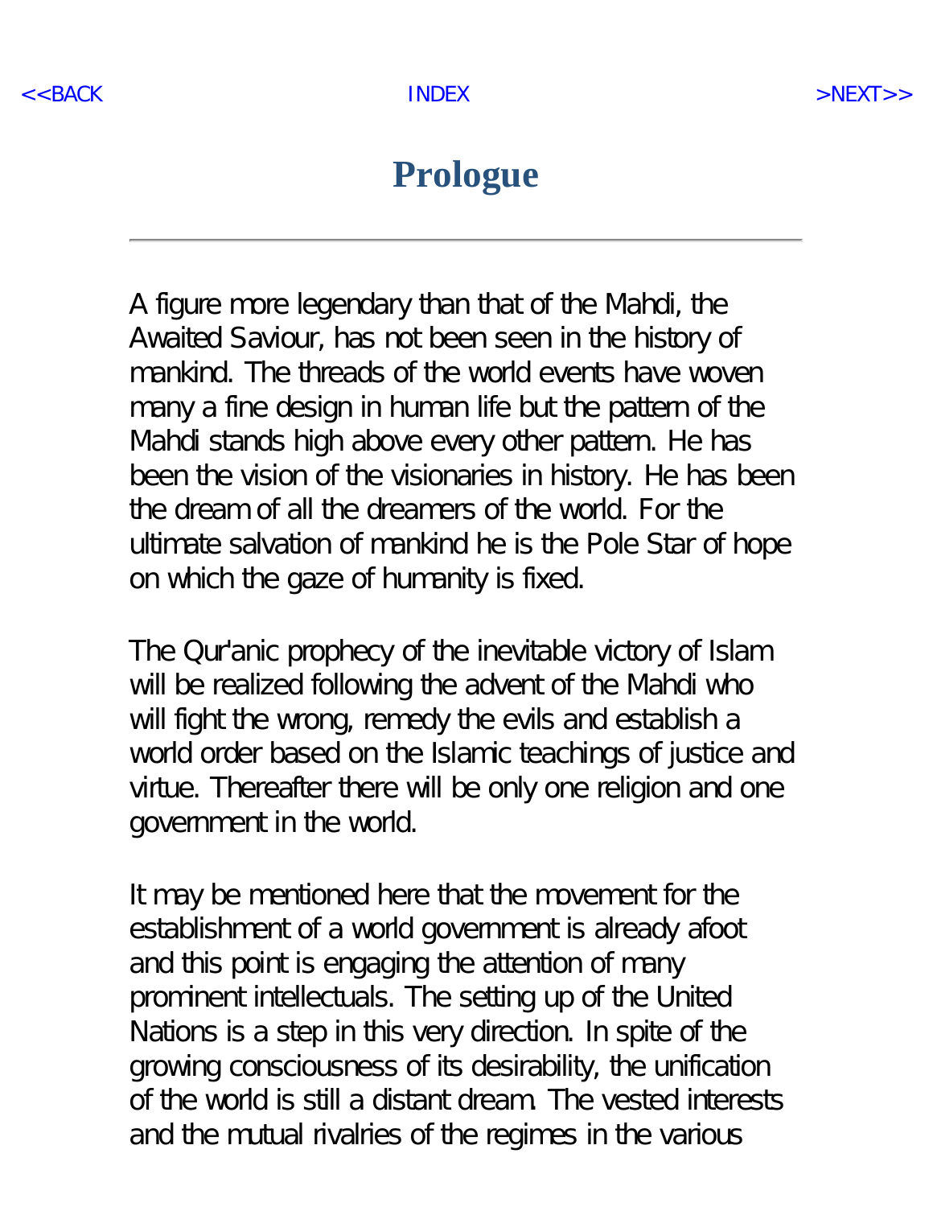# Prologue

---

A figure more legendary than that of the Mahdi, the Awaited Saviour, has not been seen in the history of mankind. The threads of the world events have woven many a fine design in human life but the pattern of the Mahdi stands high above every other pattern. He has been the vision of the visionaries in history. He has been the dream of all the dreamers of the world. For the ultimate salvation of mankind he is the Pole Star of hope on which the gaze of humanity is fixed.

The Qur'anic prophecy of the inevitable victory of Islam will be realized following the advent of the Mahdi who will fight the wrong, remedy the evils and establish a world order based on the Islamic teachings of justice and virtue. Thereafter there will be only one religion and one government in the world.

It may be mentioned here that the movement for the establishment of a world government is already afoot and this point is engaging the attention of many prominent intellectuals. The setting up of the United Nations is a step in this very direction. In spite of the growing consciousness of its desirability, the unification of the world is still a distant dream. The vested interests and the mutual rivalries of the regimes in the various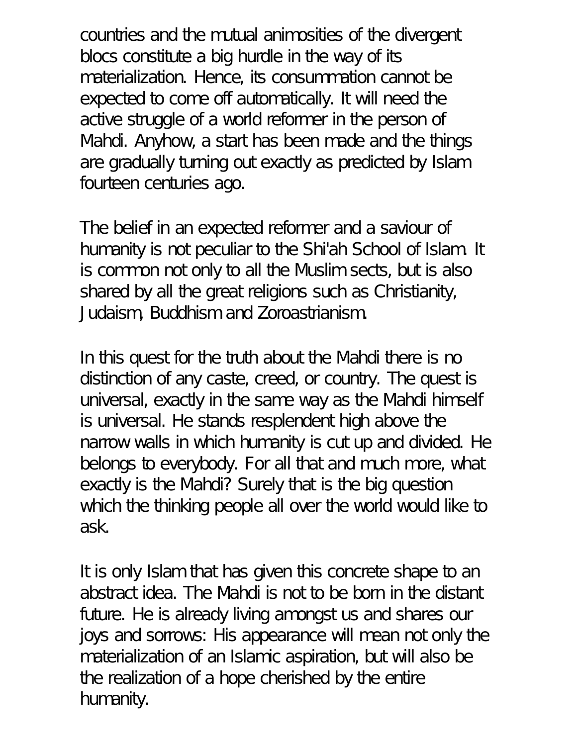countries and the mutual animosities of the divergent blocs constitute a big hurdle in the way of its materialization. Hence, its consummation cannot be expected to come off automatically. It will need the active struggle of a world reformer in the person of Mahdi. Anyhow, a start has been made and the things are gradually turning out exactly as predicted by Islam fourteen centuries ago.

The belief in an expected reformer and a saviour of humanity is not peculiar to the Shi'ah School of Islam. It is common not only to all the Muslim sects, but is also shared by all the great religions such as Christianity, Judaism, Buddhism and Zoroastrianism.

In this quest for the truth about the Mahdi there is no distinction of any caste, creed, or country. The quest is universal, exactly in the same way as the Mahdi himself is universal. He stands resplendent high above the narrow walls in which humanity is cut up and divided. He belongs to everybody. For all that and much more, what exactly is the Mahdi? Surely that is the big question which the thinking people all over the world would like to ask.

It is only Islam that has given this concrete shape to an abstract idea. The Mahdi is not to be born in the distant future. He is already living amongst us and shares our joys and sorrows: His appearance will mean not only the materialization of an Islamic aspiration, but will also be the realization of a hope cherished by the entire humanity.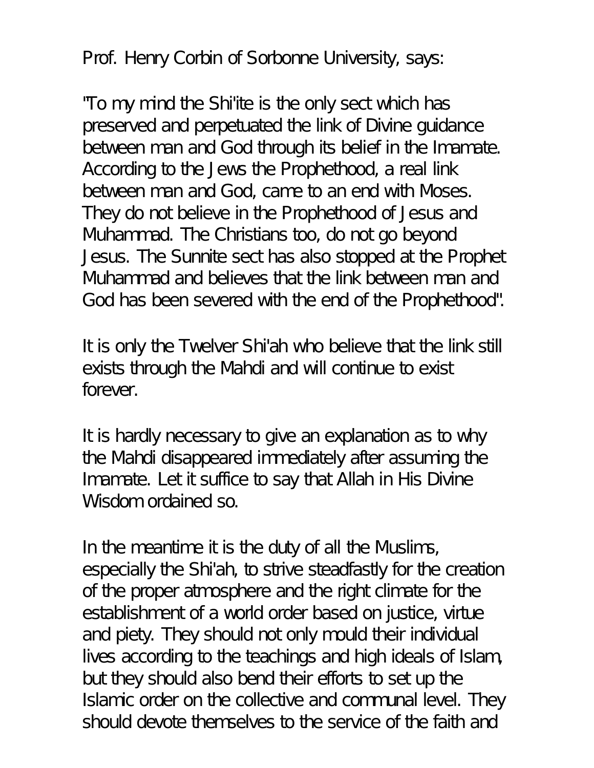Prof. Henry Corbin of Sorbonne University, says:

"To my mind the Shi'ite is the only sect which has preserved and perpetuated the link of Divine guidance between man and God through its belief in the Imamate. According to the Jews the Prophethood, a real link between man and God, came to an end with Moses. They do not believe in the Prophethood of Jesus and Muhammad. The Christians too, do not go beyond Jesus. The Sunnite sect has also stopped at the Prophet Muhammad and believes that the link between man and God has been severed with the end of the Prophethood".

It is only the Twelver Shi'ah who believe that the link still exists through the Mahdi and will continue to exist forever.

It is hardly necessary to give an explanation as to why the Mahdi disappeared immediately after assuming the Imamate. Let it suffice to say that Allah in His Divine Wisdom ordained so.

In the meantime it is the duty of all the Muslims, especially the Shi'ah, to strive steadfastly for the creation of the proper atmosphere and the right climate for the establishment of a world order based on justice, virtue and piety. They should not only mould their individual lives according to the teachings and high ideals of Islam, but they should also bend their efforts to set up the Islamic order on the collective and communal level. They should devote themselves to the service of the faith and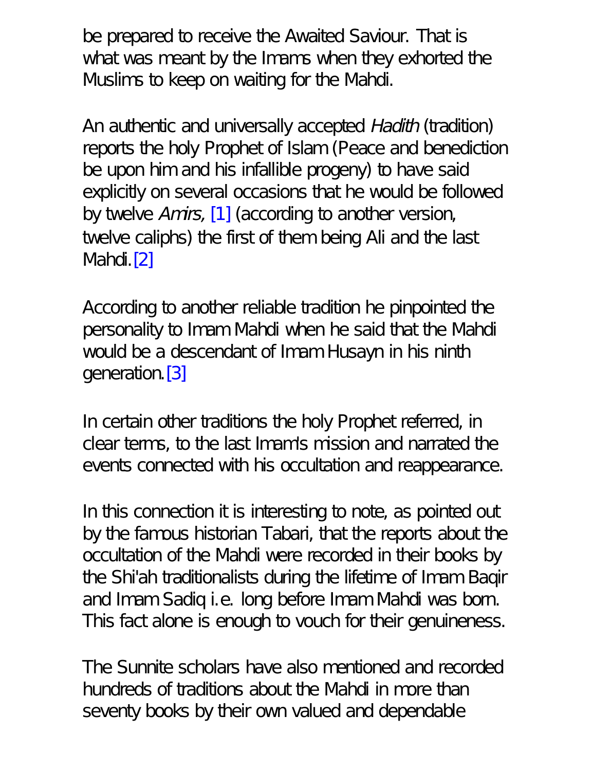be prepared to receive the Awaited Saviour. That is what was meant by the Imams when they exhorted the Muslims to keep on waiting for the Mahdi.

An authentic and universally accepted *Hadith* (tradition) reports the holy Prophet of Islam (Peace and benediction be upon him and his infallible progeny) to have said explicitly on several occasions that he would be followed by twelve *Amirs*, [1] (according to another version, twelve caliphs) the first of them being Ali and the last Mahdi.[2]

According to another reliable tradition he pinpointed the personality to Imam Mahdi when he said that the Mahdi would be a descendant of Imam Husayn in his ninth generation.[3]

In certain other traditions the holy Prophet referred, in clear terms, to the last Imam's mission and narrated the events connected with his occultation and reappearance.

In this connection it is interesting to note, as pointed out by the famous historian Tabari, that the reports about the occultation of the Mahdi were recorded in their books by the Shi'ah traditionalists during the lifetime of Imam Baqir and Imam Sadiq i.e. long before Imam Mahdi was born. This fact alone is enough to vouch for their genuineness.

The Sunnite scholars have also mentioned and recorded hundreds of traditions about the Mahdi in more than seventy books by their own valued and dependable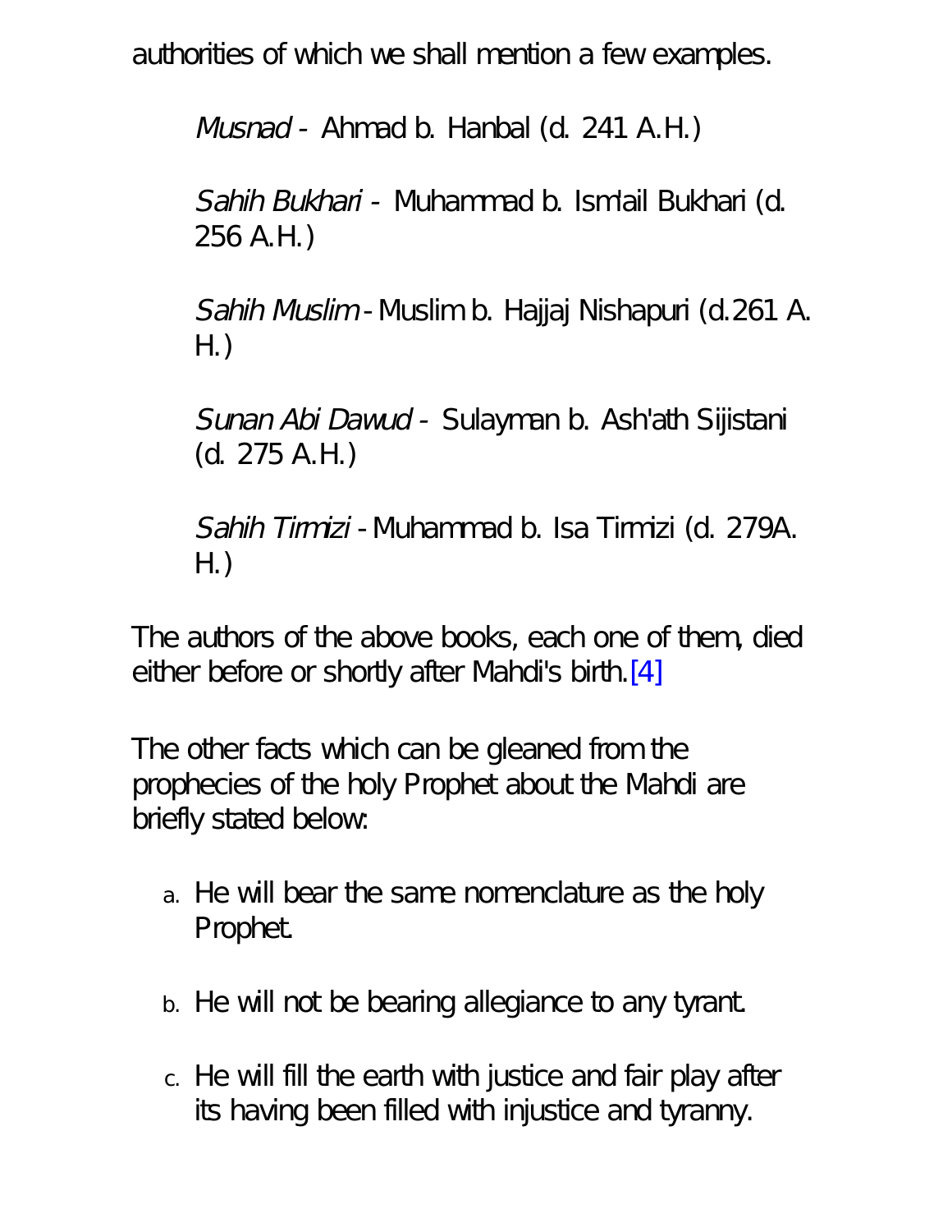authorities of which we shall mention a few examples.

*Musnad* - Ahmad b. Hanbal (d. 241 A.H.)

*Sahih Bukhari* - Muhammad b. Ism'ail Bukhari (d. 256 A.H.)

*Sahih Muslim* - Muslim b. Hajjaj Nishapuri (d.261 A. H.)

*Sunan Abi Dawud* - Sulayman b. Ash'ath Sijistani (d. 275 A.H.)

*Sahih Tirmizi* - Muhammad b. Isa Tirmizi (d. 279A. H.)

The authors of the above books, each one of them, died either before or shortly after Mahdi's birth.[4]

The other facts which can be gleaned from the prophecies of the holy Prophet about the Mahdi are briefly stated below:

a. He will bear the same nomenclature as the holy Prophet.
b. He will not be bearing allegiance to any tyrant.
c. He will fill the earth with justice and fair play after its having been filled with injustice and tyranny.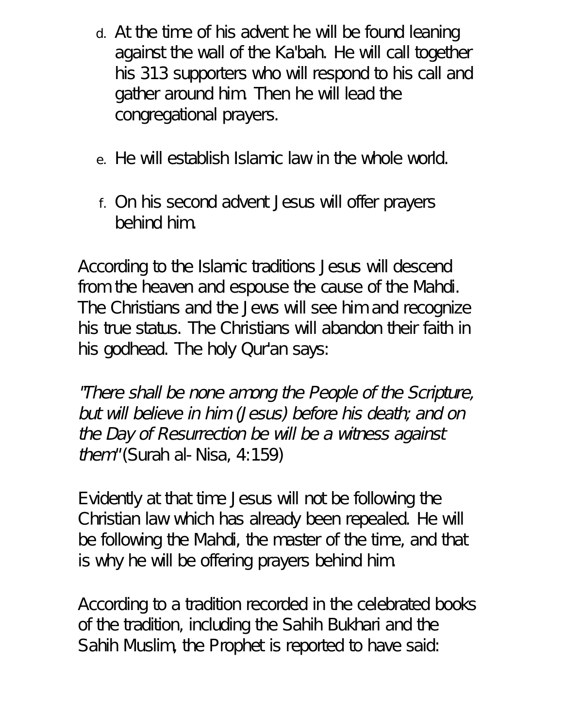d. At the time of his advent he will be found leaning against the wall of the Ka'bah. He will call together his 313 supporters who will respond to his call and gather around him. Then he will lead the congregational prayers.

e. He will establish Islamic law in the whole world.

f. On his second advent Jesus will offer prayers behind him.

According to the Islamic traditions Jesus will descend from the heaven and espouse the cause of the Mahdi. The Christians and the Jews will see him and recognize his true status. The Christians will abandon their faith in his godhead. The holy Qur'an says:

*"There shall be none among the People of the Scripture, but will believe in him (Jesus) before his death; and on the Day of Resurrection be will be a witness against them"* (Surah al-Nisa, 4:159)

Evidently at that time Jesus will not be following the Christian law which has already been repealed. He will be following the Mahdi, the master of the time, and that is why he will be offering prayers behind him.

According to a tradition recorded in the celebrated books of the tradition, including the Sahih Bukhari and the Sahih Muslim, the Prophet is reported to have said: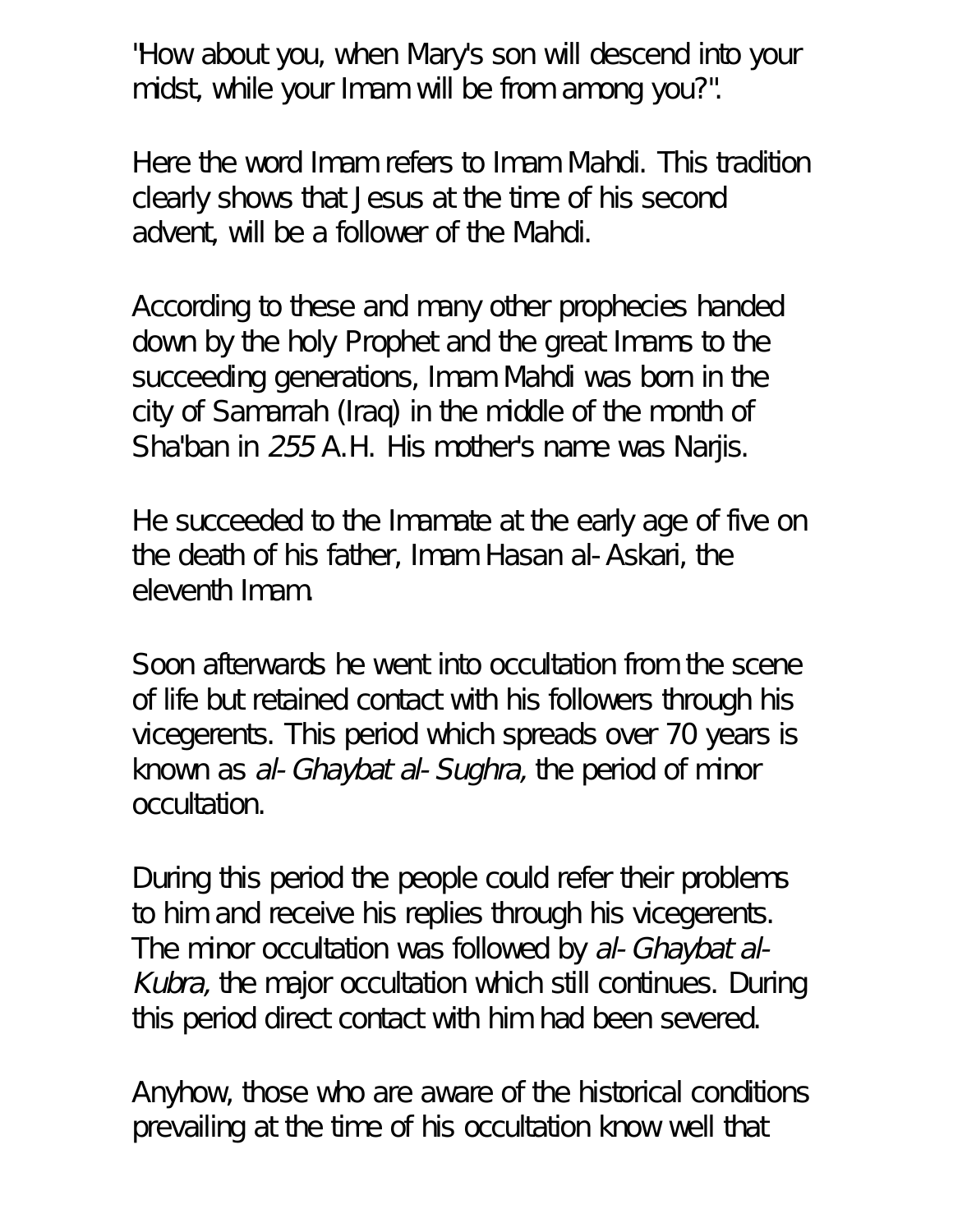"How about you, when Mary's son will descend into your midst, while your Imam will be from among you?".

Here the word Imam refers to Imam Mahdi. This tradition clearly shows that Jesus at the time of his second advent, will be a follower of the Mahdi.

According to these and many other prophecies handed down by the holy Prophet and the great Imams to the succeeding generations, Imam Mahdi was born in the city of Samarrah (Iraq) in the middle of the month of Sha'ban in *255* A.H. His mother's name was Narjis.

He succeeded to the Imamate at the early age of five on the death of his father, Imam Hasan al-Askari, the eleventh Imam.

Soon afterwards he went into occultation from the scene of life but retained contact with his followers through his vicegerents. This period which spreads over 70 years is known as *al-Ghaybat al-Sughra,* the period of minor occultation.

During this period the people could refer their problems to him and receive his replies through his vicegerents. The minor occultation was followed by *al-Ghaybat al-Kubra,* the major occultation which still continues. During this period direct contact with him had been severed.

Anyhow, those who are aware of the historical conditions prevailing at the time of his occultation know well that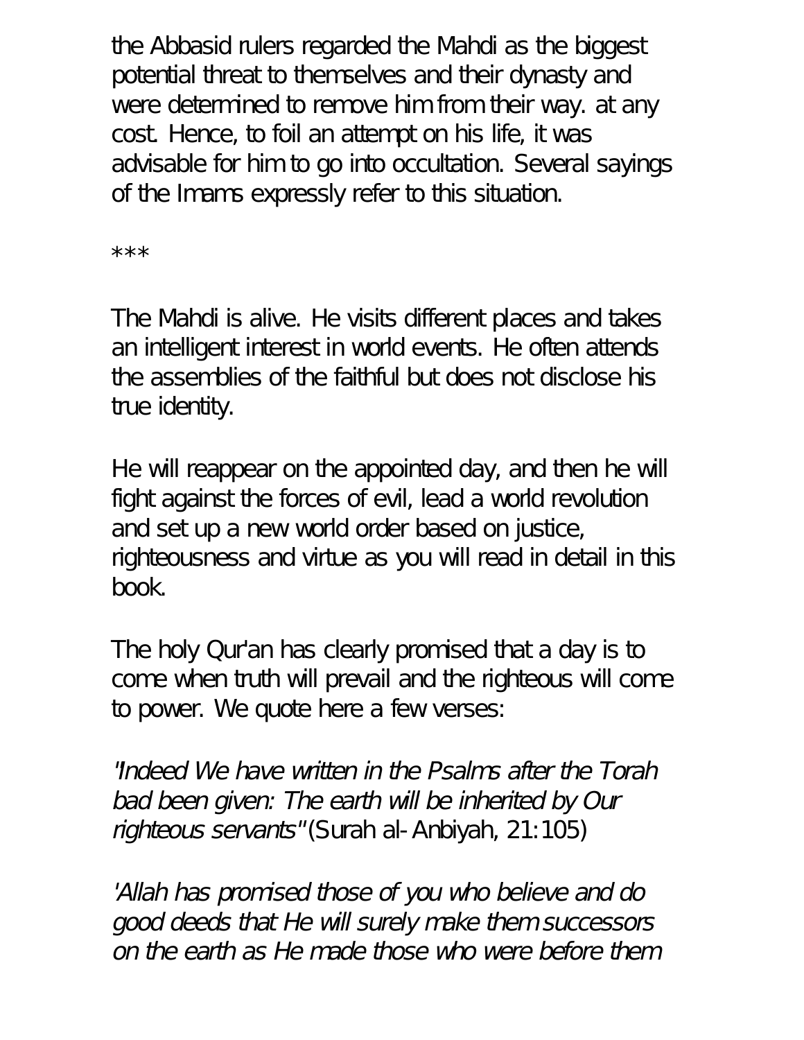the Abbasid rulers regarded the Mahdi as the biggest potential threat to themselves and their dynasty and were determined to remove him from their way. at any cost. Hence, to foil an attempt on his life, it was advisable for him to go into occultation. Several sayings of the Imams expressly refer to this situation.

***

The Mahdi is alive. He visits different places and takes an intelligent interest in world events. He often attends the assemblies of the faithful but does not disclose his true identity.

He will reappear on the appointed day, and then he will fight against the forces of evil, lead a world revolution and set up a new world order based on justice, righteousness and virtue as you will read in detail in this book.

The holy Qur'an has clearly promised that a day is to come when truth will prevail and the righteous will come to power. We quote here a few verses:

*"Indeed We have written in the Psalms after the Torah bad been given: The earth will be inherited by Our righteous servants"* (Surah al-Anbiyah, 21:105)

*'Allah has promised those of you who believe and do good deeds that He will surely make them successors on the earth as He made those who were before them*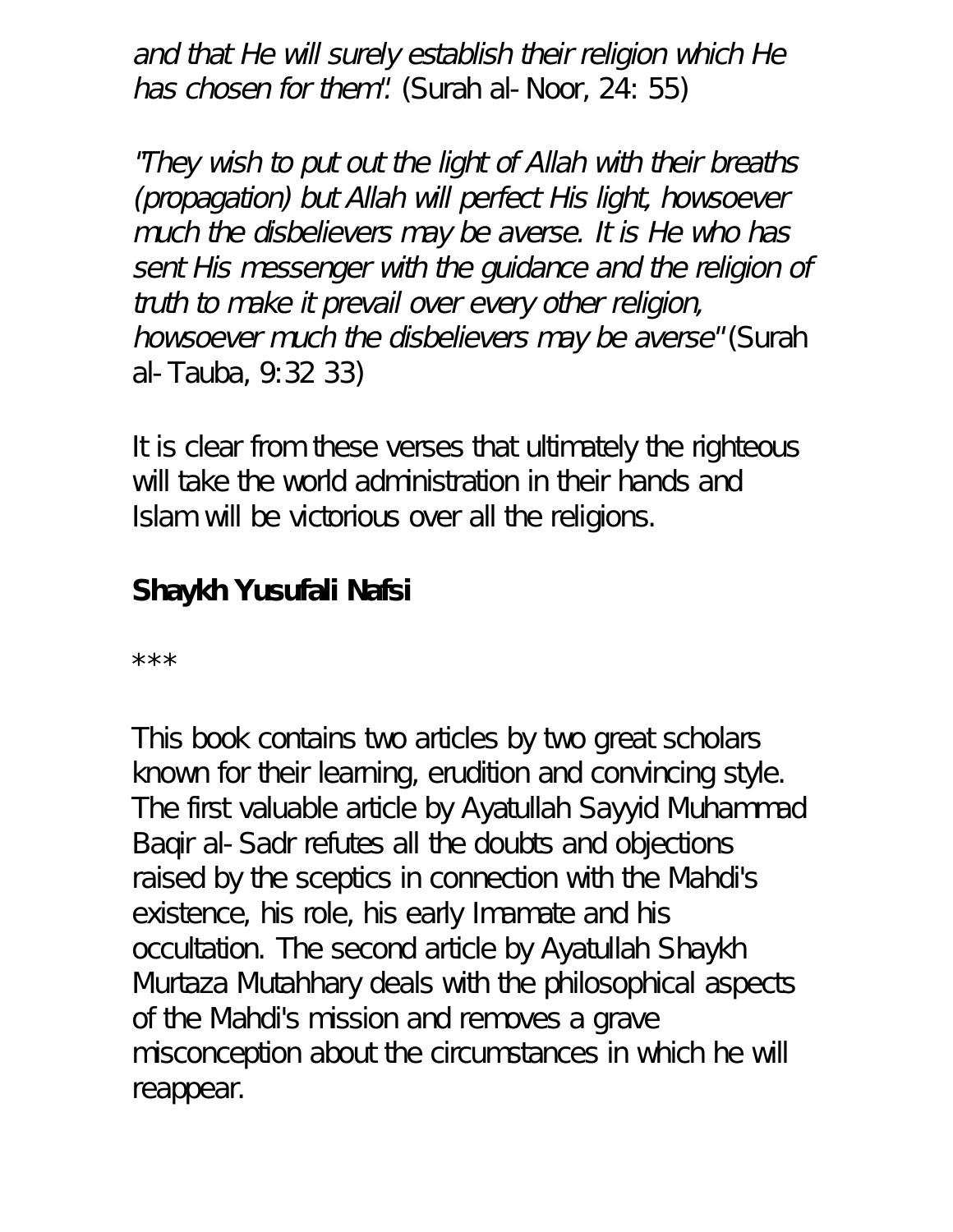*and that He will surely establish their religion which He has chosen for them".* (Surah al-Noor, 24: 55)

*"They wish to put out the light of Allah with their breaths (propagation) but Allah will perfect His light, howsoever much the disbelievers may be averse. It is He who has sent His messenger with the guidance and the religion of truth to make it prevail over every other religion, howsoever much the disbelievers may be averse"* (Surah al-Tauba, 9:32 33)

It is clear from these verses that ultimately the righteous will take the world administration in their hands and Islam will be victorious over all the religions.

**Shaykh Yusufali Nafsi**

***

This book contains two articles by two great scholars known for their learning, erudition and convincing style. The first valuable article by Ayatullah Sayyid Muhammad Baqir al-Sadr refutes all the doubts and objections raised by the sceptics in connection with the Mahdi's existence, his role, his early Imamate and his occultation. The second article by Ayatullah Shaykh Murtaza Mutahhary deals with the philosophical aspects of the Mahdi's mission and removes a grave misconception about the circumstances in which he will reappear.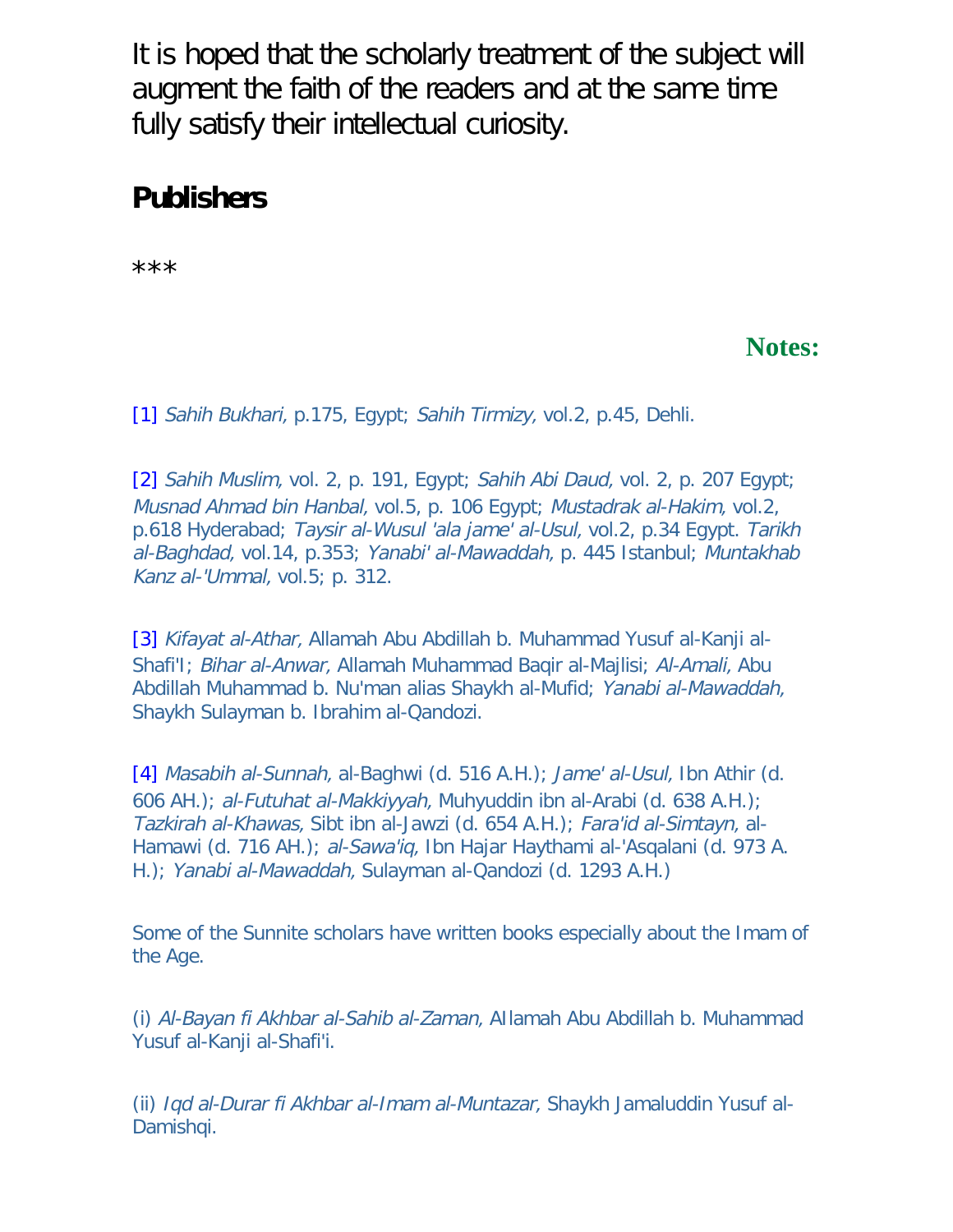It is hoped that the scholarly treatment of the subject will augment the faith of the readers and at the same time fully satisfy their intellectual curiosity.

**Publishers**

***

## Notes:

[1] *Sahih Bukhari,* p.175, Egypt; *Sahih Tirmizy,* vol.2, p.45, Dehli.

[2] *Sahih Muslim,* vol. 2, p. 191, Egypt; *Sahih Abi Daud,* vol. 2, p. 207 Egypt; *Musnad Ahmad bin Hanbal,* vol.5, p. 106 Egypt; *Mustadrak al-Hakim,* vol.2, p.618 Hyderabad; *Taysir al-Wusul 'ala jame' al-Usul,* vol.2, p.34 Egypt. *Tarikh al-Baghdad,* vol.14, p.353; *Yanabi' al-Mawaddah,* p. 445 Istanbul; *Muntakhab Kanz al-'Ummal,* vol.5; p. 312.

[3] *Kifayat al-Athar,* Allamah Abu Abdillah b. Muhammad Yusuf al-Kanji al-Shafi'I; *Bihar al-Anwar,* Allamah Muhammad Baqir al-Majlisi; *Al-Amali,* Abu Abdillah Muhammad b. Nu'man alias Shaykh al-Mufid; *Yanabi al-Mawaddah,* Shaykh Sulayman b. Ibrahim al-Qandozi.

[4] *Masabih al-Sunnah,* al-Baghwi (d. 516 A.H.); *Jame' al-Usul,* Ibn Athir (d. 606 AH.); *al-Futuhat al-Makkiyyah,* Muhyuddin ibn al-Arabi (d. 638 A.H.); *Tazkirah al-Khawas,* Sibt ibn al-Jawzi (d. 654 A.H.); *Fara'id al-Simtayn,* al-Hamawi (d. 716 AH.); *al-Sawa'iq,* Ibn Hajar Haythami al-'Asqalani (d. 973 A. H.); *Yanabi al-Mawaddah,* Sulayman al-Qandozi (d. 1293 A.H.)

Some of the Sunnite scholars have written books especially about the Imam of the Age.

(i) *Al-Bayan fi Akhbar al-Sahib al-Zaman,* Allamah Abu Abdillah b. Muhammad Yusuf al-Kanji al-Shafi'i.

(ii) *Iqd al-Durar fi Akhbar al-Imam al-Muntazar,* Shaykh Jamaluddin Yusuf al-Damishqi.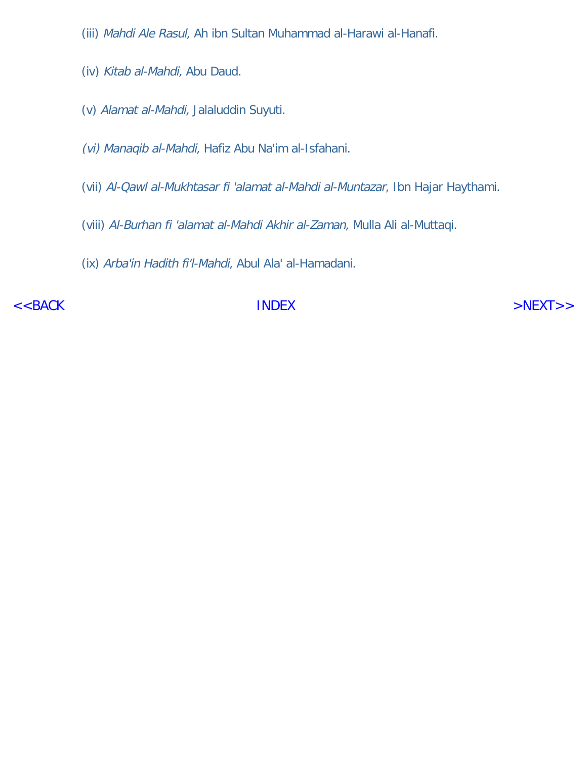(iii) *Mahdi Ale Rasul,* Ah ibn Sultan Muhammad al-Harawi al-Hanafi.

(iv) *Kitab al-Mahdi,* Abu Daud.

(v) *Alamat al-Mahdi,* Jalaluddin Suyuti.

*(vi) Manaqib al-Mahdi,* Hafiz Abu Na'im al-Isfahani.

(vii) *Al-Qawl al-Mukhtasar fi 'alamat al-Mahdi al-Muntazar*, Ibn Hajar Haythami.

(viii) *Al-Burhan fi 'alamat al-Mahdi Akhir al-Zaman,* Mulla Ali al-Muttaqi.

(ix) *Arba'in Hadith fi'l-Mahdi,* Abul Ala' al-Hamadani.

<<BACK INDEX >NEXT>>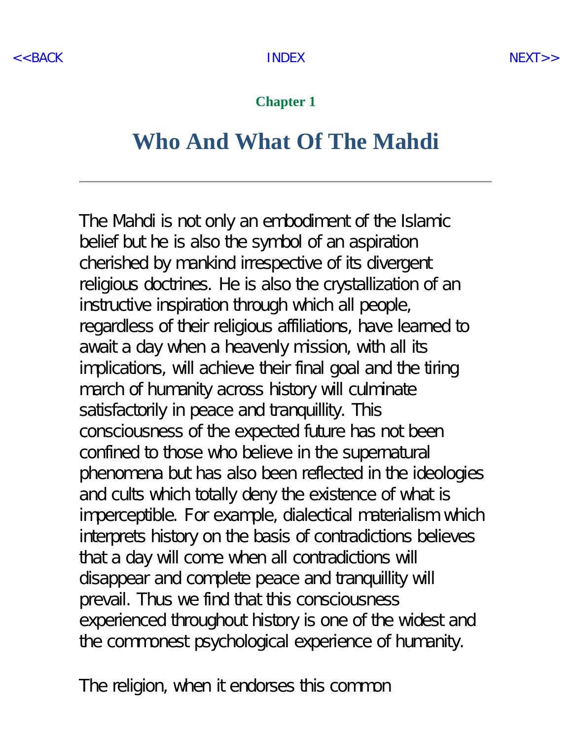## Chapter 1

# Who And What Of The Mahdi

---

The Mahdi is not only an embodiment of the Islamic belief but he is also the symbol of an aspiration cherished by mankind irrespective of its divergent religious doctrines. He is also the crystallization of an instructive inspiration through which all people, regardless of their religious affiliations, have learned to await a day when a heavenly mission, with all its implications, will achieve their final goal and the tiring march of humanity across history will culminate satisfactorily in peace and tranquillity. This consciousness of the expected future has not been confined to those who believe in the supernatural phenomena but has also been reflected in the ideologies and cults which totally deny the existence of what is imperceptible. For example, dialectical materialism which interprets history on the basis of contradictions believes that a day will come when all contradictions will disappear and complete peace and tranquillity will prevail. Thus we find that this consciousness experienced throughout history is one of the widest and the commonest psychological experience of humanity.

The religion, when it endorses this common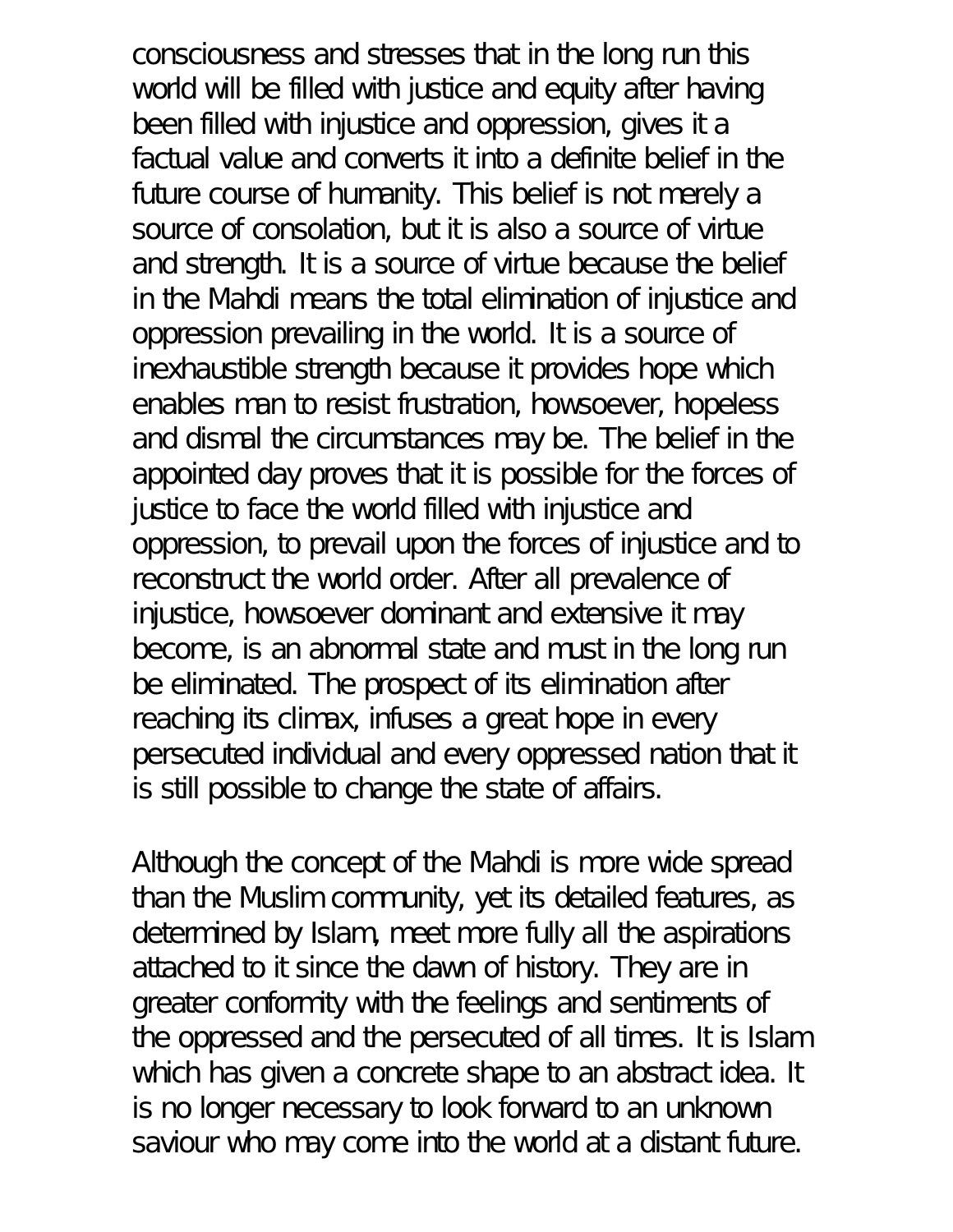consciousness and stresses that in the long run this world will be filled with justice and equity after having been filled with injustice and oppression, gives it a factual value and converts it into a definite belief in the future course of humanity. This belief is not merely a source of consolation, but it is also a source of virtue and strength. It is a source of virtue because the belief in the Mahdi means the total elimination of injustice and oppression prevailing in the world. It is a source of inexhaustible strength because it provides hope which enables man to resist frustration, howsoever, hopeless and dismal the circumstances may be. The belief in the appointed day proves that it is possible for the forces of justice to face the world filled with injustice and oppression, to prevail upon the forces of injustice and to reconstruct the world order. After all prevalence of injustice, howsoever dominant and extensive it may become, is an abnormal state and must in the long run be eliminated. The prospect of its elimination after reaching its climax, infuses a great hope in every persecuted individual and every oppressed nation that it is still possible to change the state of affairs.

Although the concept of the Mahdi is more wide spread than the Muslim community, yet its detailed features, as determined by Islam, meet more fully all the aspirations attached to it since the dawn of history. They are in greater conformity with the feelings and sentiments of the oppressed and the persecuted of all times. It is Islam which has given a concrete shape to an abstract idea. It is no longer necessary to look forward to an unknown saviour who may come into the world at a distant future.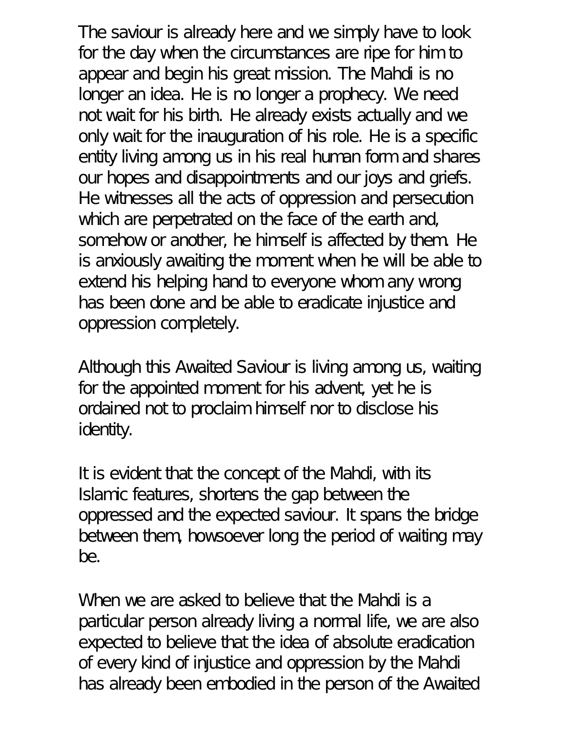The saviour is already here and we simply have to look for the day when the circumstances are ripe for him to appear and begin his great mission. The Mahdi is no longer an idea. He is no longer a prophecy. We need not wait for his birth. He already exists actually and we only wait for the inauguration of his role. He is a specific entity living among us in his real human form and shares our hopes and disappointments and our joys and griefs. He witnesses all the acts of oppression and persecution which are perpetrated on the face of the earth and, somehow or another, he himself is affected by them. He is anxiously awaiting the moment when he will be able to extend his helping hand to everyone whom any wrong has been done and be able to eradicate injustice and oppression completely.

Although this Awaited Saviour is living among us, waiting for the appointed moment for his advent, yet he is ordained not to proclaim himself nor to disclose his identity.

It is evident that the concept of the Mahdi, with its Islamic features, shortens the gap between the oppressed and the expected saviour. It spans the bridge between them, howsoever long the period of waiting may be.

When we are asked to believe that the Mahdi is a particular person already living a normal life, we are also expected to believe that the idea of absolute eradication of every kind of injustice and oppression by the Mahdi has already been embodied in the person of the Awaited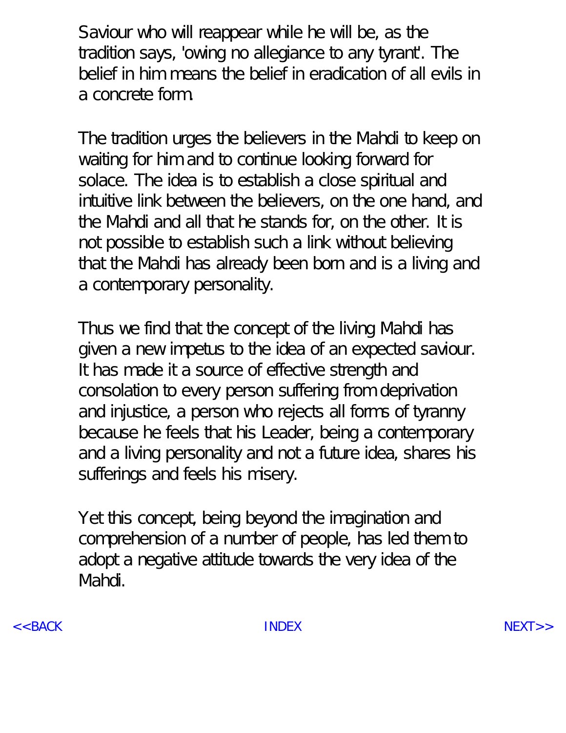Saviour who will reappear while he will be, as the tradition says, 'owing no allegiance to any tyrant'. The belief in him means the belief in eradication of all evils in a concrete form.

The tradition urges the believers in the Mahdi to keep on waiting for him and to continue looking forward for solace. The idea is to establish a close spiritual and intuitive link between the believers, on the one hand, and the Mahdi and all that he stands for, on the other. It is not possible to establish such a link without believing that the Mahdi has already been born and is a living and a contemporary personality.

Thus we find that the concept of the living Mahdi has given a new impetus to the idea of an expected saviour. It has made it a source of effective strength and consolation to every person suffering from deprivation and injustice, a person who rejects all forms of tyranny because he feels that his Leader, being a contemporary and a living personality and not a future idea, shares his sufferings and feels his misery.

Yet this concept, being beyond the imagination and comprehension of a number of people, has led them to adopt a negative attitude towards the very idea of the Mahdi.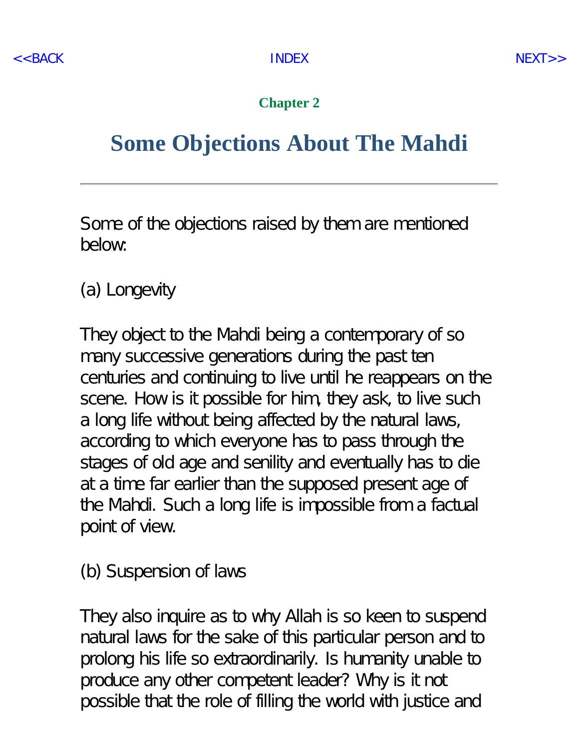### Chapter 2

# Some Objections About The Mahdi

---

Some of the objections raised by them are mentioned below:

(a) Longevity

They object to the Mahdi being a contemporary of so many successive generations during the past ten centuries and continuing to live until he reappears on the scene. How is it possible for him, they ask, to live such a long life without being affected by the natural laws, according to which everyone has to pass through the stages of old age and senility and eventually has to die at a time far earlier than the supposed present age of the Mahdi. Such a long life is impossible from a factual point of view.

(b) Suspension of laws

They also inquire as to why Allah is so keen to suspend natural laws for the sake of this particular person and to prolong his life so extraordinarily. Is humanity unable to produce any other competent leader? Why is it not possible that the role of filling the world with justice and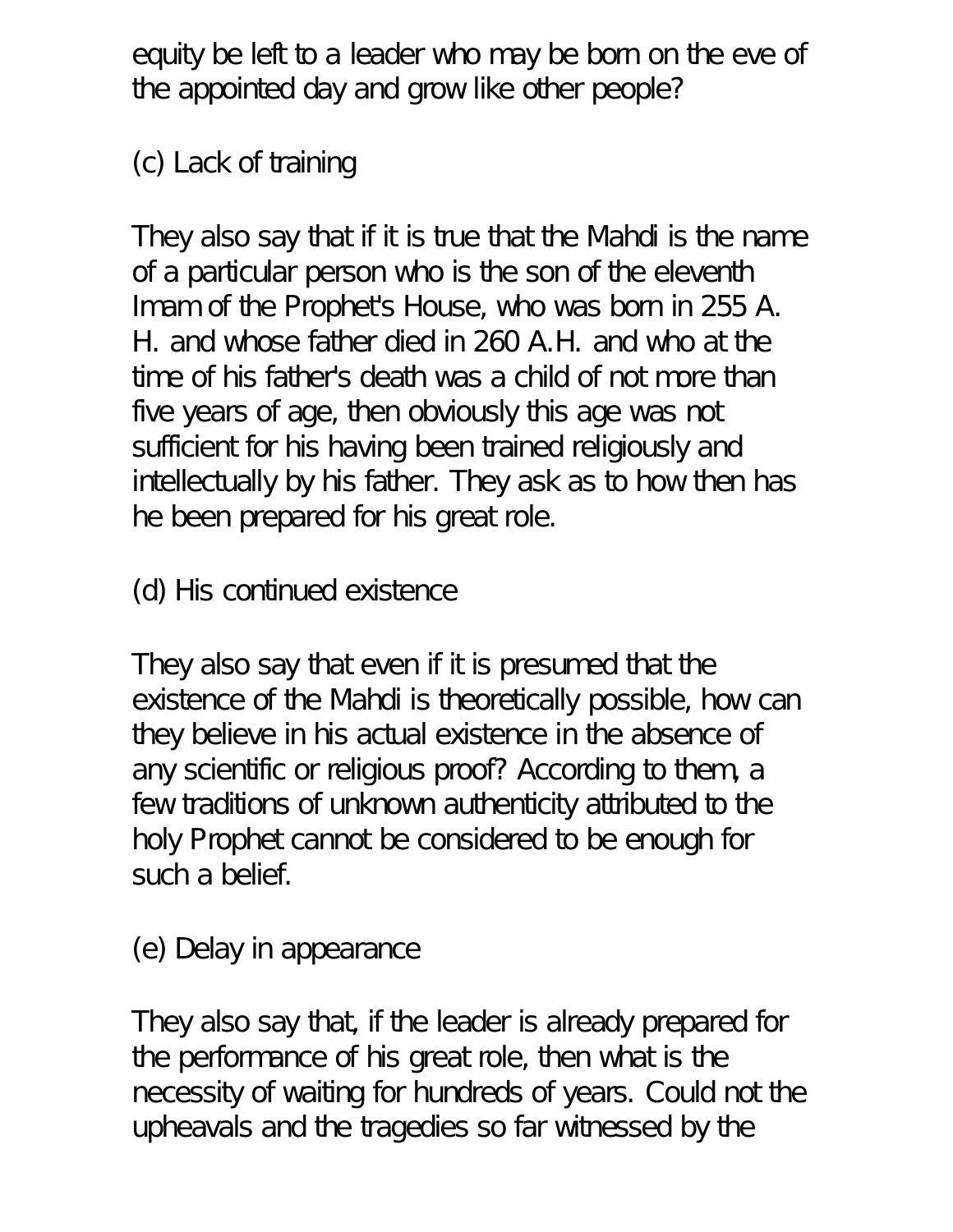equity be left to a leader who may be born on the eve of the appointed day and grow like other people?

(c) Lack of training

They also say that if it is true that the Mahdi is the name of a particular person who is the son of the eleventh Imam of the Prophet's House, who was born in 255 A. H. and whose father died in 260 A.H. and who at the time of his father's death was a child of not more than five years of age, then obviously this age was not sufficient for his having been trained religiously and intellectually by his father. They ask as to how then has he been prepared for his great role.

(d) His continued existence

They also say that even if it is presumed that the existence of the Mahdi is theoretically possible, how can they believe in his actual existence in the absence of any scientific or religious proof? According to them, a few traditions of unknown authenticity attributed to the holy Prophet cannot be considered to be enough for such a belief.

(e) Delay in appearance

They also say that, if the leader is already prepared for the performance of his great role, then what is the necessity of waiting for hundreds of years. Could not the upheavals and the tragedies so far witnessed by the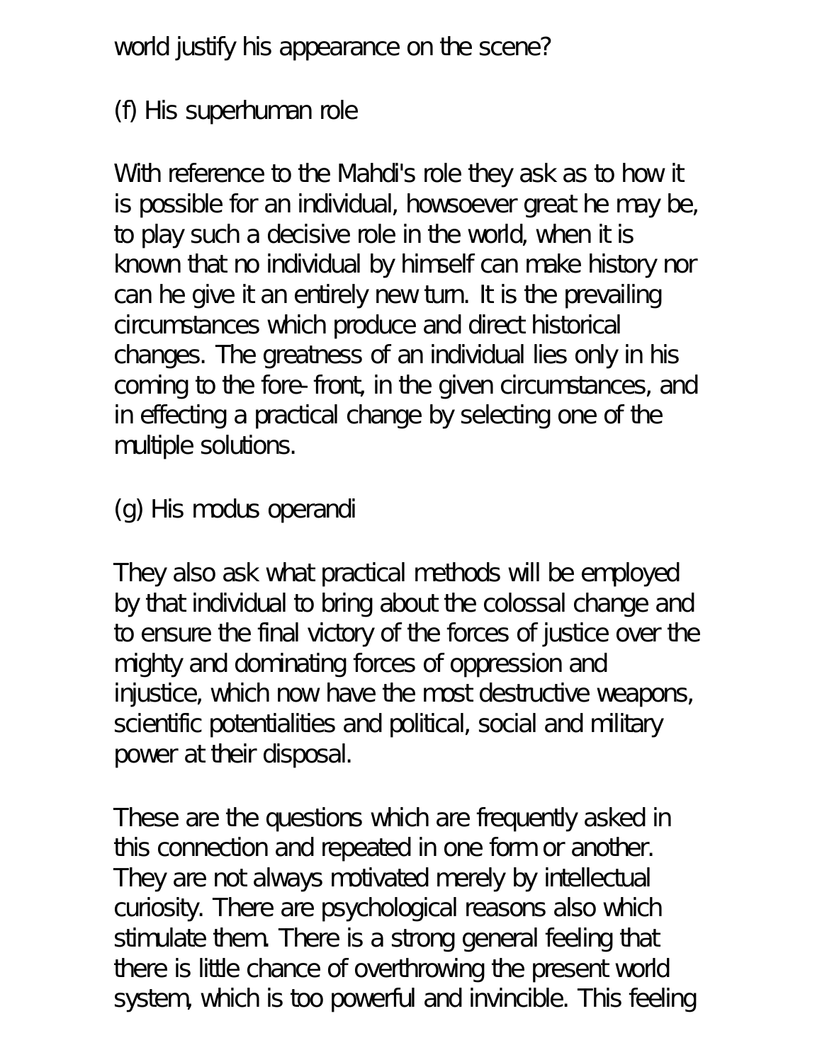world justify his appearance on the scene?

### (f) His superhuman role

With reference to the Mahdi's role they ask as to how it is possible for an individual, howsoever great he may be, to play such a decisive role in the world, when it is known that no individual by himself can make history nor can he give it an entirely new turn. It is the prevailing circumstances which produce and direct historical changes. The greatness of an individual lies only in his coming to the fore-front, in the given circumstances, and in effecting a practical change by selecting one of the multiple solutions.

### (g) His modus operandi

They also ask what practical methods will be employed by that individual to bring about the colossal change and to ensure the final victory of the forces of justice over the mighty and dominating forces of oppression and injustice, which now have the most destructive weapons, scientific potentialities and political, social and military power at their disposal.

These are the questions which are frequently asked in this connection and repeated in one form or another. They are not always motivated merely by intellectual curiosity. There are psychological reasons also which stimulate them. There is a strong general feeling that there is little chance of overthrowing the present world system, which is too powerful and invincible. This feeling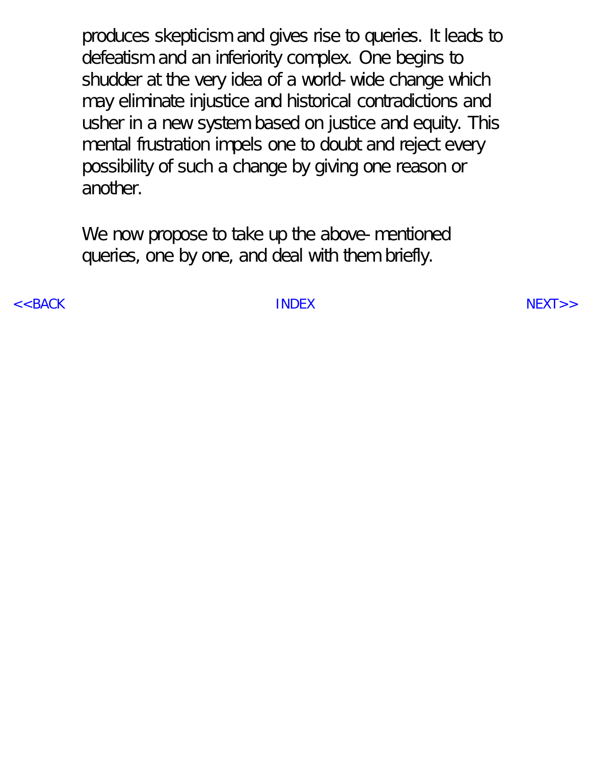produces skepticism and gives rise to queries. It leads to defeatism and an inferiority complex. One begins to shudder at the very idea of a world-wide change which may eliminate injustice and historical contradictions and usher in a new system based on justice and equity. This mental frustration impels one to doubt and reject every possibility of such a change by giving one reason or another.

We now propose to take up the above-mentioned queries, one by one, and deal with them briefly.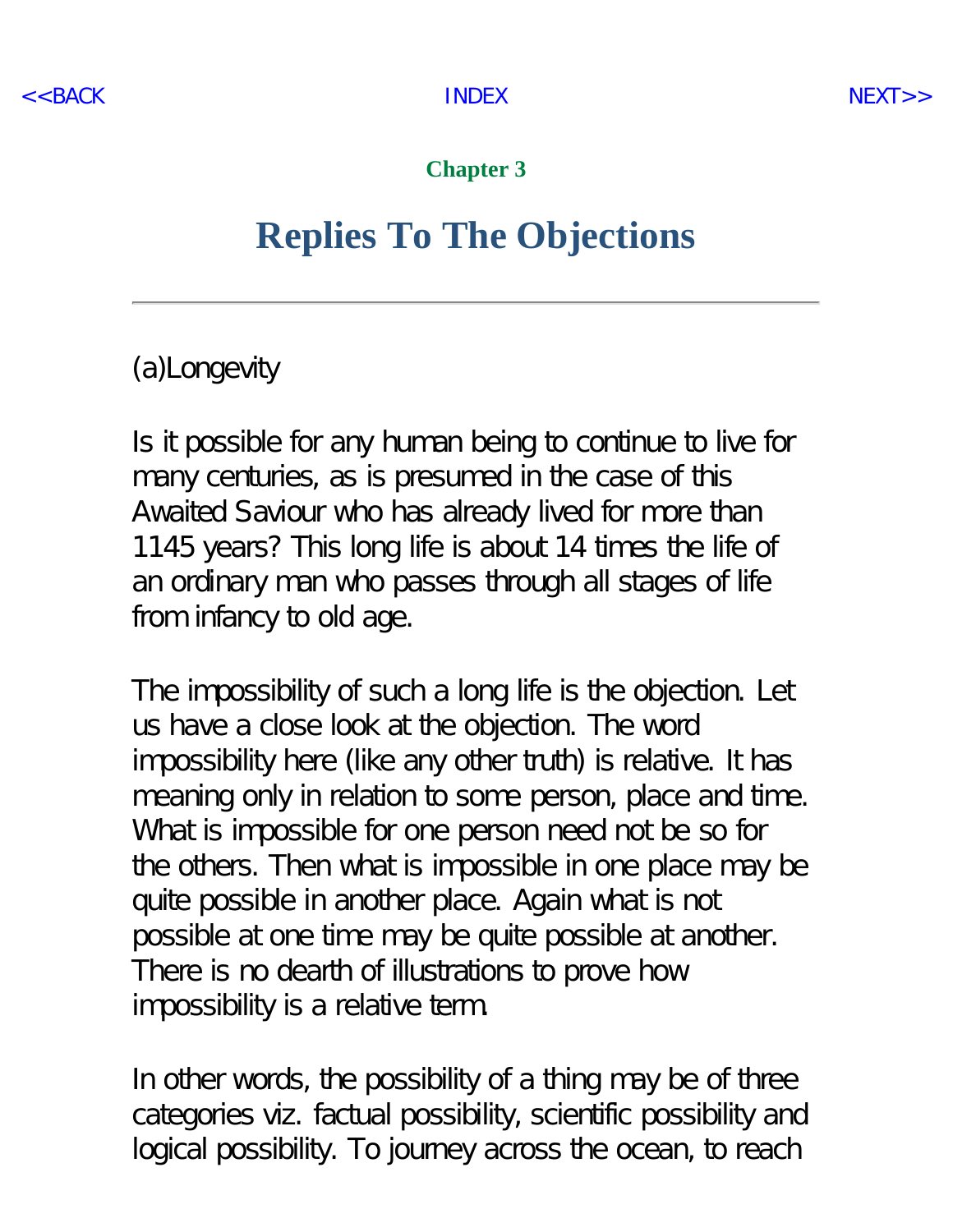**Chapter 3**

# Replies To The Objections

---

(a)Longevity

Is it possible for any human being to continue to live for many centuries, as is presumed in the case of this Awaited Saviour who has already lived for more than 1145 years? This long life is about 14 times the life of an ordinary man who passes through all stages of life from infancy to old age.

The impossibility of such a long life is the objection. Let us have a close look at the objection. The word impossibility here (like any other truth) is relative. It has meaning only in relation to some person, place and time. What is impossible for one person need not be so for the others. Then what is impossible in one place may be quite possible in another place. Again what is not possible at one time may be quite possible at another. There is no dearth of illustrations to prove how impossibility is a relative term.

In other words, the possibility of a thing may be of three categories viz. factual possibility, scientific possibility and logical possibility. To journey across the ocean, to reach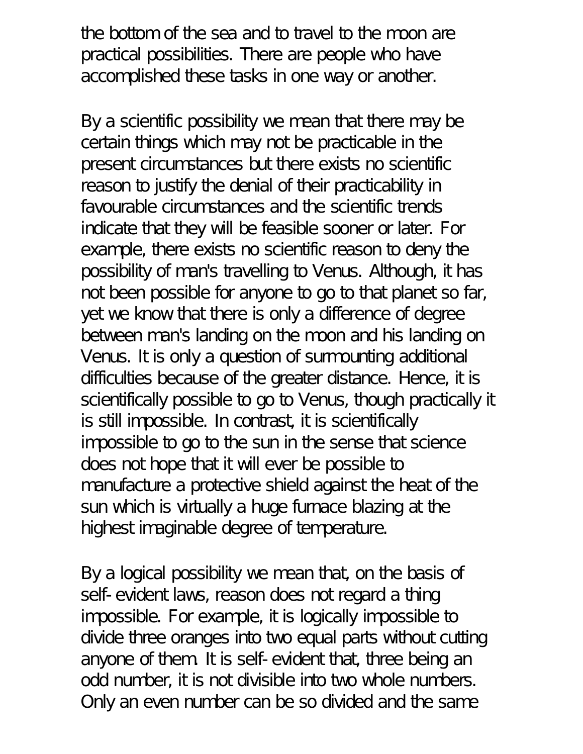the bottom of the sea and to travel to the moon are practical possibilities. There are people who have accomplished these tasks in one way or another.

By a scientific possibility we mean that there may be certain things which may not be practicable in the present circumstances but there exists no scientific reason to justify the denial of their practicability in favourable circumstances and the scientific trends indicate that they will be feasible sooner or later. For example, there exists no scientific reason to deny the possibility of man's travelling to Venus. Although, it has not been possible for anyone to go to that planet so far, yet we know that there is only a difference of degree between man's landing on the moon and his landing on Venus. It is only a question of surmounting additional difficulties because of the greater distance. Hence, it is scientifically possible to go to Venus, though practically it is still impossible. In contrast, it is scientifically impossible to go to the sun in the sense that science does not hope that it will ever be possible to manufacture a protective shield against the heat of the sun which is virtually a huge furnace blazing at the highest imaginable degree of temperature.

By a logical possibility we mean that, on the basis of self-evident laws, reason does not regard a thing impossible. For example, it is logically impossible to divide three oranges into two equal parts without cutting anyone of them. It is self-evident that, three being an odd number, it is not divisible into two whole numbers. Only an even number can be so divided and the same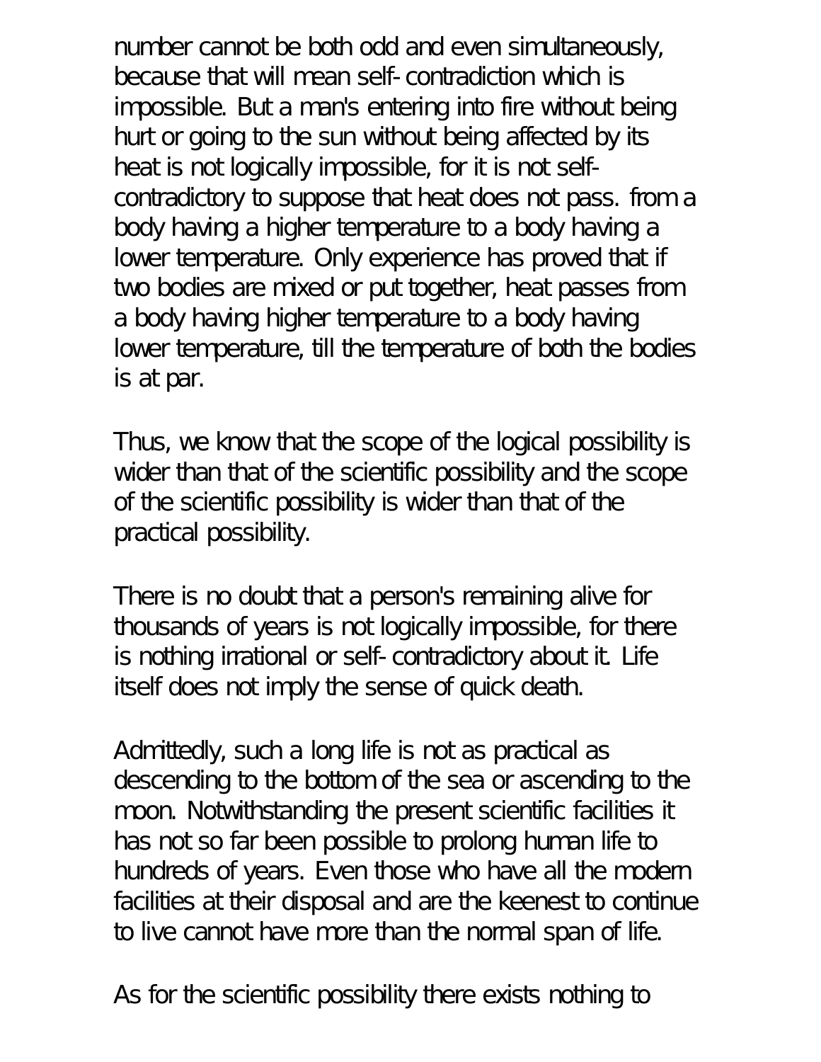number cannot be both odd and even simultaneously, because that will mean self-contradiction which is impossible. But a man's entering into fire without being hurt or going to the sun without being affected by its heat is not logically impossible, for it is not self-contradictory to suppose that heat does not pass. from a body having a higher temperature to a body having a lower temperature. Only experience has proved that if two bodies are mixed or put together, heat passes from a body having higher temperature to a body having lower temperature, till the temperature of both the bodies is at par.

Thus, we know that the scope of the logical possibility is wider than that of the scientific possibility and the scope of the scientific possibility is wider than that of the practical possibility.

There is no doubt that a person's remaining alive for thousands of years is not logically impossible, for there is nothing irrational or self-contradictory about it. Life itself does not imply the sense of quick death.

Admittedly, such a long life is not as practical as descending to the bottom of the sea or ascending to the moon. Notwithstanding the present scientific facilities it has not so far been possible to prolong human life to hundreds of years. Even those who have all the modern facilities at their disposal and are the keenest to continue to live cannot have more than the normal span of life.

As for the scientific possibility there exists nothing to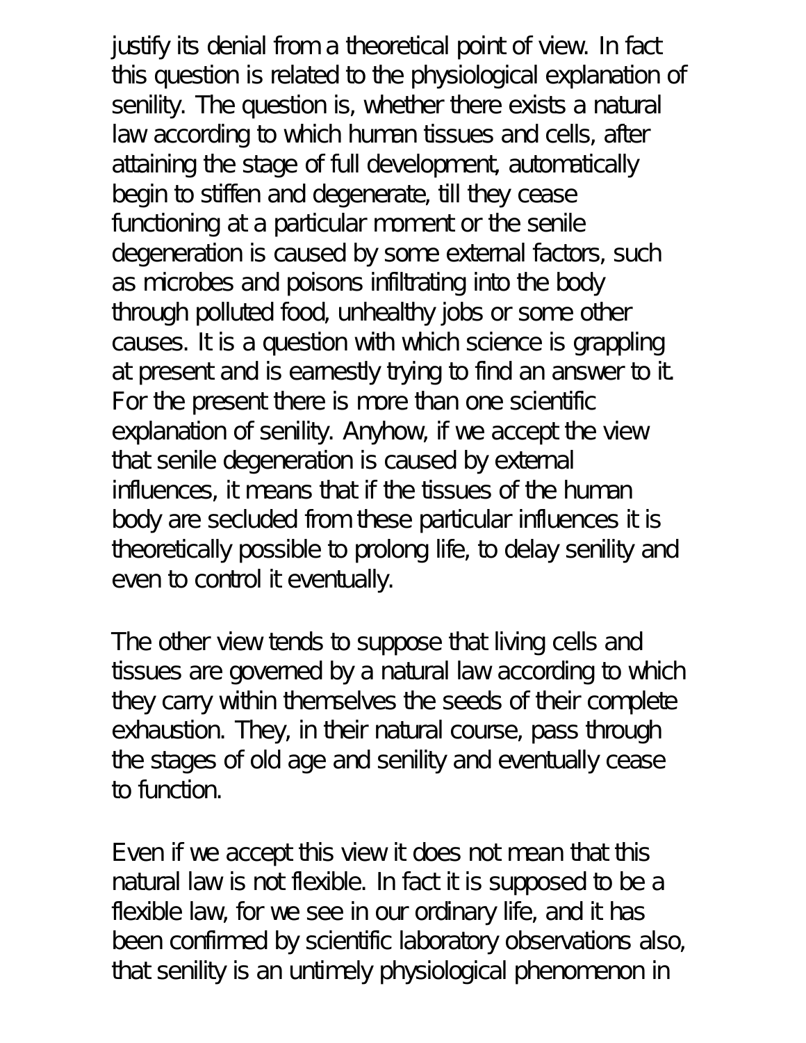justify its denial from a theoretical point of view. In fact this question is related to the physiological explanation of senility. The question is, whether there exists a natural law according to which human tissues and cells, after attaining the stage of full development, automatically begin to stiffen and degenerate, till they cease functioning at a particular moment or the senile degeneration is caused by some external factors, such as microbes and poisons infiltrating into the body through polluted food, unhealthy jobs or some other causes. It is a question with which science is grappling at present and is earnestly trying to find an answer to it. For the present there is more than one scientific explanation of senility. Anyhow, if we accept the view that senile degeneration is caused by external influences, it means that if the tissues of the human body are secluded from these particular influences it is theoretically possible to prolong life, to delay senility and even to control it eventually.

The other view tends to suppose that living cells and tissues are governed by a natural law according to which they carry within themselves the seeds of their complete exhaustion. They, in their natural course, pass through the stages of old age and senility and eventually cease to function.

Even if we accept this view it does not mean that this natural law is not flexible. In fact it is supposed to be a flexible law, for we see in our ordinary life, and it has been confirmed by scientific laboratory observations also, that senility is an untimely physiological phenomenon in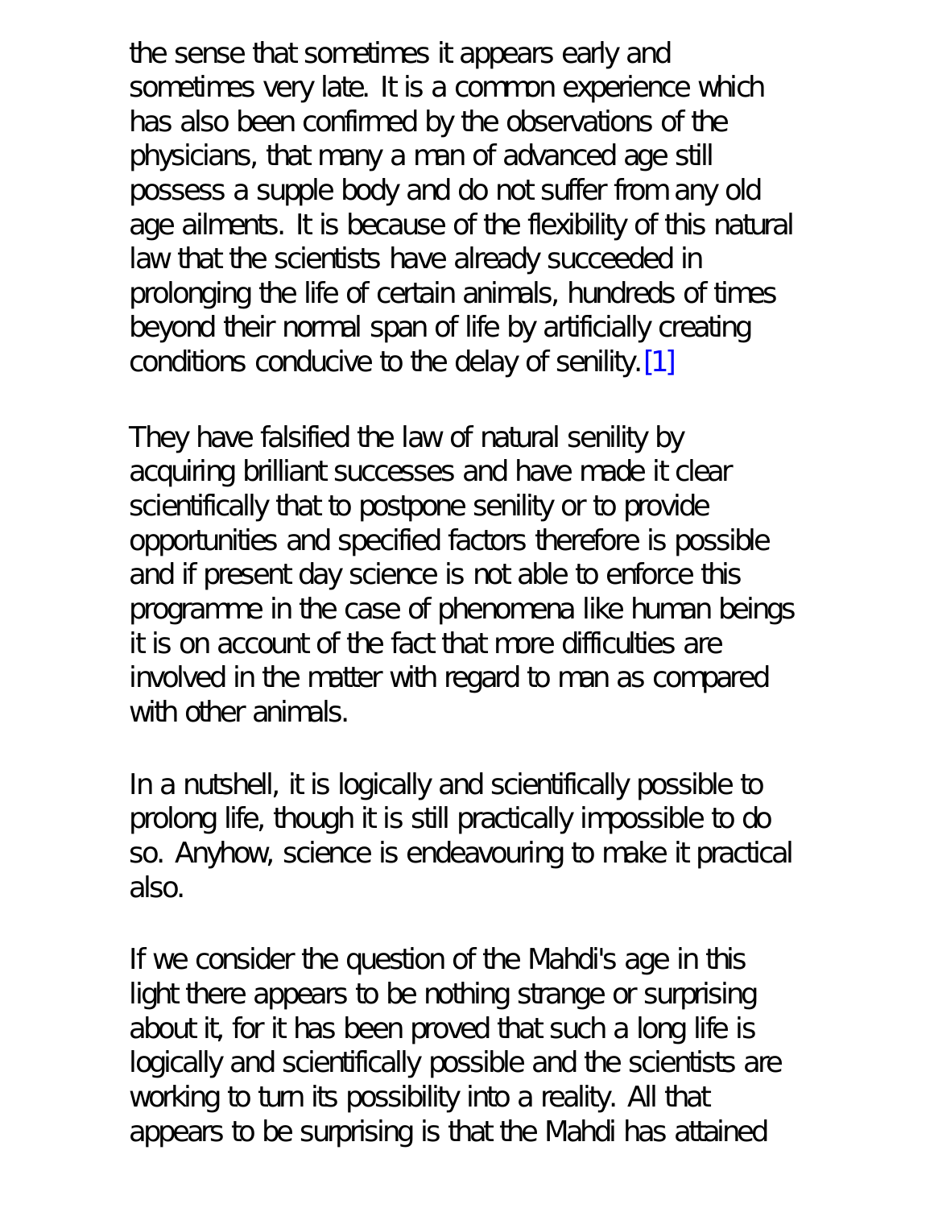the sense that sometimes it appears early and sometimes very late. It is a common experience which has also been confirmed by the observations of the physicians, that many a man of advanced age still possess a supple body and do not suffer from any old age ailments. It is because of the flexibility of this natural law that the scientists have already succeeded in prolonging the life of certain animals, hundreds of times beyond their normal span of life by artificially creating conditions conducive to the delay of senility.[1]

They have falsified the law of natural senility by acquiring brilliant successes and have made it clear scientifically that to postpone senility or to provide opportunities and specified factors therefore is possible and if present day science is not able to enforce this programme in the case of phenomena like human beings it is on account of the fact that more difficulties are involved in the matter with regard to man as compared with other animals.

In a nutshell, it is logically and scientifically possible to prolong life, though it is still practically impossible to do so. Anyhow, science is endeavouring to make it practical also.

If we consider the question of the Mahdi's age in this light there appears to be nothing strange or surprising about it, for it has been proved that such a long life is logically and scientifically possible and the scientists are working to turn its possibility into a reality. All that appears to be surprising is that the Mahdi has attained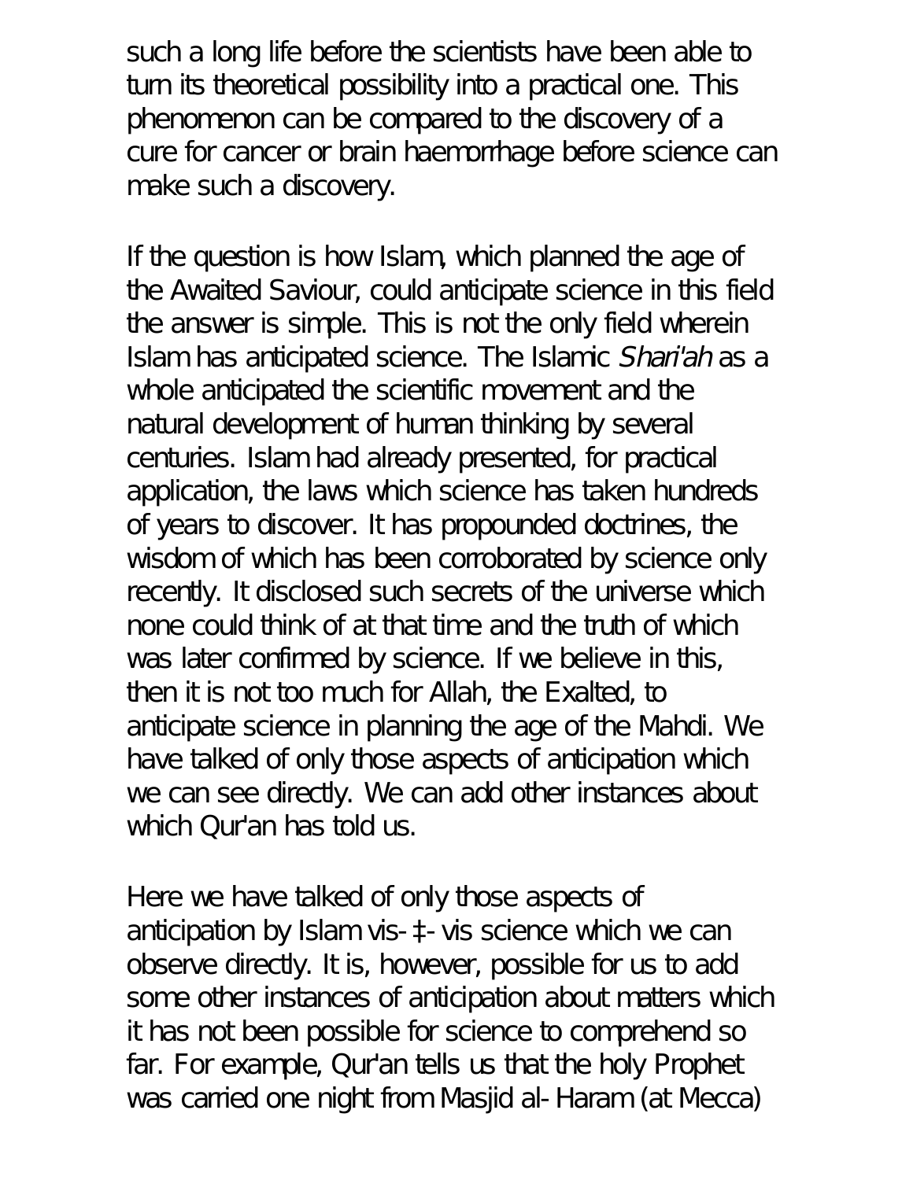such a long life before the scientists have been able to turn its theoretical possibility into a practical one. This phenomenon can be compared to the discovery of a cure for cancer or brain haemorrhage before science can make such a discovery.

If the question is how Islam, which planned the age of the Awaited Saviour, could anticipate science in this field the answer is simple. This is not the only field wherein Islam has anticipated science. The Islamic *Shari'ah* as a whole anticipated the scientific movement and the natural development of human thinking by several centuries. Islam had already presented, for practical application, the laws which science has taken hundreds of years to discover. It has propounded doctrines, the wisdom of which has been corroborated by science only recently. It disclosed such secrets of the universe which none could think of at that time and the truth of which was later confirmed by science. If we believe in this, then it is not too much for Allah, the Exalted, to anticipate science in planning the age of the Mahdi. We have talked of only those aspects of anticipation which we can see directly. We can add other instances about which Qur'an has told us.

Here we have talked of only those aspects of anticipation by Islam vis-‡-vis science which we can observe directly. It is, however, possible for us to add some other instances of anticipation about matters which it has not been possible for science to comprehend so far. For example, Qur'an tells us that the holy Prophet was carried one night from Masjid al-Haram (at Mecca)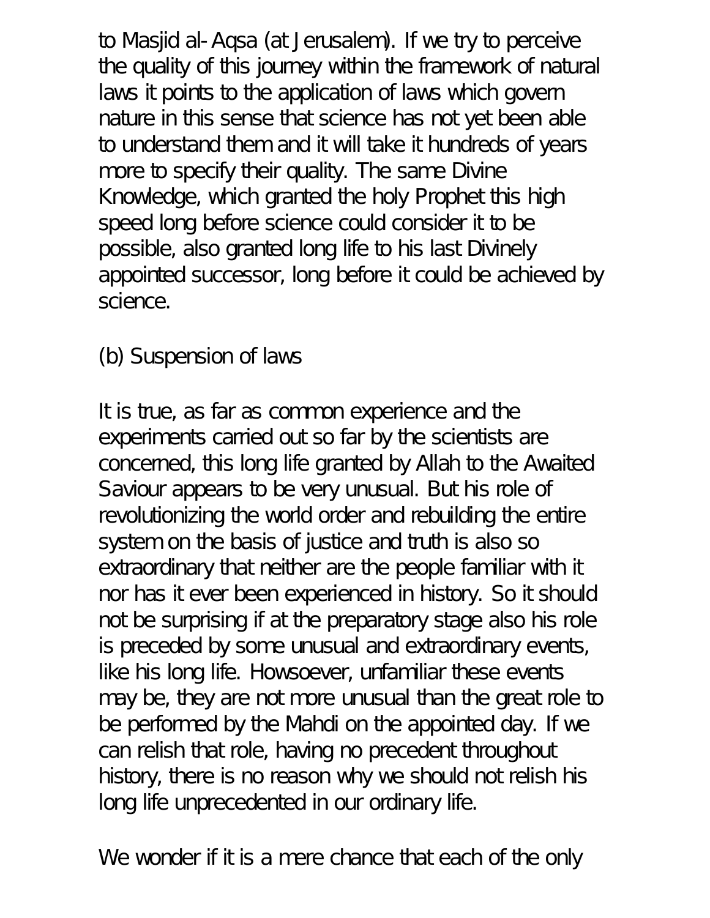to Masjid al-Aqsa (at Jerusalem). If we try to perceive the quality of this journey within the framework of natural laws it points to the application of laws which govern nature in this sense that science has not yet been able to understand them and it will take it hundreds of years more to specify their quality. The same Divine Knowledge, which granted the holy Prophet this high speed long before science could consider it to be possible, also granted long life to his last Divinely appointed successor, long before it could be achieved by science.

(b) Suspension of laws

It is true, as far as common experience and the experiments carried out so far by the scientists are concerned, this long life granted by Allah to the Awaited Saviour appears to be very unusual. But his role of revolutionizing the world order and rebuilding the entire system on the basis of justice and truth is also so extraordinary that neither are the people familiar with it nor has it ever been experienced in history. So it should not be surprising if at the preparatory stage also his role is preceded by some unusual and extraordinary events, like his long life. Howsoever, unfamiliar these events may be, they are not more unusual than the great role to be performed by the Mahdi on the appointed day. If we can relish that role, having no precedent throughout history, there is no reason why we should not relish his long life unprecedented in our ordinary life.

We wonder if it is a mere chance that each of the only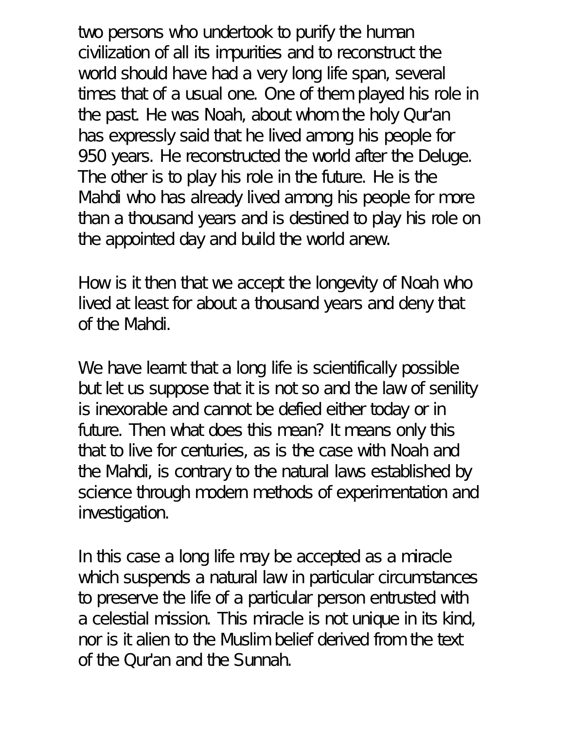two persons who undertook to purify the human civilization of all its impurities and to reconstruct the world should have had a very long life span, several times that of a usual one. One of them played his role in the past. He was Noah, about whom the holy Qur'an has expressly said that he lived among his people for 950 years. He reconstructed the world after the Deluge. The other is to play his role in the future. He is the Mahdi who has already lived among his people for more than a thousand years and is destined to play his role on the appointed day and build the world anew.

How is it then that we accept the longevity of Noah who lived at least for about a thousand years and deny that of the Mahdi.

We have learnt that a long life is scientifically possible but let us suppose that it is not so and the law of senility is inexorable and cannot be defied either today or in future. Then what does this mean? It means only this that to live for centuries, as is the case with Noah and the Mahdi, is contrary to the natural laws established by science through modern methods of experimentation and investigation.

In this case a long life may be accepted as a miracle which suspends a natural law in particular circumstances to preserve the life of a particular person entrusted with a celestial mission. This miracle is not unique in its kind, nor is it alien to the Muslim belief derived from the text of the Qur'an and the Sunnah.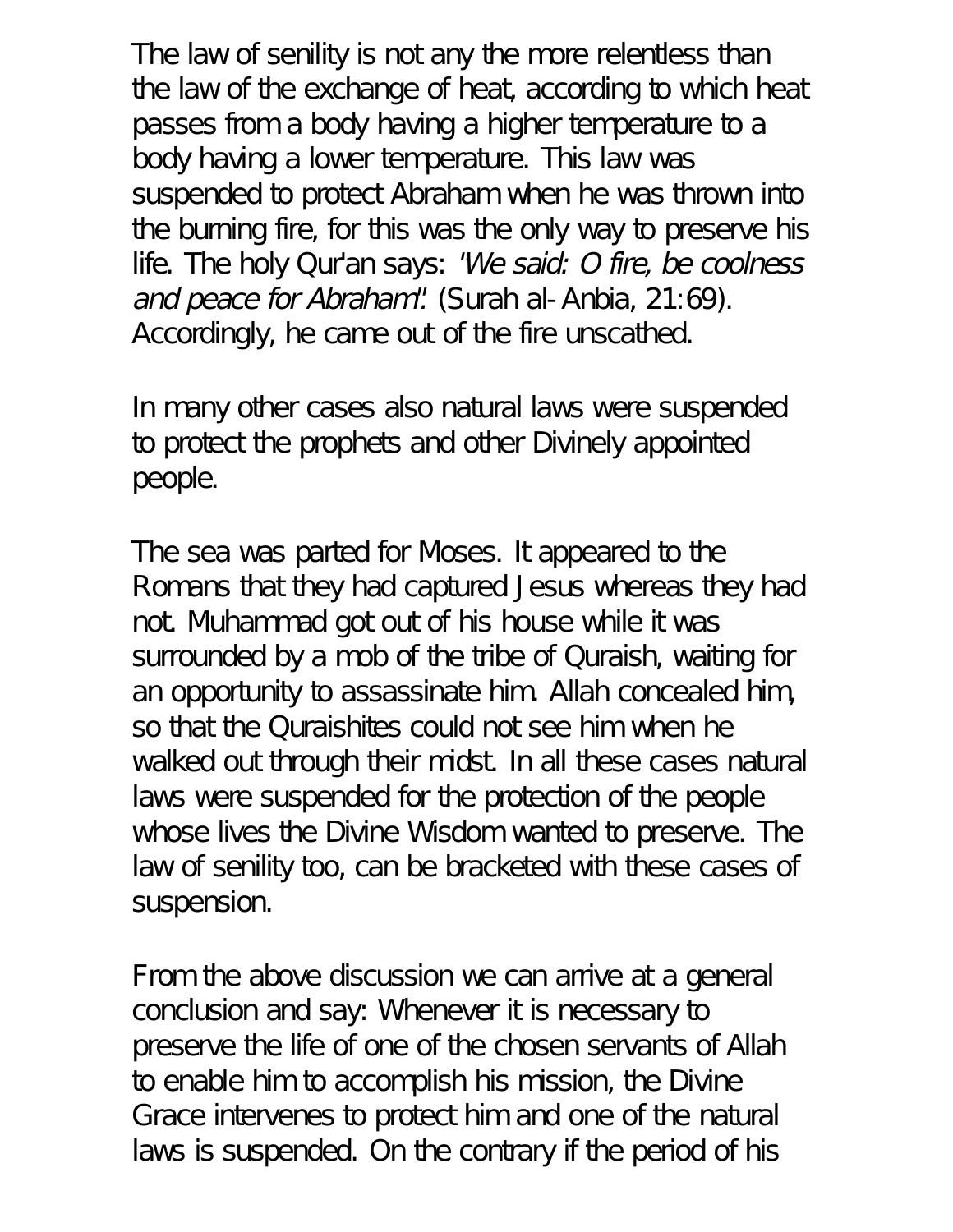The law of senility is not any the more relentless than the law of the exchange of heat, according to which heat passes from a body having a higher temperature to a body having a lower temperature. This law was suspended to protect Abraham when he was thrown into the burning fire, for this was the only way to preserve his life. The holy Qur'an says: *'We said: O fire, be coolness and peace for Abraham'.* (Surah al-Anbia, 21:69). Accordingly, he came out of the fire unscathed.

In many other cases also natural laws were suspended to protect the prophets and other Divinely appointed people.

The sea was parted for Moses. It appeared to the Romans that they had captured Jesus whereas they had not. Muhammad got out of his house while it was surrounded by a mob of the tribe of Quraish, waiting for an opportunity to assassinate him. Allah concealed him, so that the Quraishites could not see him when he walked out through their midst. In all these cases natural laws were suspended for the protection of the people whose lives the Divine Wisdom wanted to preserve. The law of senility too, can be bracketed with these cases of suspension.

From the above discussion we can arrive at a general conclusion and say: Whenever it is necessary to preserve the life of one of the chosen servants of Allah to enable him to accomplish his mission, the Divine Grace intervenes to protect him and one of the natural laws is suspended. On the contrary if the period of his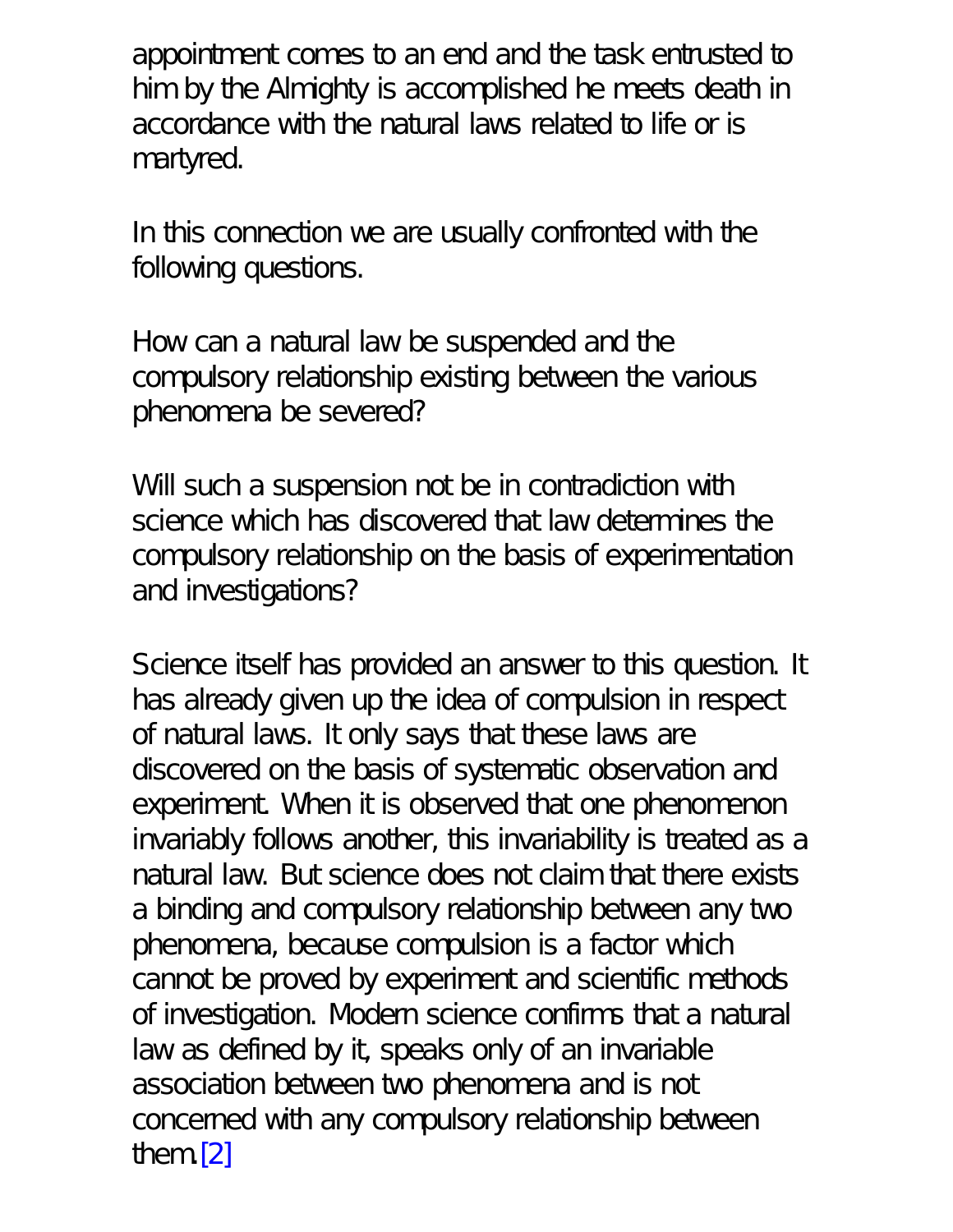appointment comes to an end and the task entrusted to him by the Almighty is accomplished he meets death in accordance with the natural laws related to life or is martyred.

In this connection we are usually confronted with the following questions.

How can a natural law be suspended and the compulsory relationship existing between the various phenomena be severed?

Will such a suspension not be in contradiction with science which has discovered that law determines the compulsory relationship on the basis of experimentation and investigations?

Science itself has provided an answer to this question. It has already given up the idea of compulsion in respect of natural laws. It only says that these laws are discovered on the basis of systematic observation and experiment. When it is observed that one phenomenon invariably follows another, this invariability is treated as a natural law. But science does not claim that there exists a binding and compulsory relationship between any two phenomena, because compulsion is a factor which cannot be proved by experiment and scientific methods of investigation. Modern science confirms that a natural law as defined by it, speaks only of an invariable association between two phenomena and is not concerned with any compulsory relationship between them.[2]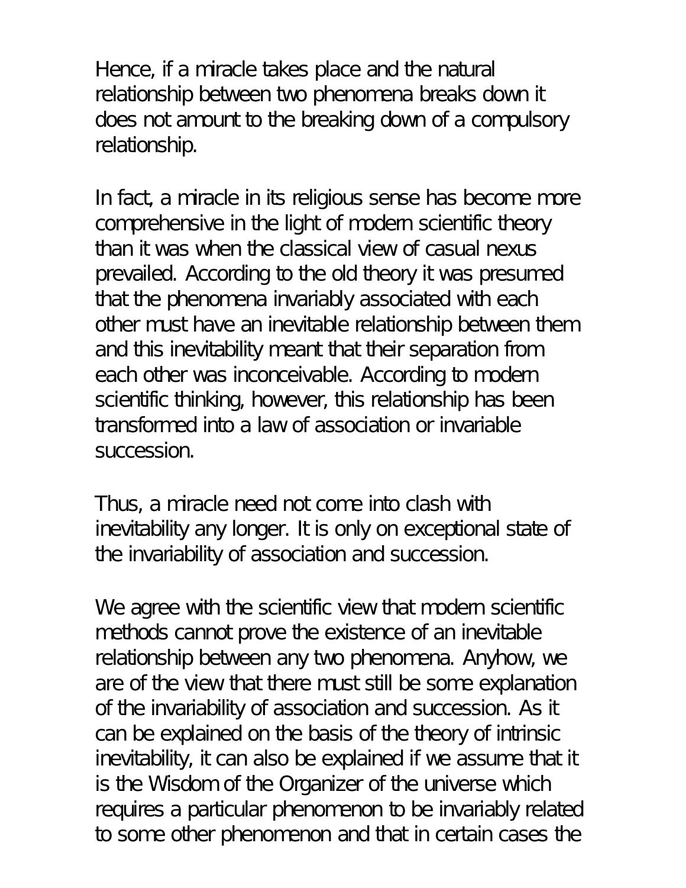Hence, if a miracle takes place and the natural relationship between two phenomena breaks down it does not amount to the breaking down of a compulsory relationship.

In fact, a miracle in its religious sense has become more comprehensive in the light of modern scientific theory than it was when the classical view of casual nexus prevailed. According to the old theory it was presumed that the phenomena invariably associated with each other must have an inevitable relationship between them and this inevitability meant that their separation from each other was inconceivable. According to modern scientific thinking, however, this relationship has been transformed into a law of association or invariable succession.

Thus, a miracle need not come into clash with inevitability any longer. It is only on exceptional state of the invariability of association and succession.

We agree with the scientific view that modern scientific methods cannot prove the existence of an inevitable relationship between any two phenomena. Anyhow, we are of the view that there must still be some explanation of the invariability of association and succession. As it can be explained on the basis of the theory of intrinsic inevitability, it can also be explained if we assume that it is the Wisdom of the Organizer of the universe which requires a particular phenomenon to be invariably related to some other phenomenon and that in certain cases the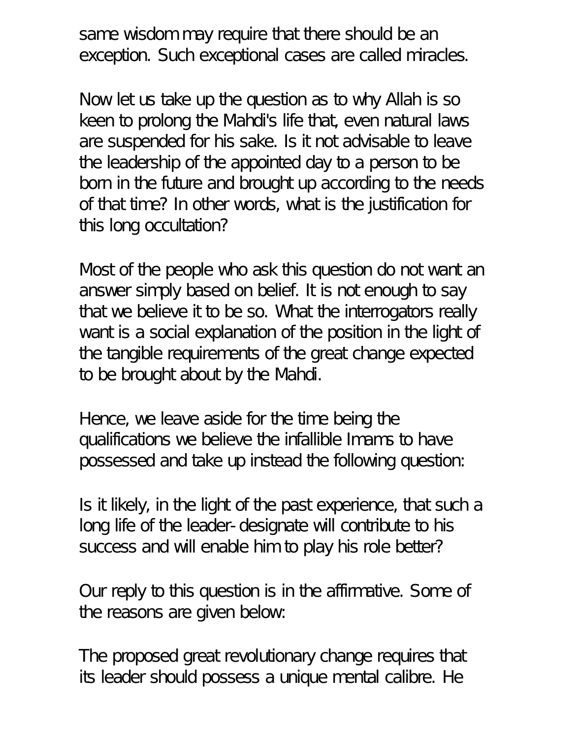same wisdom may require that there should be an exception. Such exceptional cases are called miracles.

Now let us take up the question as to why Allah is so keen to prolong the Mahdi's life that, even natural laws are suspended for his sake. Is it not advisable to leave the leadership of the appointed day to a person to be born in the future and brought up according to the needs of that time? In other words, what is the justification for this long occultation?

Most of the people who ask this question do not want an answer simply based on belief. It is not enough to say that we believe it to be so. What the interrogators really want is a social explanation of the position in the light of the tangible requirements of the great change expected to be brought about by the Mahdi.

Hence, we leave aside for the time being the qualifications we believe the infallible Imams to have possessed and take up instead the following question:

Is it likely, in the light of the past experience, that such a long life of the leader-designate will contribute to his success and will enable him to play his role better?

Our reply to this question is in the affirmative. Some of the reasons are given below:

The proposed great revolutionary change requires that its leader should possess a unique mental calibre. He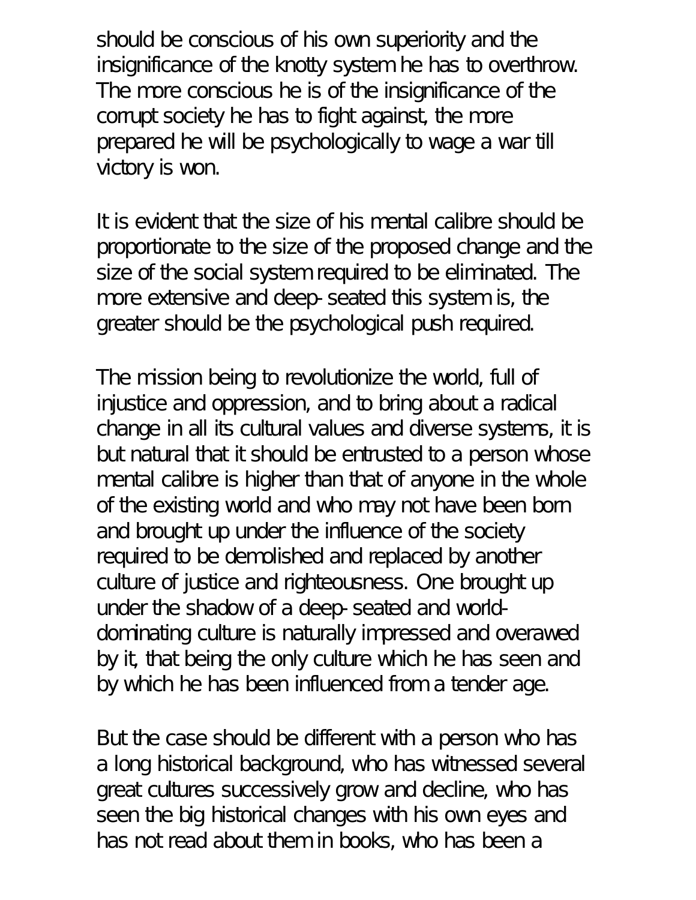should be conscious of his own superiority and the insignificance of the knotty system he has to overthrow. The more conscious he is of the insignificance of the corrupt society he has to fight against, the more prepared he will be psychologically to wage a war till victory is won.

It is evident that the size of his mental calibre should be proportionate to the size of the proposed change and the size of the social system required to be eliminated. The more extensive and deep-seated this system is, the greater should be the psychological push required.

The mission being to revolutionize the world, full of injustice and oppression, and to bring about a radical change in all its cultural values and diverse systems, it is but natural that it should be entrusted to a person whose mental calibre is higher than that of anyone in the whole of the existing world and who may not have been born and brought up under the influence of the society required to be demolished and replaced by another culture of justice and righteousness. One brought up under the shadow of a deep-seated and world-dominating culture is naturally impressed and overawed by it, that being the only culture which he has seen and by which he has been influenced from a tender age.

But the case should be different with a person who has a long historical background, who has witnessed several great cultures successively grow and decline, who has seen the big historical changes with his own eyes and has not read about them in books, who has been a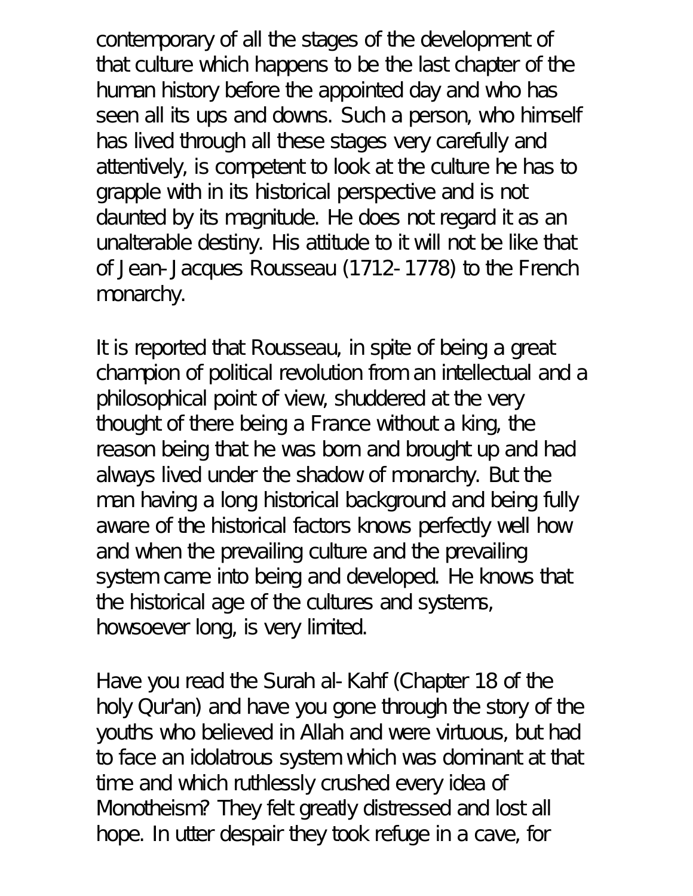contemporary of all the stages of the development of that culture which happens to be the last chapter of the human history before the appointed day and who has seen all its ups and downs. Such a person, who himself has lived through all these stages very carefully and attentively, is competent to look at the culture he has to grapple with in its historical perspective and is not daunted by its magnitude. He does not regard it as an unalterable destiny. His attitude to it will not be like that of Jean-Jacques Rousseau (1712-1778) to the French monarchy.

It is reported that Rousseau, in spite of being a great champion of political revolution from an intellectual and a philosophical point of view, shuddered at the very thought of there being a France without a king, the reason being that he was born and brought up and had always lived under the shadow of monarchy. But the man having a long historical background and being fully aware of the historical factors knows perfectly well how and when the prevailing culture and the prevailing system came into being and developed. He knows that the historical age of the cultures and systems, howsoever long, is very limited.

Have you read the Surah al-Kahf (Chapter 18 of the holy Qur'an) and have you gone through the story of the youths who believed in Allah and were virtuous, but had to face an idolatrous system which was dominant at that time and which ruthlessly crushed every idea of Monotheism? They felt greatly distressed and lost all hope. In utter despair they took refuge in a cave, for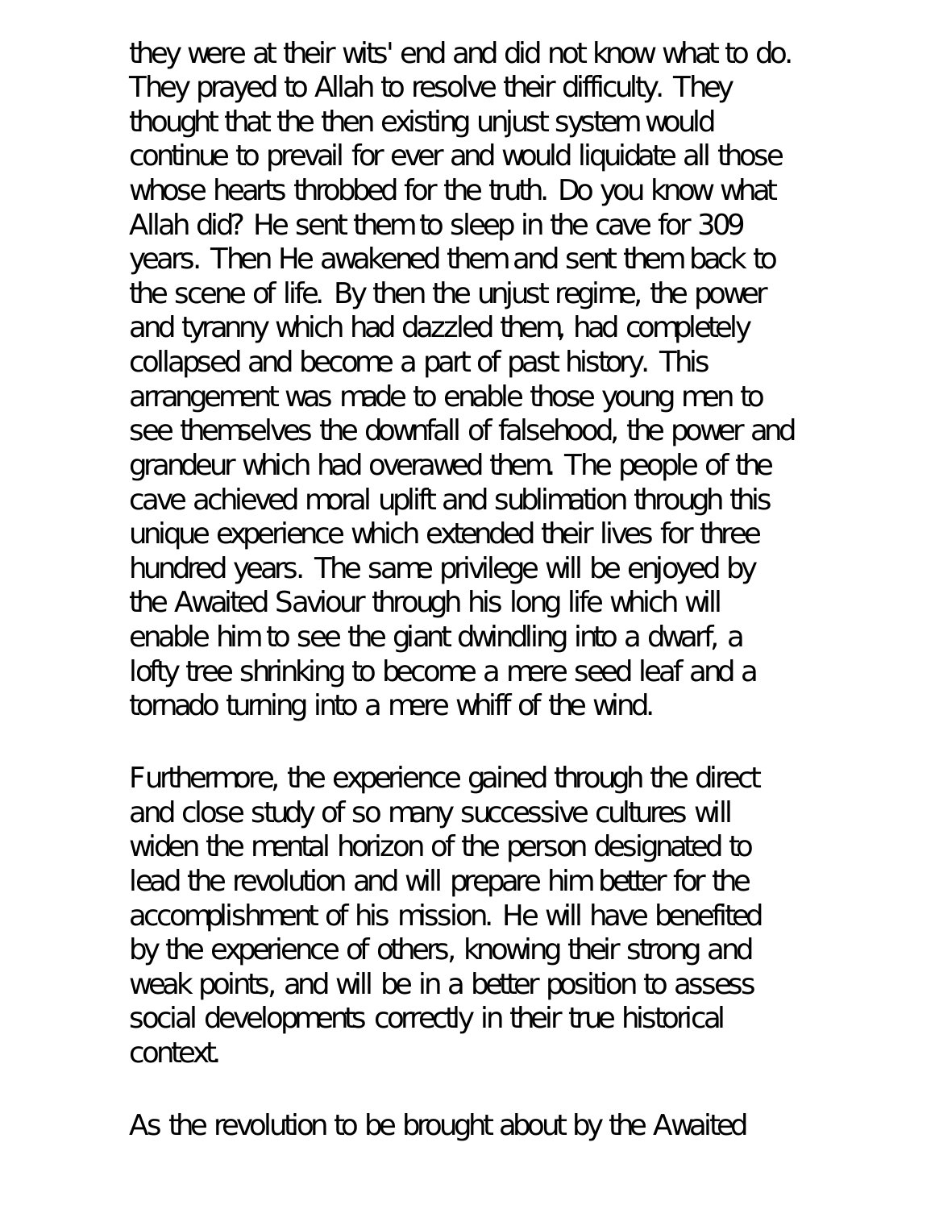they were at their wits' end and did not know what to do. They prayed to Allah to resolve their difficulty. They thought that the then existing unjust system would continue to prevail for ever and would liquidate all those whose hearts throbbed for the truth. Do you know what Allah did? He sent them to sleep in the cave for 309 years. Then He awakened them and sent them back to the scene of life. By then the unjust regime, the power and tyranny which had dazzled them, had completely collapsed and become a part of past history. This arrangement was made to enable those young men to see themselves the downfall of falsehood, the power and grandeur which had overawed them. The people of the cave achieved moral uplift and sublimation through this unique experience which extended their lives for three hundred years. The same privilege will be enjoyed by the Awaited Saviour through his long life which will enable him to see the giant dwindling into a dwarf, a lofty tree shrinking to become a mere seed leaf and a tornado turning into a mere whiff of the wind.

Furthermore, the experience gained through the direct and close study of so many successive cultures will widen the mental horizon of the person designated to lead the revolution and will prepare him better for the accomplishment of his mission. He will have benefited by the experience of others, knowing their strong and weak points, and will be in a better position to assess social developments correctly in their true historical context.

As the revolution to be brought about by the Awaited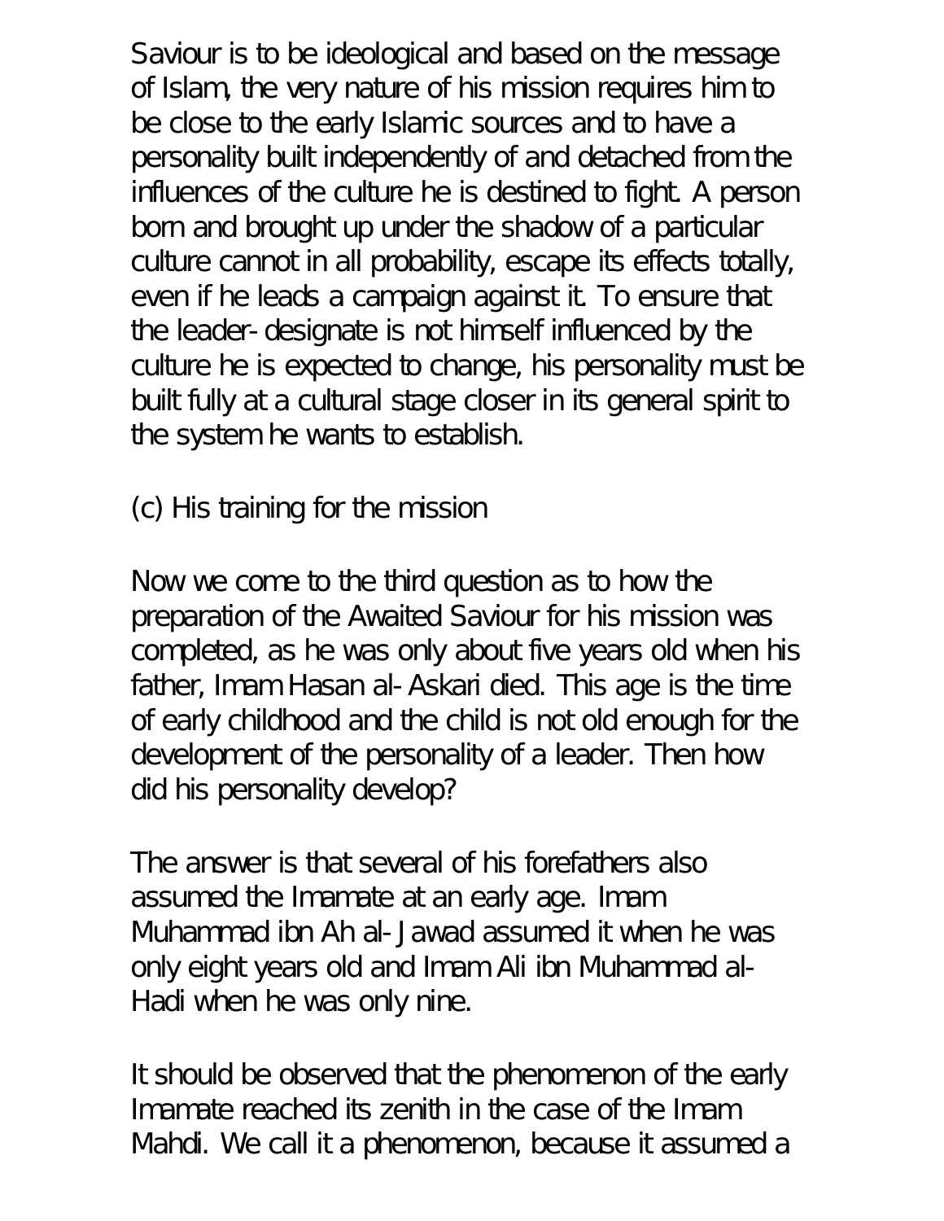Saviour is to be ideological and based on the message of Islam, the very nature of his mission requires him to be close to the early Islamic sources and to have a personality built independently of and detached from the influences of the culture he is destined to fight. A person born and brought up under the shadow of a particular culture cannot in all probability, escape its effects totally, even if he leads a campaign against it. To ensure that the leader-designate is not himself influenced by the culture he is expected to change, his personality must be built fully at a cultural stage closer in its general spirit to the system he wants to establish.

(c) His training for the mission

Now we come to the third question as to how the preparation of the Awaited Saviour for his mission was completed, as he was only about five years old when his father, Imam Hasan al-Askari died. This age is the time of early childhood and the child is not old enough for the development of the personality of a leader. Then how did his personality develop?

The answer is that several of his forefathers also assumed the Imamate at an early age. Imam Muhammad ibn Ah al-Jawad assumed it when he was only eight years old and Imam Ali ibn Muhammad al-Hadi when he was only nine.

It should be observed that the phenomenon of the early Imamate reached its zenith in the case of the Imam Mahdi. We call it a phenomenon, because it assumed a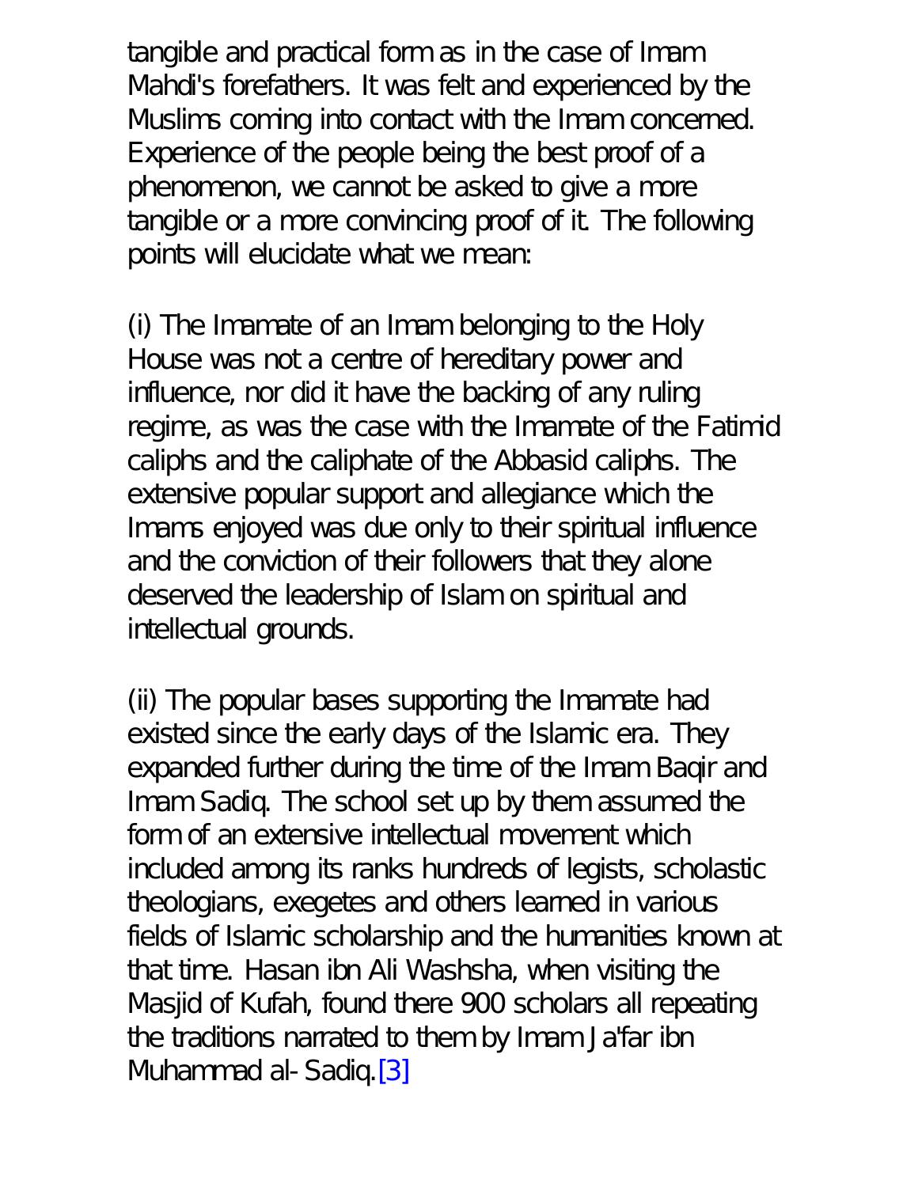tangible and practical form as in the case of Imam Mahdi's forefathers. It was felt and experienced by the Muslims coming into contact with the Imam concerned. Experience of the people being the best proof of a phenomenon, we cannot be asked to give a more tangible or a more convincing proof of it. The following points will elucidate what we mean:

(i) The Imamate of an Imam belonging to the Holy House was not a centre of hereditary power and influence, nor did it have the backing of any ruling regime, as was the case with the Imamate of the Fatimid caliphs and the caliphate of the Abbasid caliphs. The extensive popular support and allegiance which the Imams enjoyed was due only to their spiritual influence and the conviction of their followers that they alone deserved the leadership of Islam on spiritual and intellectual grounds.

(ii) The popular bases supporting the Imamate had existed since the early days of the Islamic era. They expanded further during the time of the Imam Baqir and Imam Sadiq. The school set up by them assumed the form of an extensive intellectual movement which included among its ranks hundreds of legists, scholastic theologians, exegetes and others learned in various fields of Islamic scholarship and the humanities known at that time. Hasan ibn Ali Washsha, when visiting the Masjid of Kufah, found there 900 scholars all repeating the traditions narrated to them by Imam Ja'far ibn Muhammad al-Sadiq.[3]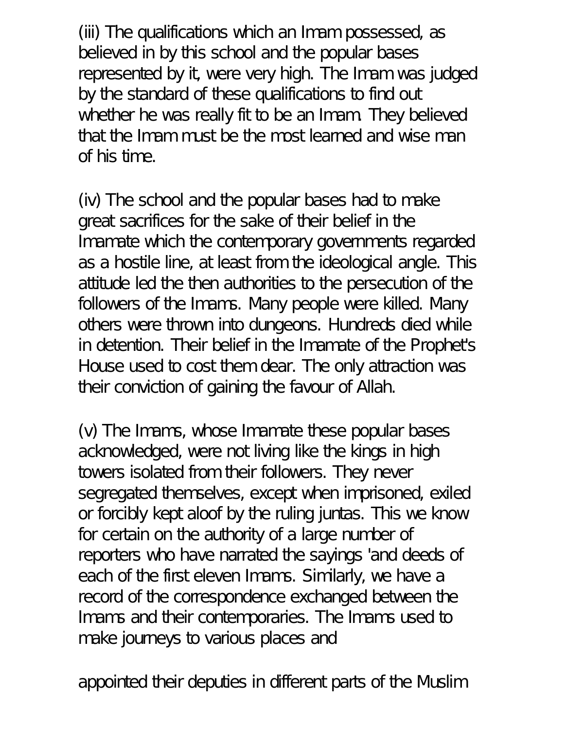(iii) The qualifications which an Imam possessed, as believed in by this school and the popular bases represented by it, were very high. The Imam was judged by the standard of these qualifications to find out whether he was really fit to be an Imam. They believed that the Imam must be the most learned and wise man of his time.

(iv) The school and the popular bases had to make great sacrifices for the sake of their belief in the Imamate which the contemporary governments regarded as a hostile line, at least from the ideological angle. This attitude led the then authorities to the persecution of the followers of the Imams. Many people were killed. Many others were thrown into dungeons. Hundreds died while in detention. Their belief in the Imamate of the Prophet's House used to cost them dear. The only attraction was their conviction of gaining the favour of Allah.

(v) The Imams, whose Imamate these popular bases acknowledged, were not living like the kings in high towers isolated from their followers. They never segregated themselves, except when imprisoned, exiled or forcibly kept aloof by the ruling juntas. This we know for certain on the authority of a large number of reporters who have narrated the sayings 'and deeds of each of the first eleven Imams. Similarly, we have a record of the correspondence exchanged between the Imams and their contemporaries. The Imams used to make journeys to various places and

appointed their deputies in different parts of the Muslim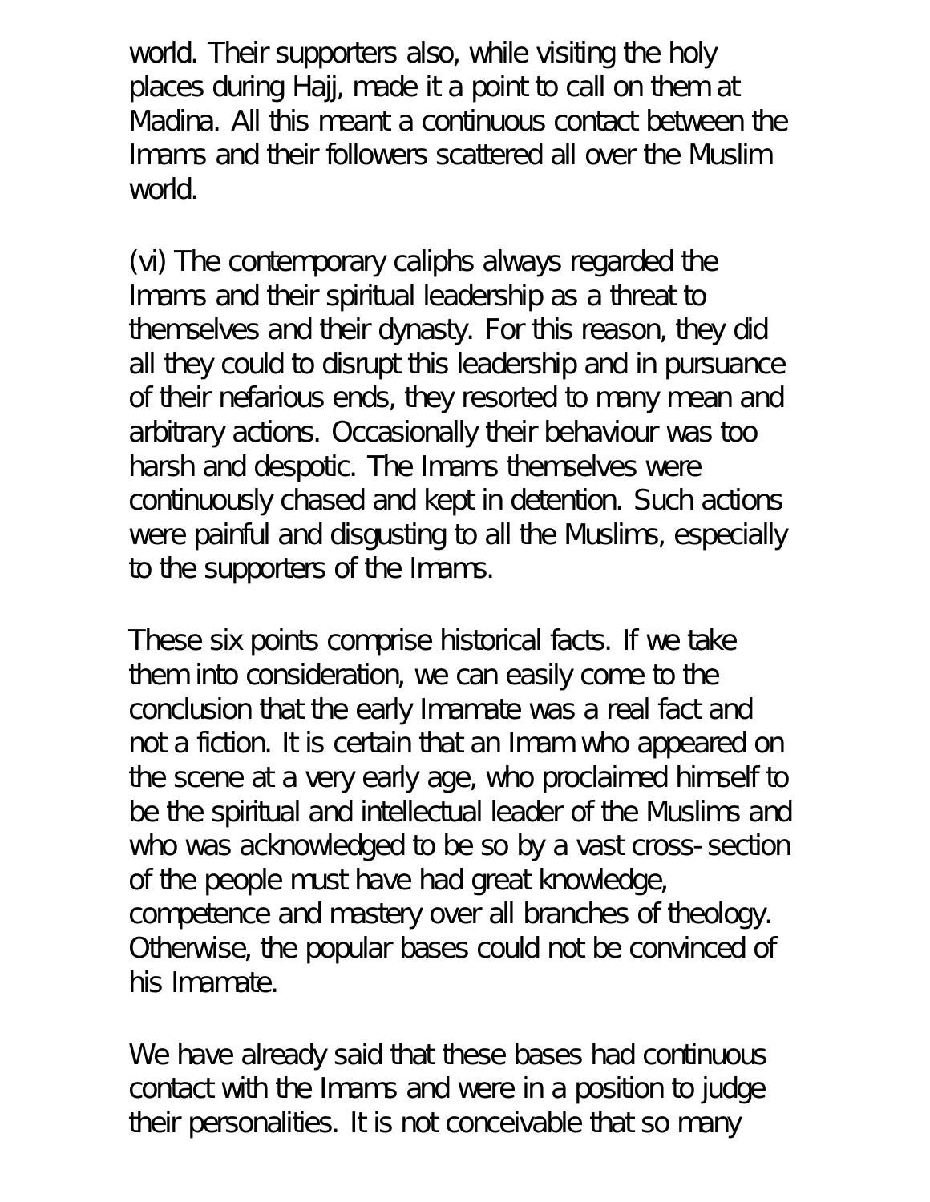world. Their supporters also, while visiting the holy places during Hajj, made it a point to call on them at Madina. All this meant a continuous contact between the Imams and their followers scattered all over the Muslim world.

(vi) The contemporary caliphs always regarded the Imams and their spiritual leadership as a threat to themselves and their dynasty. For this reason, they did all they could to disrupt this leadership and in pursuance of their nefarious ends, they resorted to many mean and arbitrary actions. Occasionally their behaviour was too harsh and despotic. The Imams themselves were continuously chased and kept in detention. Such actions were painful and disgusting to all the Muslims, especially to the supporters of the Imams.

These six points comprise historical facts. If we take them into consideration, we can easily come to the conclusion that the early Imamate was a real fact and not a fiction. It is certain that an Imam who appeared on the scene at a very early age, who proclaimed himself to be the spiritual and intellectual leader of the Muslims and who was acknowledged to be so by a vast cross-section of the people must have had great knowledge, competence and mastery over all branches of theology. Otherwise, the popular bases could not be convinced of his Imamate.

We have already said that these bases had continuous contact with the Imams and were in a position to judge their personalities. It is not conceivable that so many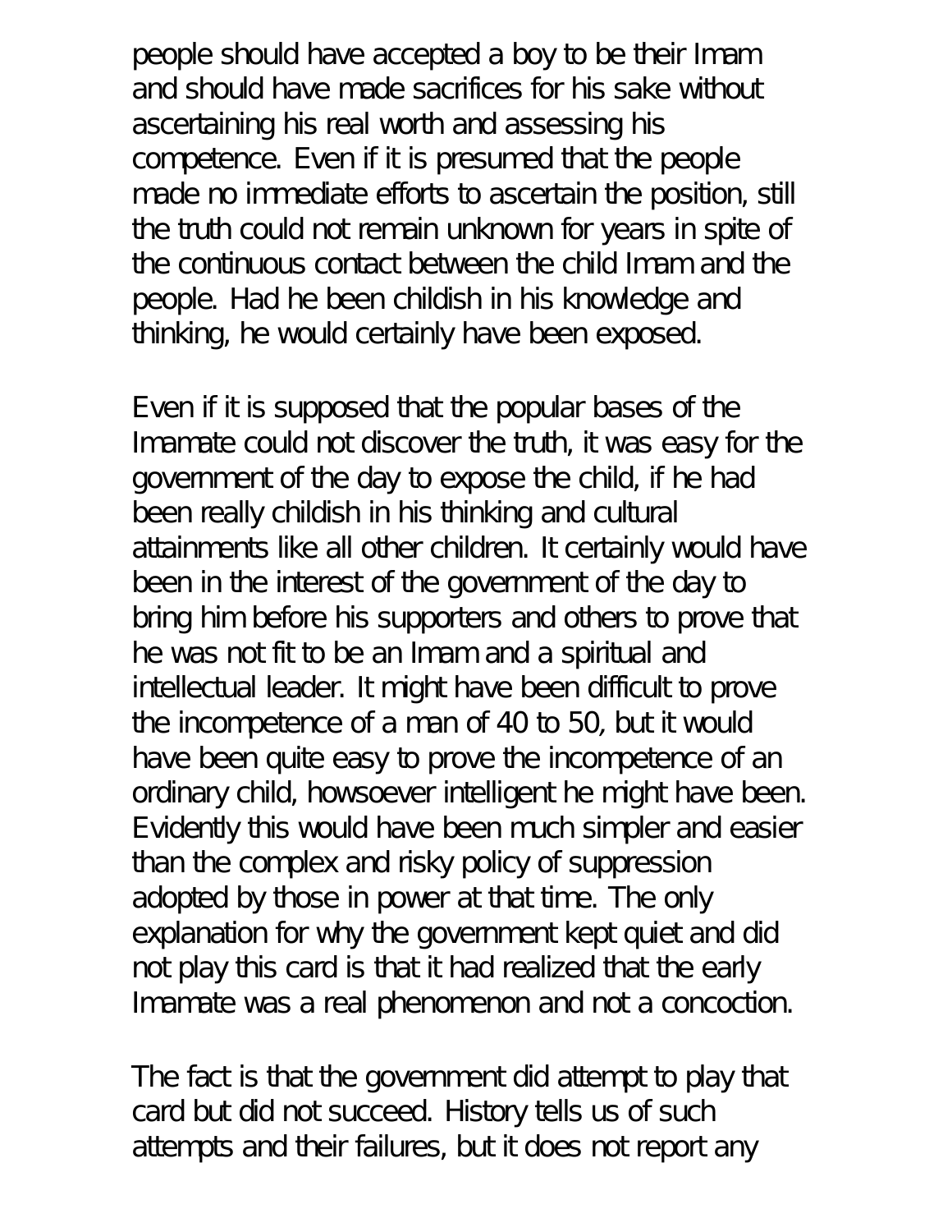people should have accepted a boy to be their Imam and should have made sacrifices for his sake without ascertaining his real worth and assessing his competence. Even if it is presumed that the people made no immediate efforts to ascertain the position, still the truth could not remain unknown for years in spite of the continuous contact between the child Imam and the people. Had he been childish in his knowledge and thinking, he would certainly have been exposed.

Even if it is supposed that the popular bases of the Imamate could not discover the truth, it was easy for the government of the day to expose the child, if he had been really childish in his thinking and cultural attainments like all other children. It certainly would have been in the interest of the government of the day to bring him before his supporters and others to prove that he was not fit to be an Imam and a spiritual and intellectual leader. It might have been difficult to prove the incompetence of a man of 40 to 50, but it would have been quite easy to prove the incompetence of an ordinary child, howsoever intelligent he might have been. Evidently this would have been much simpler and easier than the complex and risky policy of suppression adopted by those in power at that time. The only explanation for why the government kept quiet and did not play this card is that it had realized that the early Imamate was a real phenomenon and not a concoction.

The fact is that the government did attempt to play that card but did not succeed. History tells us of such attempts and their failures, but it does not report any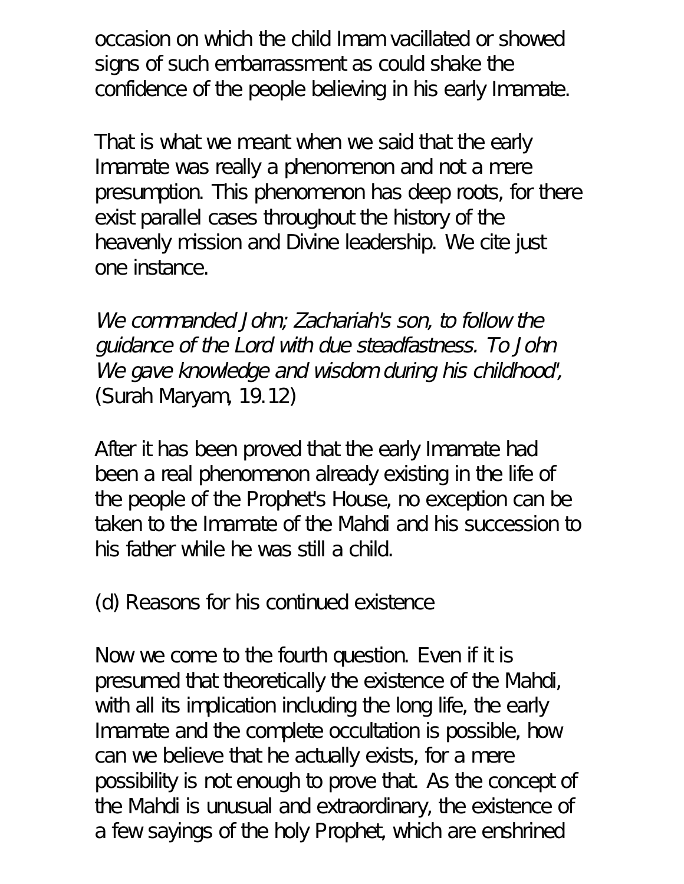occasion on which the child Imam vacillated or showed signs of such embarrassment as could shake the confidence of the people believing in his early Imamate.

That is what we meant when we said that the early Imamate was really a phenomenon and not a mere presumption. This phenomenon has deep roots, for there exist parallel cases throughout the history of the heavenly mission and Divine leadership. We cite just one instance.

*We commanded John; Zachariah's son, to follow the guidance of the Lord with due steadfastness. To John We gave knowledge and wisdom during his childhood',* (Surah Maryam, 19.12)

After it has been proved that the early Imamate had been a real phenomenon already existing in the life of the people of the Prophet's House, no exception can be taken to the Imamate of the Mahdi and his succession to his father while he was still a child.

(d) Reasons for his continued existence

Now we come to the fourth question. Even if it is presumed that theoretically the existence of the Mahdi, with all its implication including the long life, the early Imamate and the complete occultation is possible, how can we believe that he actually exists, for a mere possibility is not enough to prove that. As the concept of the Mahdi is unusual and extraordinary, the existence of a few sayings of the holy Prophet, which are enshrined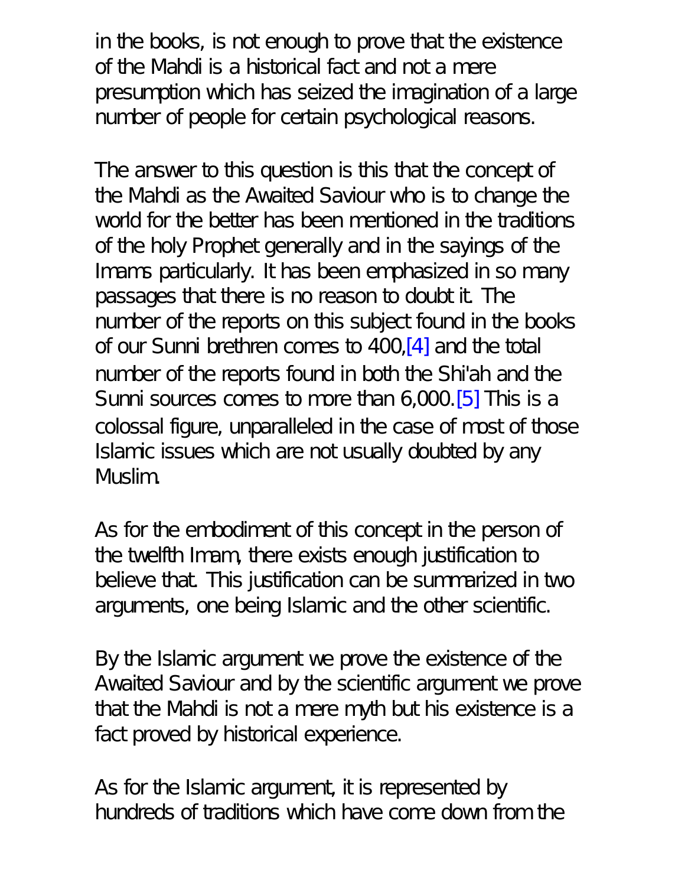in the books, is not enough to prove that the existence of the Mahdi is a historical fact and not a mere presumption which has seized the imagination of a large number of people for certain psychological reasons.

The answer to this question is this that the concept of the Mahdi as the Awaited Saviour who is to change the world for the better has been mentioned in the traditions of the holy Prophet generally and in the sayings of the Imams particularly. It has been emphasized in so many passages that there is no reason to doubt it. The number of the reports on this subject found in the books of our Sunni brethren comes to 400,[4] and the total number of the reports found in both the Shi'ah and the Sunni sources comes to more than 6,000.[5] This is a colossal figure, unparalleled in the case of most of those Islamic issues which are not usually doubted by any Muslim.

As for the embodiment of this concept in the person of the twelfth Imam, there exists enough justification to believe that. This justification can be summarized in two arguments, one being Islamic and the other scientific.

By the Islamic argument we prove the existence of the Awaited Saviour and by the scientific argument we prove that the Mahdi is not a mere myth but his existence is a fact proved by historical experience.

As for the Islamic argument, it is represented by hundreds of traditions which have come down from the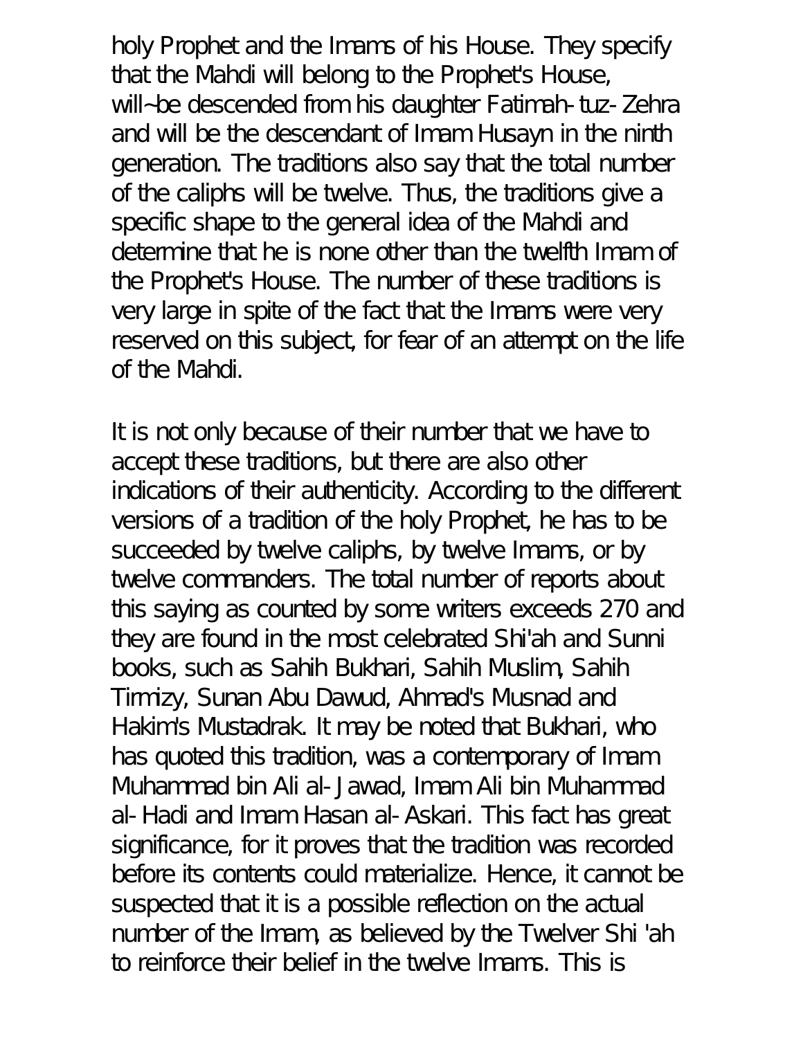holy Prophet and the Imams of his House. They specify that the Mahdi will belong to the Prophet's House, will~be descended from his daughter Fatimah-tuz-Zehra and will be the descendant of Imam Husayn in the ninth generation. The traditions also say that the total number of the caliphs will be twelve. Thus, the traditions give a specific shape to the general idea of the Mahdi and determine that he is none other than the twelfth Imam of the Prophet's House. The number of these traditions is very large in spite of the fact that the Imams were very reserved on this subject, for fear of an attempt on the life of the Mahdi.

It is not only because of their number that we have to accept these traditions, but there are also other indications of their authenticity. According to the different versions of a tradition of the holy Prophet, he has to be succeeded by twelve caliphs, by twelve Imams, or by twelve commanders. The total number of reports about this saying as counted by some writers exceeds 270 and they are found in the most celebrated Shi'ah and Sunni books, such as Sahih Bukhari, Sahih Muslim, Sahih Tirmizy, Sunan Abu Dawud, Ahmad's Musnad and Hakim's Mustadrak. It may be noted that Bukhari, who has quoted this tradition, was a contemporary of Imam Muhammad bin Ali al-Jawad, Imam Ali bin Muhammad al-Hadi and Imam Hasan al-Askari. This fact has great significance, for it proves that the tradition was recorded before its contents could materialize. Hence, it cannot be suspected that it is a possible reflection on the actual number of the Imam, as believed by the Twelver Shi 'ah to reinforce their belief in the twelve Imams. This is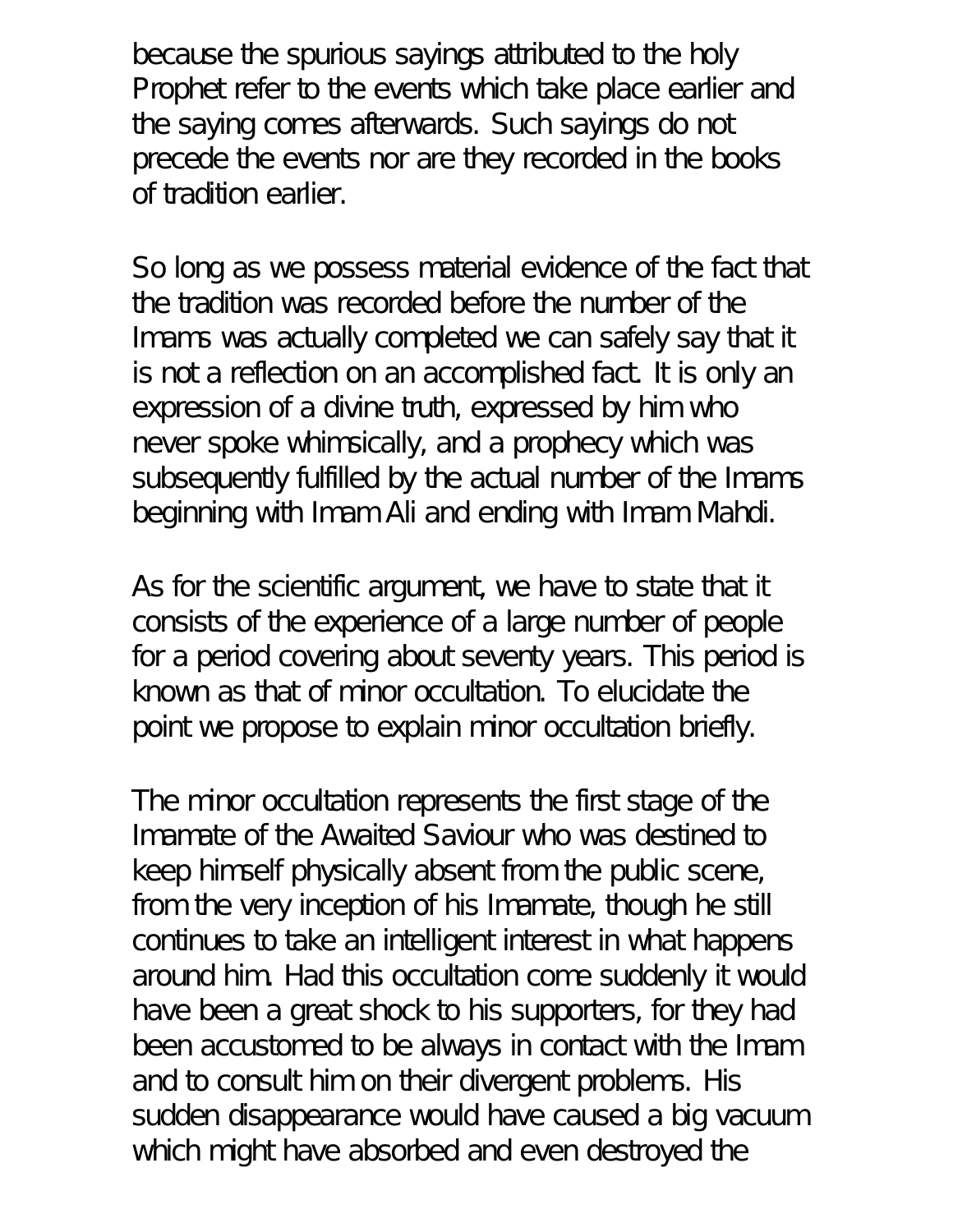because the spurious sayings attributed to the holy Prophet refer to the events which take place earlier and the saying comes afterwards. Such sayings do not precede the events nor are they recorded in the books of tradition earlier.

So long as we possess material evidence of the fact that the tradition was recorded before the number of the Imams was actually completed we can safely say that it is not a reflection on an accomplished fact. It is only an expression of a divine truth, expressed by him who never spoke whimsically, and a prophecy which was subsequently fulfilled by the actual number of the Imams beginning with Imam Ali and ending with Imam Mahdi.

As for the scientific argument, we have to state that it consists of the experience of a large number of people for a period covering about seventy years. This period is known as that of minor occultation. To elucidate the point we propose to explain minor occultation briefly.

The minor occultation represents the first stage of the Imamate of the Awaited Saviour who was destined to keep himself physically absent from the public scene, from the very inception of his Imamate, though he still continues to take an intelligent interest in what happens around him. Had this occultation come suddenly it would have been a great shock to his supporters, for they had been accustomed to be always in contact with the Imam and to consult him on their divergent problems. His sudden disappearance would have caused a big vacuum which might have absorbed and even destroyed the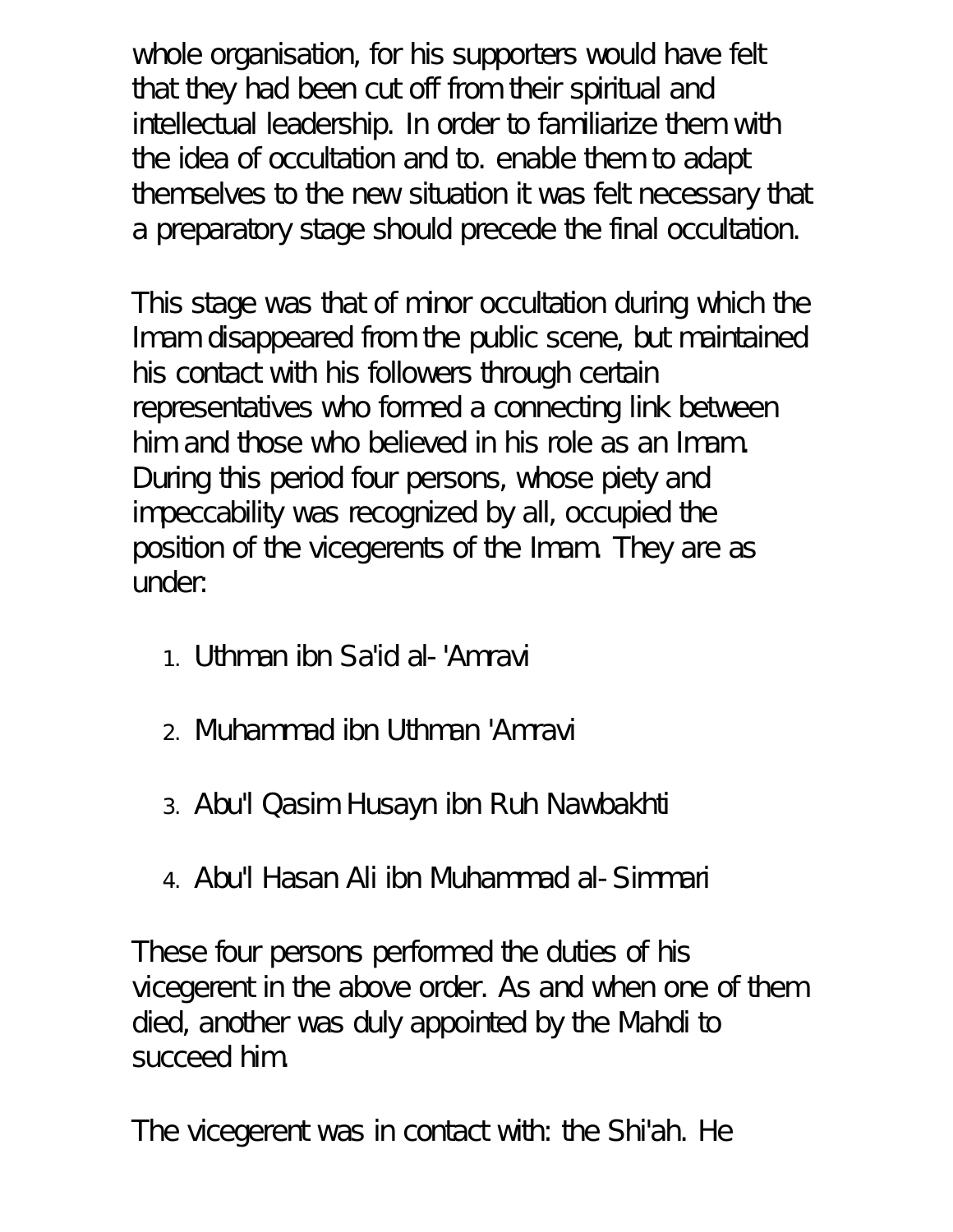whole organisation, for his supporters would have felt that they had been cut off from their spiritual and intellectual leadership. In order to familiarize them with the idea of occultation and to. enable them to adapt themselves to the new situation it was felt necessary that a preparatory stage should precede the final occultation.

This stage was that of minor occultation during which the Imam disappeared from the public scene, but maintained his contact with his followers through certain representatives who formed a connecting link between him and those who believed in his role as an Imam. During this period four persons, whose piety and impeccability was recognized by all, occupied the position of the vicegerents of the Imam. They are as under:

1. Uthman ibn Sa'id al-'Amravi
2. Muhammad ibn Uthman 'Amravi
3. Abu'l Qasim Husayn ibn Ruh Nawbakhti
4. Abu'l Hasan Ali ibn Muhammad al-Simmari

These four persons performed the duties of his vicegerent in the above order. As and when one of them died, another was duly appointed by the Mahdi to succeed him.

The vicegerent was in contact with: the Shi'ah. He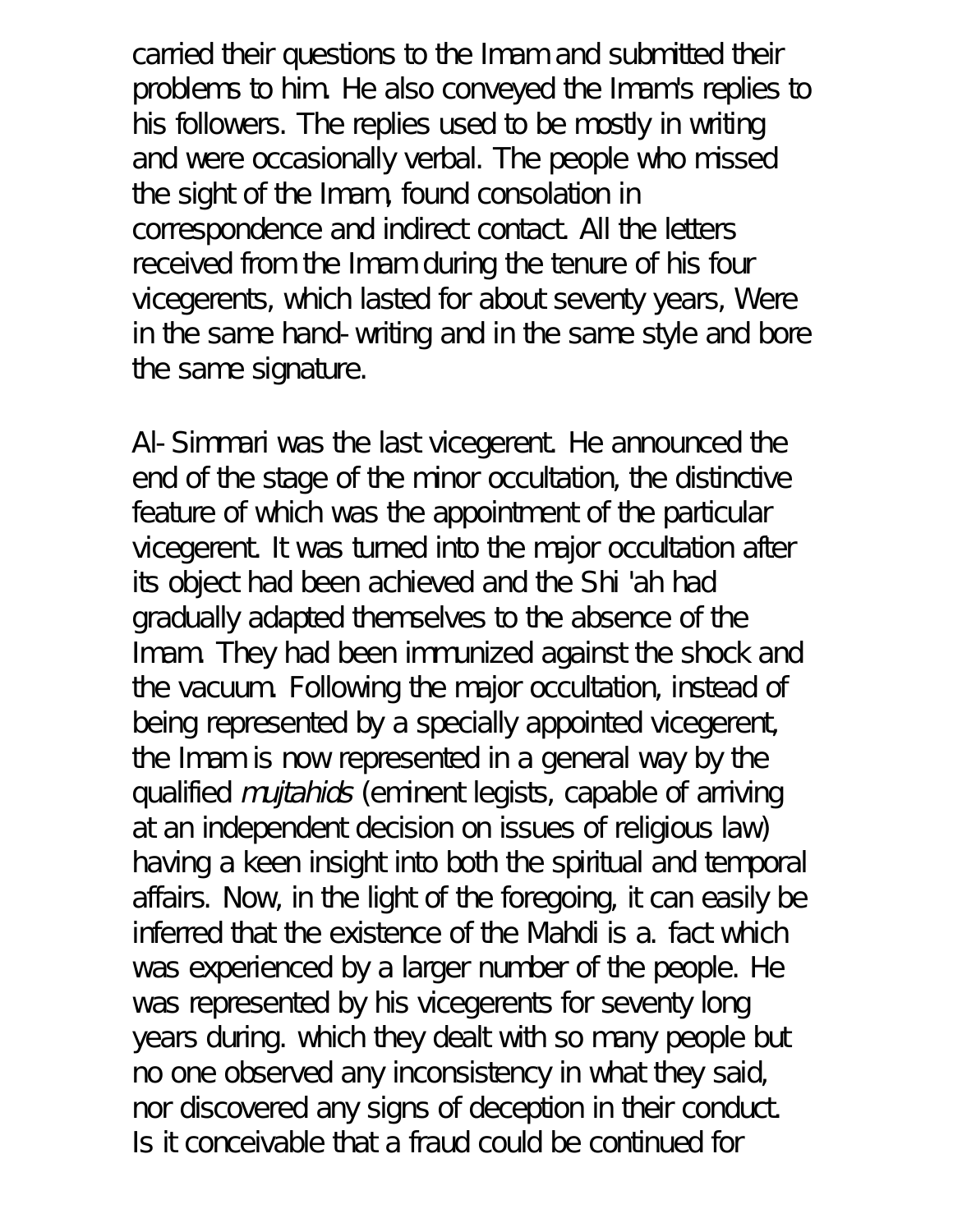carried their questions to the Imam and submitted their problems to him. He also conveyed the Imam's replies to his followers. The replies used to be mostly in writing and were occasionally verbal. The people who missed the sight of the Imam, found consolation in correspondence and indirect contact. All the letters received from the Imam during the tenure of his four vicegerents, which lasted for about seventy years, Were in the same hand-writing and in the same style and bore the same signature.

Al-Simmari was the last vicegerent. He announced the end of the stage of the minor occultation, the distinctive feature of which was the appointment of the particular vicegerent. It was turned into the major occultation after its object had been achieved and the Shi 'ah had gradually adapted themselves to the absence of the Imam. They had been immunized against the shock and the vacuum. Following the major occultation, instead of being represented by a specially appointed vicegerent, the Imam is now represented in a general way by the qualified *mujtahids* (eminent legists, capable of arriving at an independent decision on issues of religious law) having a keen insight into both the spiritual and temporal affairs. Now, in the light of the foregoing, it can easily be inferred that the existence of the Mahdi is a. fact which was experienced by a larger number of the people. He was represented by his vicegerents for seventy long years during. which they dealt with so many people but no one observed any inconsistency in what they said, nor discovered any signs of deception in their conduct. Is it conceivable that a fraud could be continued for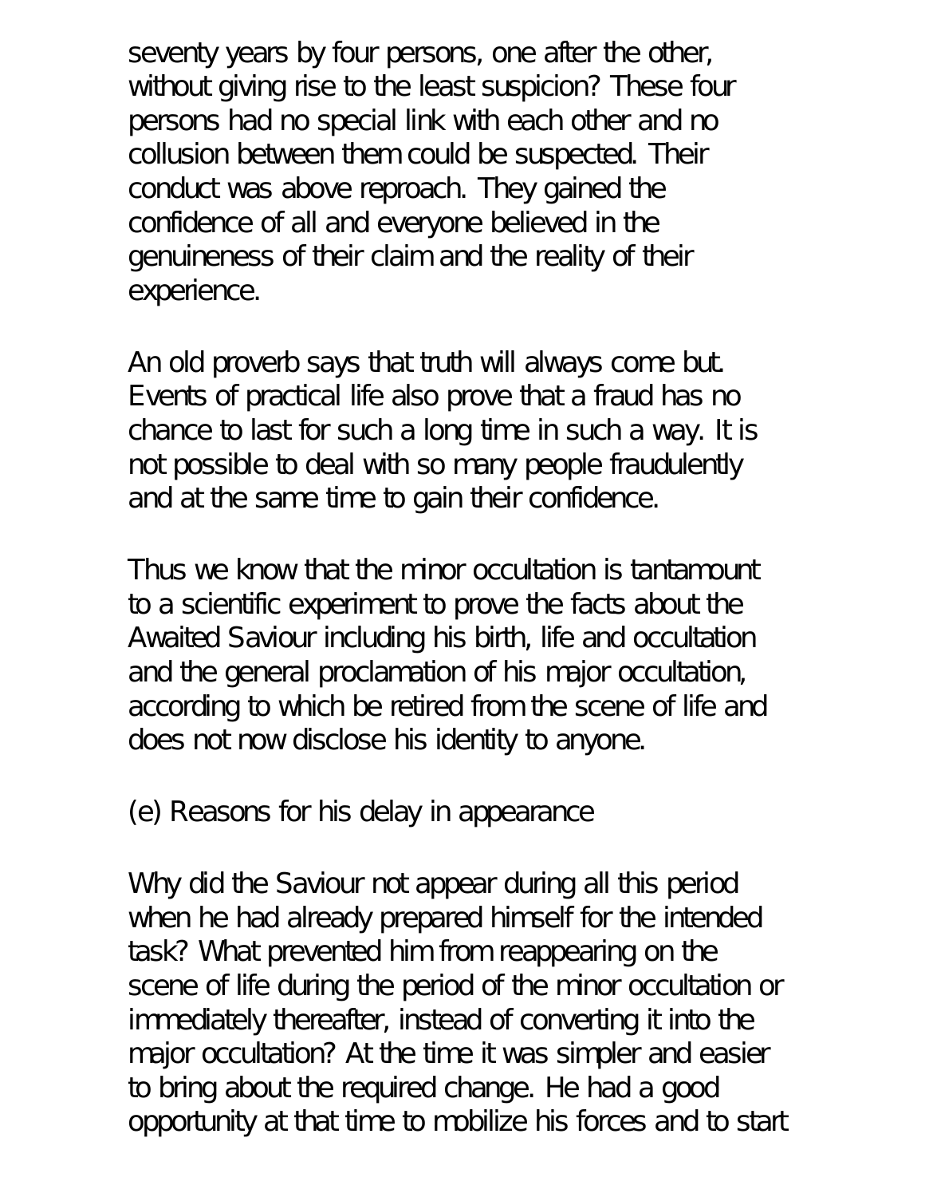seventy years by four persons, one after the other, without giving rise to the least suspicion? These four persons had no special link with each other and no collusion between them could be suspected. Their conduct was above reproach. They gained the confidence of all and everyone believed in the genuineness of their claim and the reality of their experience.

An old proverb says that truth will always come but. Events of practical life also prove that a fraud has no chance to last for such a long time in such a way. It is not possible to deal with so many people fraudulently and at the same time to gain their confidence.

Thus we know that the minor occultation is tantamount to a scientific experiment to prove the facts about the Awaited Saviour including his birth, life and occultation and the general proclamation of his major occultation, according to which be retired from the scene of life and does not now disclose his identity to anyone.

(e) Reasons for his delay in appearance

Why did the Saviour not appear during all this period when he had already prepared himself for the intended task? What prevented him from reappearing on the scene of life during the period of the minor occultation or immediately thereafter, instead of converting it into the major occultation? At the time it was simpler and easier to bring about the required change. He had a good opportunity at that time to mobilize his forces and to start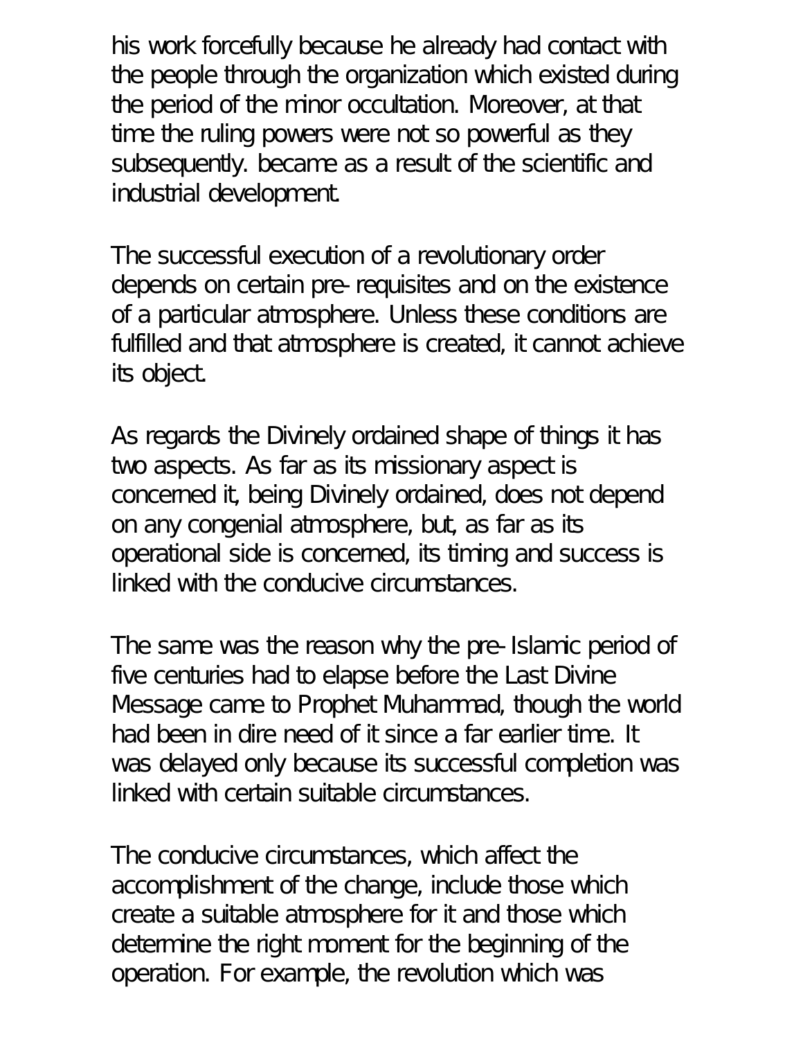his work forcefully because he already had contact with the people through the organization which existed during the period of the minor occultation. Moreover, at that time the ruling powers were not so powerful as they subsequently. became as a result of the scientific and industrial development.

The successful execution of a revolutionary order depends on certain pre-requisites and on the existence of a particular atmosphere. Unless these conditions are fulfilled and that atmosphere is created, it cannot achieve its object.

As regards the Divinely ordained shape of things it has two aspects. As far as its missionary aspect is concerned it, being Divinely ordained, does not depend on any congenial atmosphere, but, as far as its operational side is concerned, its timing and success is linked with the conducive circumstances.

The same was the reason why the pre-Islamic period of five centuries had to elapse before the Last Divine Message came to Prophet Muhammad, though the world had been in dire need of it since a far earlier time. It was delayed only because its successful completion was linked with certain suitable circumstances.

The conducive circumstances, which affect the accomplishment of the change, include those which create a suitable atmosphere for it and those which determine the right moment for the beginning of the operation. For example, the revolution which was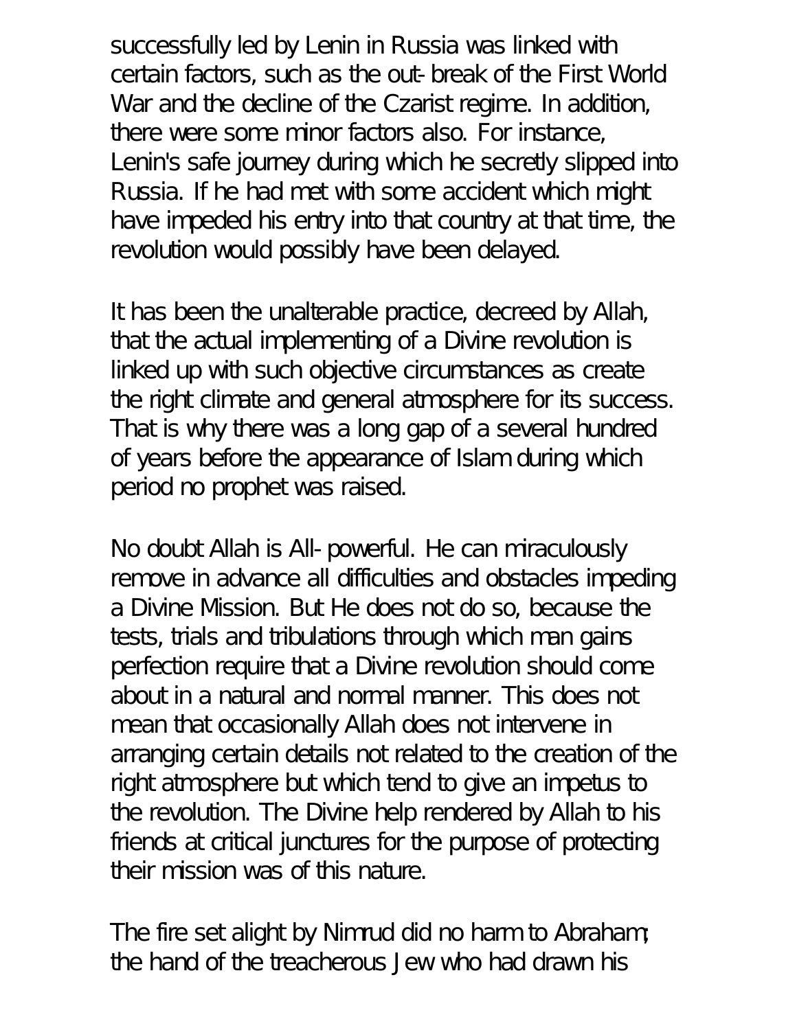successfully led by Lenin in Russia was linked with certain factors, such as the out-break of the First World War and the decline of the Czarist regime. In addition, there were some minor factors also. For instance, Lenin's safe journey during which he secretly slipped into Russia. If he had met with some accident which might have impeded his entry into that country at that time, the revolution would possibly have been delayed.

It has been the unalterable practice, decreed by Allah, that the actual implementing of a Divine revolution is linked up with such objective circumstances as create the right climate and general atmosphere for its success. That is why there was a long gap of a several hundred of years before the appearance of Islam during which period no prophet was raised.

No doubt Allah is All-powerful. He can miraculously remove in advance all difficulties and obstacles impeding a Divine Mission. But He does not do so, because the tests, trials and tribulations through which man gains perfection require that a Divine revolution should come about in a natural and normal manner. This does not mean that occasionally Allah does not intervene in arranging certain details not related to the creation of the right atmosphere but which tend to give an impetus to the revolution. The Divine help rendered by Allah to his friends at critical junctures for the purpose of protecting their mission was of this nature.

The fire set alight by Nimrud did no harm to Abraham; the hand of the treacherous Jew who had drawn his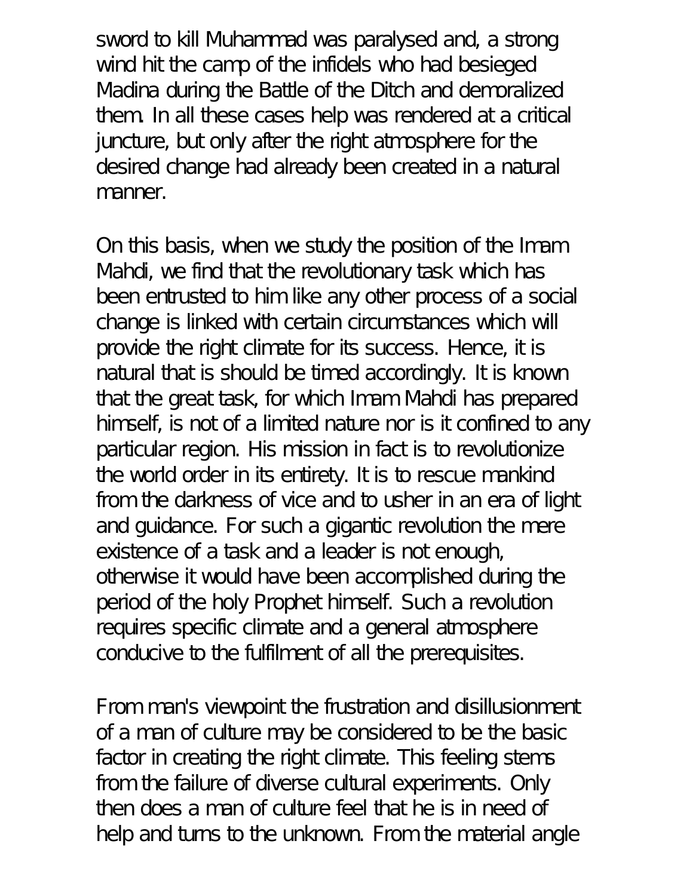sword to kill Muhammad was paralysed and, a strong wind hit the camp of the infidels who had besieged Madina during the Battle of the Ditch and demoralized them. In all these cases help was rendered at a critical juncture, but only after the right atmosphere for the desired change had already been created in a natural manner.

On this basis, when we study the position of the Imam Mahdi, we find that the revolutionary task which has been entrusted to him like any other process of a social change is linked with certain circumstances which will provide the right climate for its success. Hence, it is natural that is should be timed accordingly. It is known that the great task, for which Imam Mahdi has prepared himself, is not of a limited nature nor is it confined to any particular region. His mission in fact is to revolutionize the world order in its entirety. It is to rescue mankind from the darkness of vice and to usher in an era of light and guidance. For such a gigantic revolution the mere existence of a task and a leader is not enough, otherwise it would have been accomplished during the period of the holy Prophet himself. Such a revolution requires specific climate and a general atmosphere conducive to the fulfilment of all the prerequisites.

From man's viewpoint the frustration and disillusionment of a man of culture may be considered to be the basic factor in creating the right climate. This feeling stems from the failure of diverse cultural experiments. Only then does a man of culture feel that he is in need of help and turns to the unknown. From the material angle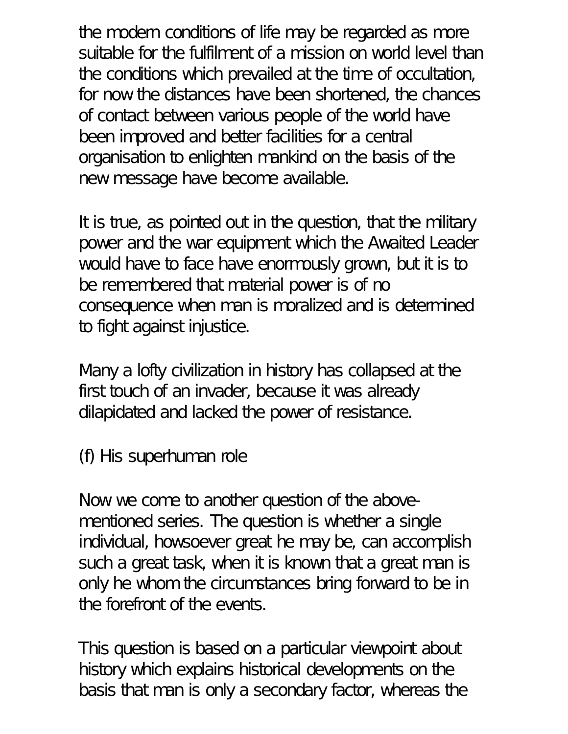the modern conditions of life may be regarded as more suitable for the fulfilment of a mission on world level than the conditions which prevailed at the time of occultation, for now the distances have been shortened, the chances of contact between various people of the world have been improved and better facilities for a central organisation to enlighten mankind on the basis of the new message have become available.

It is true, as pointed out in the question, that the military power and the war equipment which the Awaited Leader would have to face have enormously grown, but it is to be remembered that material power is of no consequence when man is moralized and is determined to fight against injustice.

Many a lofty civilization in history has collapsed at the first touch of an invader, because it was already dilapidated and lacked the power of resistance.

### (f) His superhuman role

Now we come to another question of the above-mentioned series. The question is whether a single individual, howsoever great he may be, can accomplish such a great task, when it is known that a great man is only he whom the circumstances bring forward to be in the forefront of the events.

This question is based on a particular viewpoint about history which explains historical developments on the basis that man is only a secondary factor, whereas the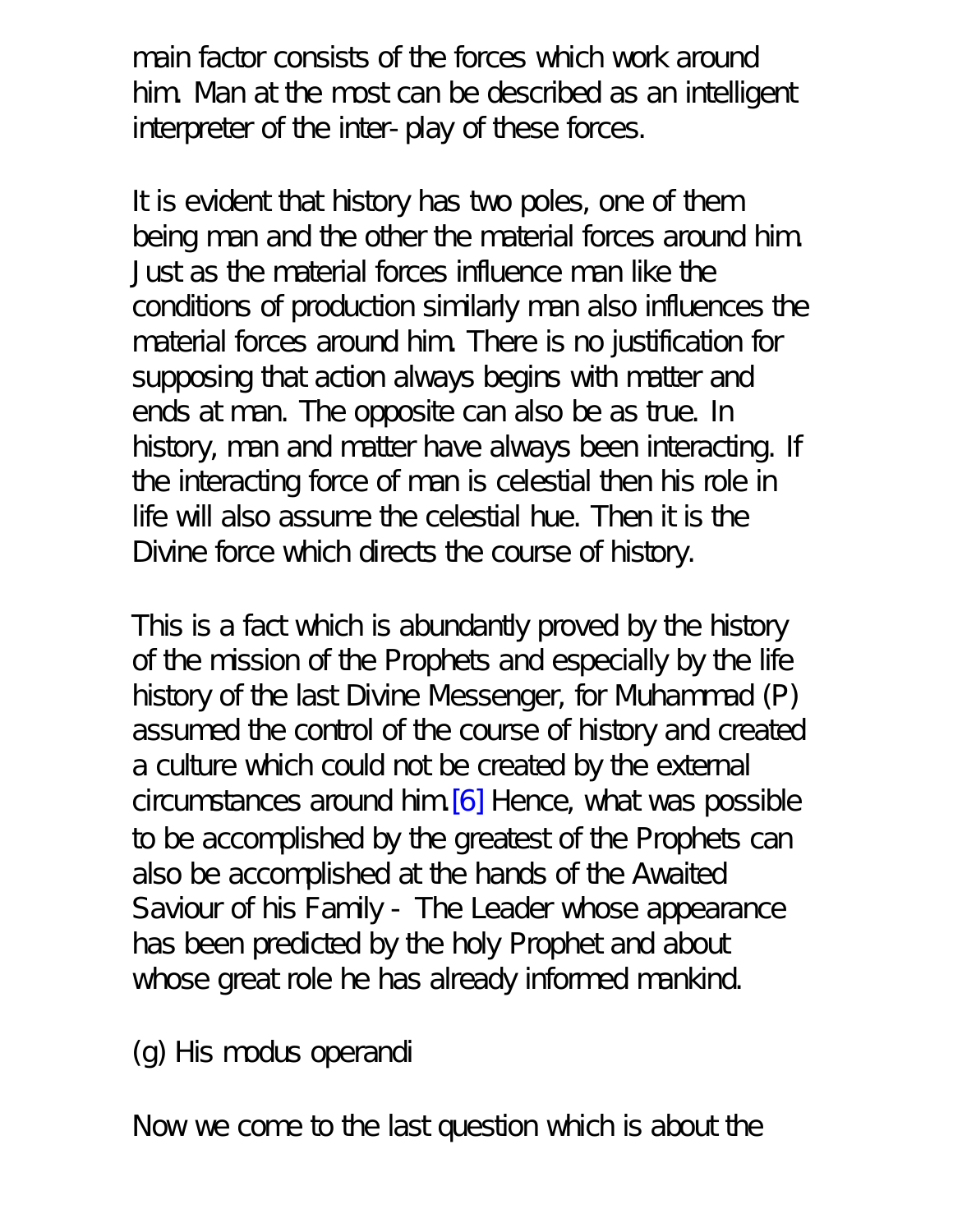main factor consists of the forces which work around him. Man at the most can be described as an intelligent interpreter of the inter-play of these forces.

It is evident that history has two poles, one of them being man and the other the material forces around him. Just as the material forces influence man like the conditions of production similarly man also influences the material forces around him. There is no justification for supposing that action always begins with matter and ends at man. The opposite can also be as true. In history, man and matter have always been interacting. If the interacting force of man is celestial then his role in life will also assume the celestial hue. Then it is the Divine force which directs the course of history.

This is a fact which is abundantly proved by the history of the mission of the Prophets and especially by the life history of the last Divine Messenger, for Muhammad (P) assumed the control of the course of history and created a culture which could not be created by the external circumstances around him.[6] Hence, what was possible to be accomplished by the greatest of the Prophets can also be accomplished at the hands of the Awaited Saviour of his Family - The Leader whose appearance has been predicted by the holy Prophet and about whose great role he has already informed mankind.

### (g) His modus operandi

Now we come to the last question which is about the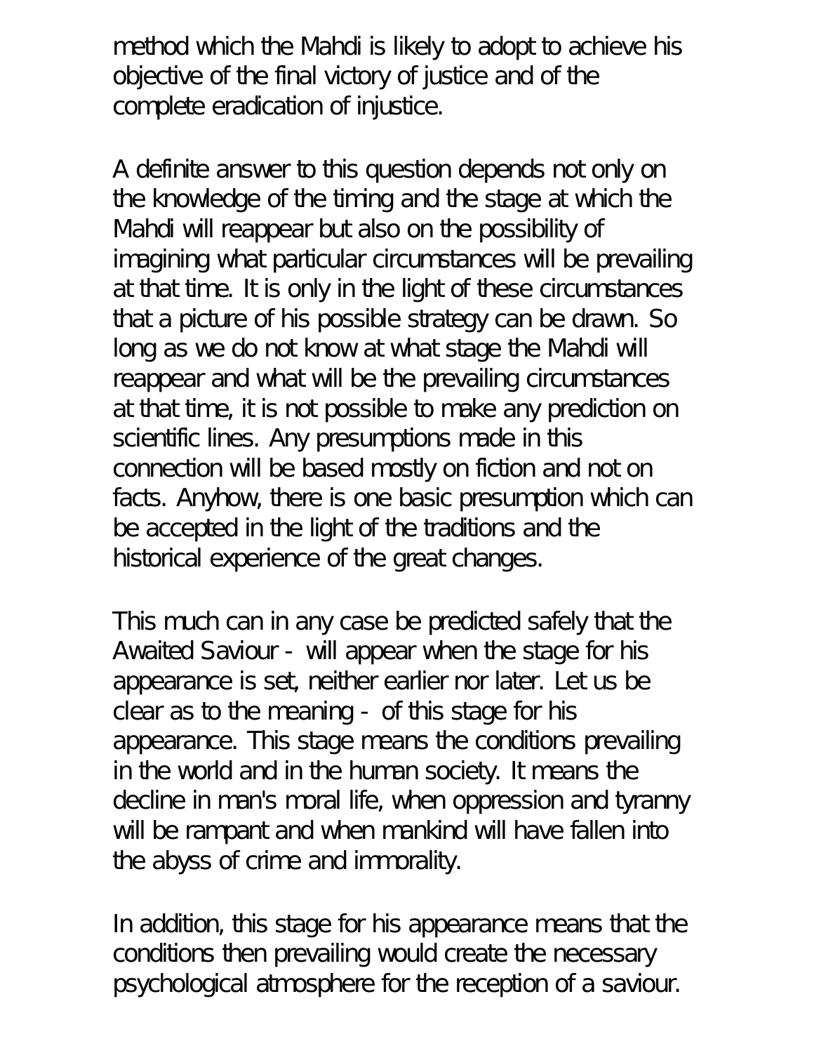method which the Mahdi is likely to adopt to achieve his objective of the final victory of justice and of the complete eradication of injustice.

A definite answer to this question depends not only on the knowledge of the timing and the stage at which the Mahdi will reappear but also on the possibility of imagining what particular circumstances will be prevailing at that time. It is only in the light of these circumstances that a picture of his possible strategy can be drawn. So long as we do not know at what stage the Mahdi will reappear and what will be the prevailing circumstances at that time, it is not possible to make any prediction on scientific lines. Any presumptions made in this connection will be based mostly on fiction and not on facts. Anyhow, there is one basic presumption which can be accepted in the light of the traditions and the historical experience of the great changes.

This much can in any case be predicted safely that the Awaited Saviour - will appear when the stage for his appearance is set, neither earlier nor later. Let us be clear as to the meaning - of this stage for his appearance. This stage means the conditions prevailing in the world and in the human society. It means the decline in man's moral life, when oppression and tyranny will be rampant and when mankind will have fallen into the abyss of crime and immorality.

In addition, this stage for his appearance means that the conditions then prevailing would create the necessary psychological atmosphere for the reception of a saviour.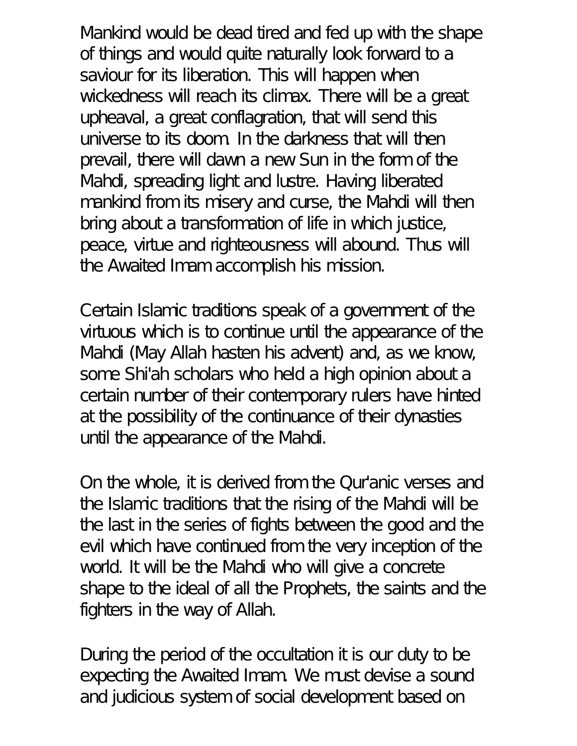Mankind would be dead tired and fed up with the shape of things and would quite naturally look forward to a saviour for its liberation. This will happen when wickedness will reach its climax. There will be a great upheaval, a great conflagration, that will send this universe to its doom. In the darkness that will then prevail, there will dawn a new Sun in the form of the Mahdi, spreading light and lustre. Having liberated mankind from its misery and curse, the Mahdi will then bring about a transformation of life in which justice, peace, virtue and righteousness will abound. Thus will the Awaited Imam accomplish his mission.

Certain Islamic traditions speak of a government of the virtuous which is to continue until the appearance of the Mahdi (May Allah hasten his advent) and, as we know, some Shi'ah scholars who held a high opinion about a certain number of their contemporary rulers have hinted at the possibility of the continuance of their dynasties until the appearance of the Mahdi.

On the whole, it is derived from the Qur'anic verses and the Islamic traditions that the rising of the Mahdi will be the last in the series of fights between the good and the evil which have continued from the very inception of the world. It will be the Mahdi who will give a concrete shape to the ideal of all the Prophets, the saints and the fighters in the way of Allah.

During the period of the occultation it is our duty to be expecting the Awaited Imam. We must devise a sound and judicious system of social development based on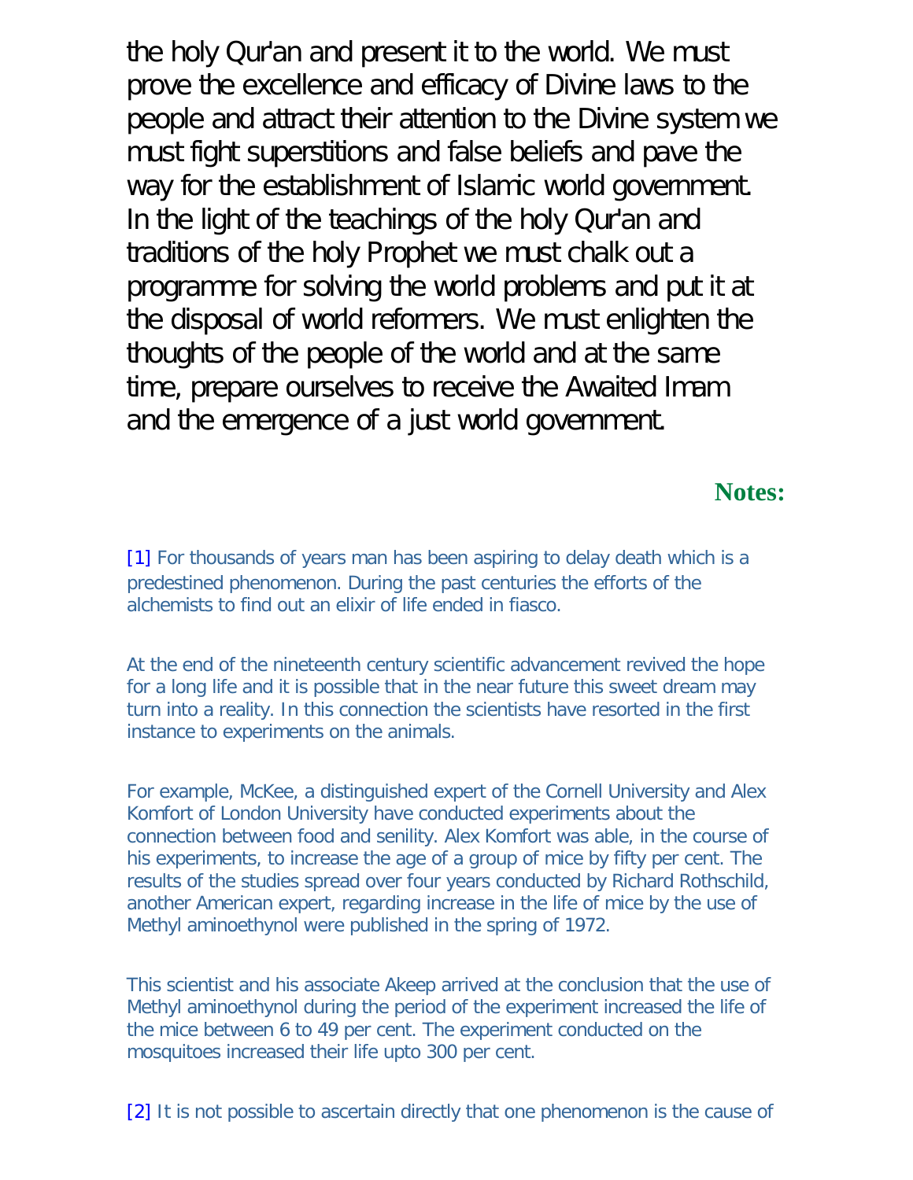the holy Qur'an and present it to the world. We must prove the excellence and efficacy of Divine laws to the people and attract their attention to the Divine system we must fight superstitions and false beliefs and pave the way for the establishment of Islamic world government. In the light of the teachings of the holy Qur'an and traditions of the holy Prophet we must chalk out a programme for solving the world problems and put it at the disposal of world reformers. We must enlighten the thoughts of the people of the world and at the same time, prepare ourselves to receive the Awaited Imam and the emergence of a just world government.

**Notes:**

[1] For thousands of years man has been aspiring to delay death which is a predestined phenomenon. During the past centuries the efforts of the alchemists to find out an elixir of life ended in fiasco.

At the end of the nineteenth century scientific advancement revived the hope for a long life and it is possible that in the near future this sweet dream may turn into a reality. In this connection the scientists have resorted in the first instance to experiments on the animals.

For example, McKee, a distinguished expert of the Cornell University and Alex Komfort of London University have conducted experiments about the connection between food and senility. Alex Komfort was able, in the course of his experiments, to increase the age of a group of mice by fifty per cent. The results of the studies spread over four years conducted by Richard Rothschild, another American expert, regarding increase in the life of mice by the use of Methyl aminoethynol were published in the spring of 1972.

This scientist and his associate Akeep arrived at the conclusion that the use of Methyl aminoethynol during the period of the experiment increased the life of the mice between 6 to 49 per cent. The experiment conducted on the mosquitoes increased their life upto 300 per cent.

[2] It is not possible to ascertain directly that one phenomenon is the cause of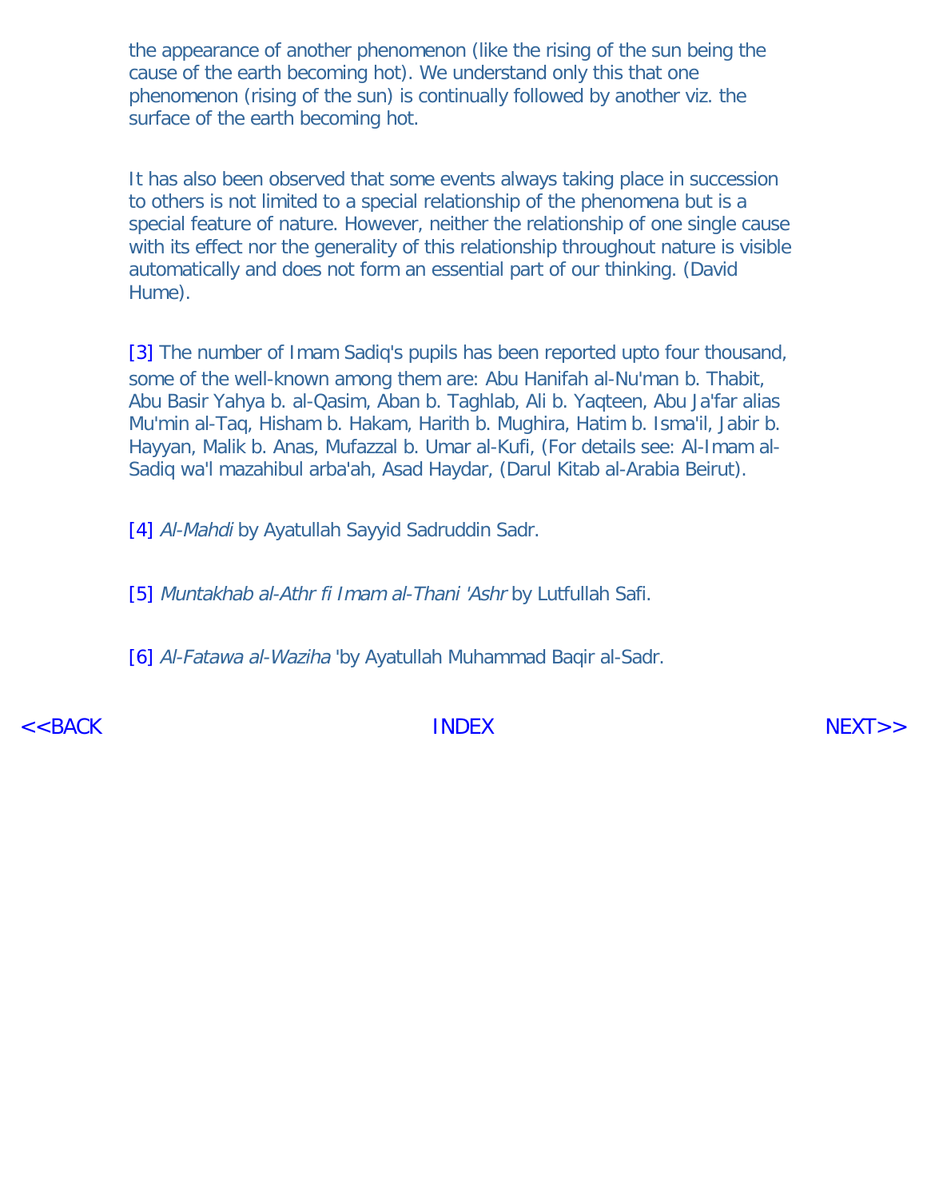the appearance of another phenomenon (like the rising of the sun being the cause of the earth becoming hot). We understand only this that one phenomenon (rising of the sun) is continually followed by another viz. the surface of the earth becoming hot.

It has also been observed that some events always taking place in succession to others is not limited to a special relationship of the phenomena but is a special feature of nature. However, neither the relationship of one single cause with its effect nor the generality of this relationship throughout nature is visible automatically and does not form an essential part of our thinking. (David Hume).

[3] The number of Imam Sadiq's pupils has been reported upto four thousand, some of the well-known among them are: Abu Hanifah al-Nu'man b. Thabit, Abu Basir Yahya b. al-Qasim, Aban b. Taghlab, Ali b. Yaqteen, Abu Ja'far alias Mu'min al-Taq, Hisham b. Hakam, Harith b. Mughira, Hatim b. Isma'il, Jabir b. Hayyan, Malik b. Anas, Mufazzal b. Umar al-Kufi, (For details see: Al-Imam al-Sadiq wa'l mazahibul arba'ah, Asad Haydar, (Darul Kitab al-Arabia Beirut).

[4] *Al-Mahdi* by Ayatullah Sayyid Sadruddin Sadr.

[5] *Muntakhab al-Athr fi Imam al-Thani 'Ashr* by Lutfullah Safi.

[6] *Al-Fatawa al-Waziha* 'by Ayatullah Muhammad Baqir al-Sadr.

<<BACK INDEX NEXT>>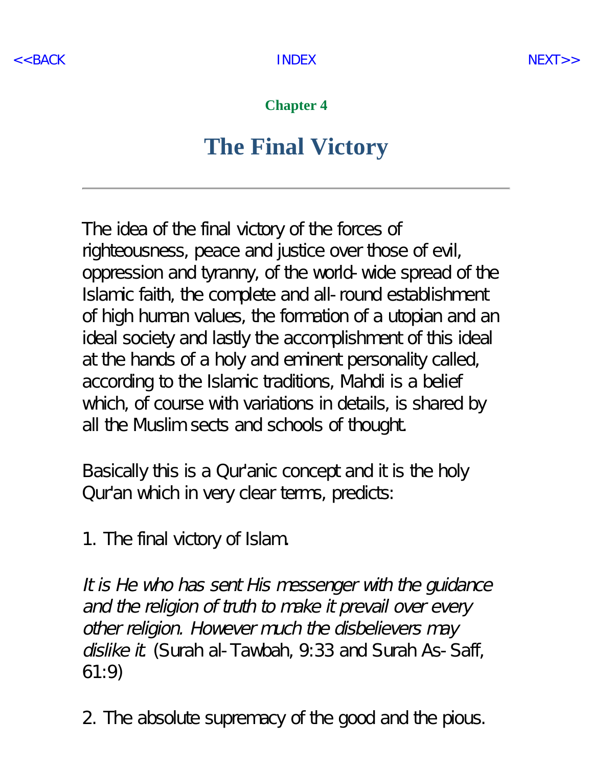Chapter 4

# The Final Victory

---

The idea of the final victory of the forces of righteousness, peace and justice over those of evil, oppression and tyranny, of the world-wide spread of the Islamic faith, the complete and all-round establishment of high human values, the formation of a utopian and an ideal society and lastly the accomplishment of this ideal at the hands of a holy and eminent personality called, according to the Islamic traditions, Mahdi is a belief which, of course with variations in details, is shared by all the Muslim sects and schools of thought.

Basically this is a Qur'anic concept and it is the holy Qur'an which in very clear terms, predicts:

1. The final victory of Islam.

*It is He who has sent His messenger with the guidance and the religion of truth to make it prevail over every other religion. However much the disbelievers may dislike it.* (Surah al-Tawbah, 9:33 and Surah As-Saff, 61:9)

2. The absolute supremacy of the good and the pious.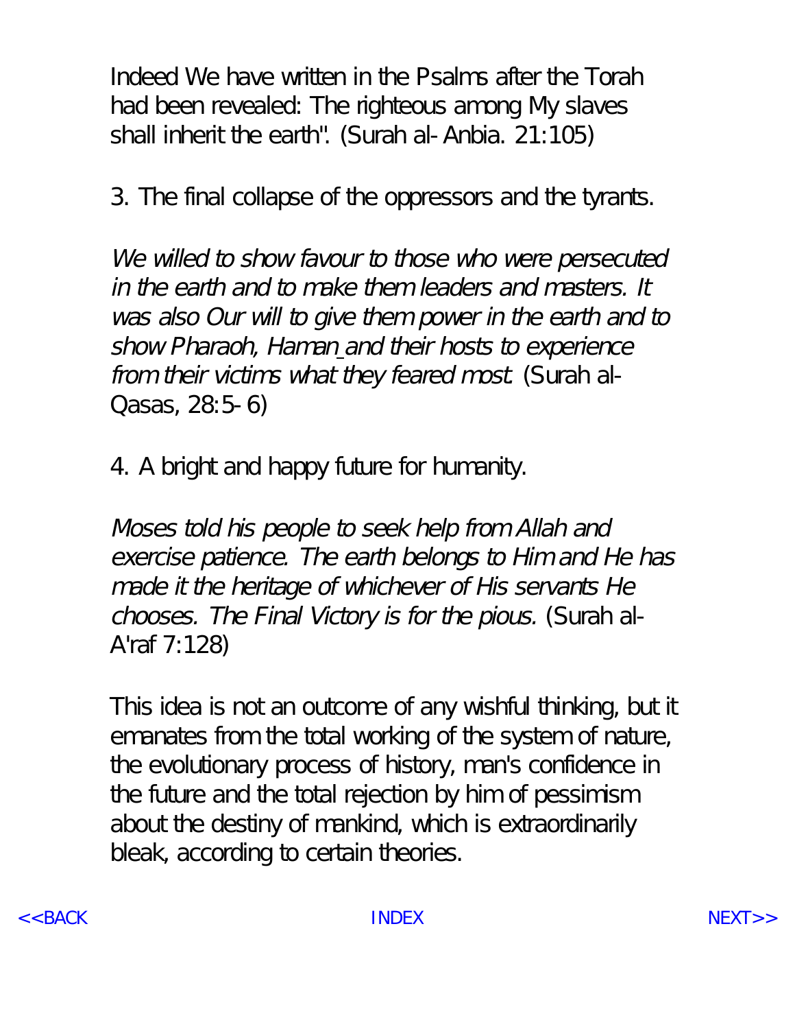Indeed We have written in the Psalms after the Torah had been revealed: The righteous among My slaves shall inherit the earth". (Surah al-Anbia. 21:105)

3. The final collapse of the oppressors and the tyrants.

*We willed to show favour to those who were persecuted in the earth and to make them leaders and masters. It was also Our will to give them power in the earth and to show Pharaoh, Haman and their hosts to experience from their victims what they feared most.* (Surah al-Qasas, 28:5-6)

4. A bright and happy future for humanity.

*Moses told his people to seek help from Allah and exercise patience. The earth belongs to Him and He has made it the heritage of whichever of His servants He chooses. The Final Victory is for the pious.* (Surah al-A'raf 7:128)

This idea is not an outcome of any wishful thinking, but it emanates from the total working of the system of nature, the evolutionary process of history, man's confidence in the future and the total rejection by him of pessimism about the destiny of mankind, which is extraordinarily bleak, according to certain theories.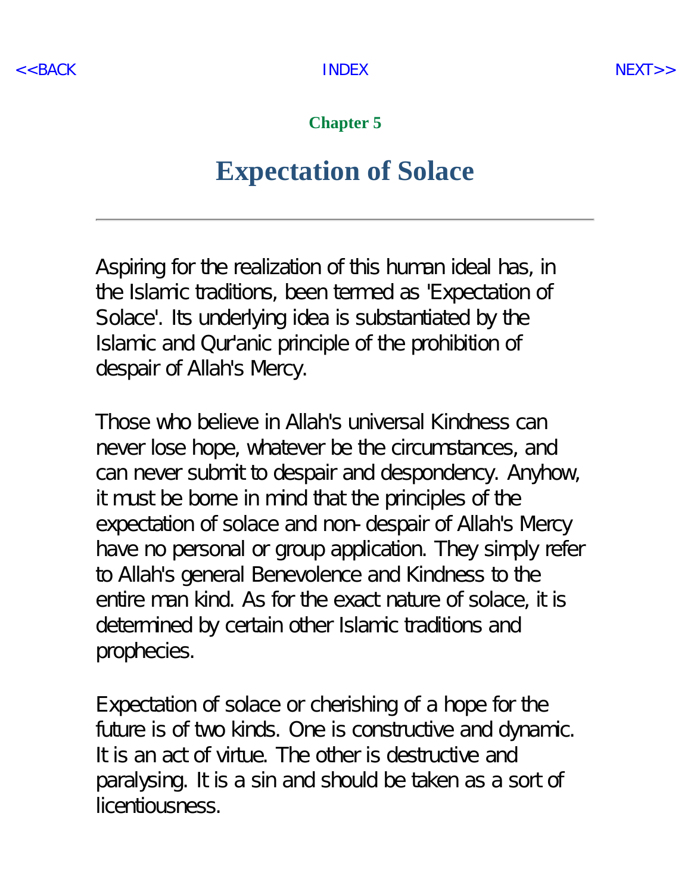## Chapter 5

# Expectation of Solace

---

Aspiring for the realization of this human ideal has, in the Islamic traditions, been termed as 'Expectation of Solace'. Its underlying idea is substantiated by the Islamic and Qur'anic principle of the prohibition of despair of Allah's Mercy.

Those who believe in Allah's universal Kindness can never lose hope, whatever be the circumstances, and can never submit to despair and despondency. Anyhow, it must be borne in mind that the principles of the expectation of solace and non-despair of Allah's Mercy have no personal or group application. They simply refer to Allah's general Benevolence and Kindness to the entire man kind. As for the exact nature of solace, it is determined by certain other Islamic traditions and prophecies.

Expectation of solace or cherishing of a hope for the future is of two kinds. One is constructive and dynamic. It is an act of virtue. The other is destructive and paralysing. It is a sin and should be taken as a sort of licentiousness.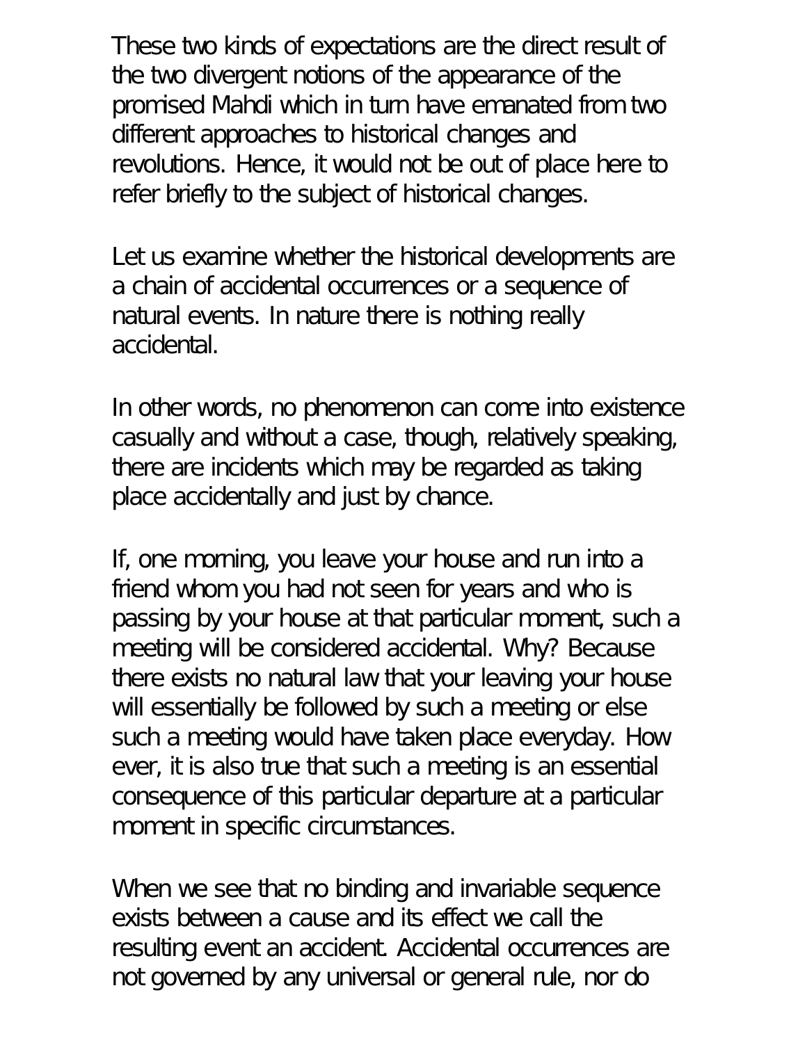These two kinds of expectations are the direct result of the two divergent notions of the appearance of the promised Mahdi which in turn have emanated from two different approaches to historical changes and revolutions. Hence, it would not be out of place here to refer briefly to the subject of historical changes.

Let us examine whether the historical developments are a chain of accidental occurrences or a sequence of natural events. In nature there is nothing really accidental.

In other words, no phenomenon can come into existence casually and without a case, though, relatively speaking, there are incidents which may be regarded as taking place accidentally and just by chance.

If, one morning, you leave your house and run into a friend whom you had not seen for years and who is passing by your house at that particular moment, such a meeting will be considered accidental. Why? Because there exists no natural law that your leaving your house will essentially be followed by such a meeting or else such a meeting would have taken place everyday. How ever, it is also true that such a meeting is an essential consequence of this particular departure at a particular moment in specific circumstances.

When we see that no binding and invariable sequence exists between a cause and its effect we call the resulting event an accident. Accidental occurrences are not governed by any universal or general rule, nor do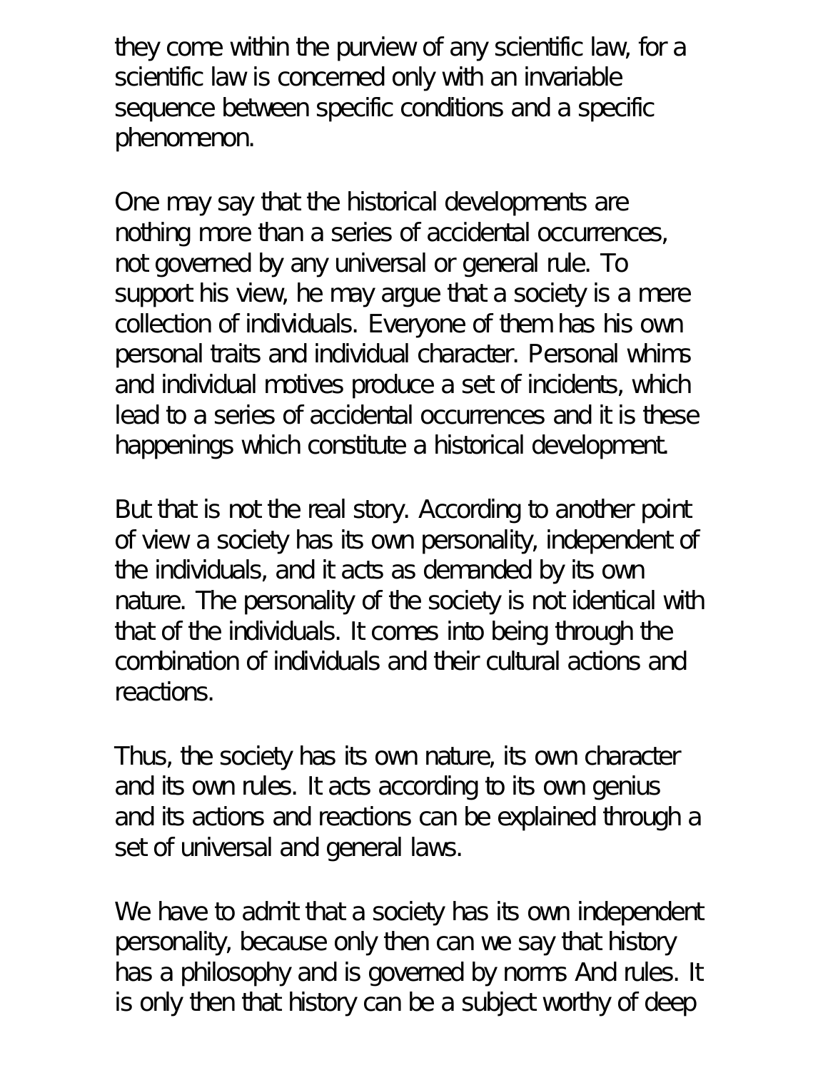they come within the purview of any scientific law, for a scientific law is concerned only with an invariable sequence between specific conditions and a specific phenomenon.

One may say that the historical developments are nothing more than a series of accidental occurrences, not governed by any universal or general rule. To support his view, he may argue that a society is a mere collection of individuals. Everyone of them has his own personal traits and individual character. Personal whims and individual motives produce a set of incidents, which lead to a series of accidental occurrences and it is these happenings which constitute a historical development.

But that is not the real story. According to another point of view a society has its own personality, independent of the individuals, and it acts as demanded by its own nature. The personality of the society is not identical with that of the individuals. It comes into being through the combination of individuals and their cultural actions and reactions.

Thus, the society has its own nature, its own character and its own rules. It acts according to its own genius and its actions and reactions can be explained through a set of universal and general laws.

We have to admit that a society has its own independent personality, because only then can we say that history has a philosophy and is governed by norms And rules. It is only then that history can be a subject worthy of deep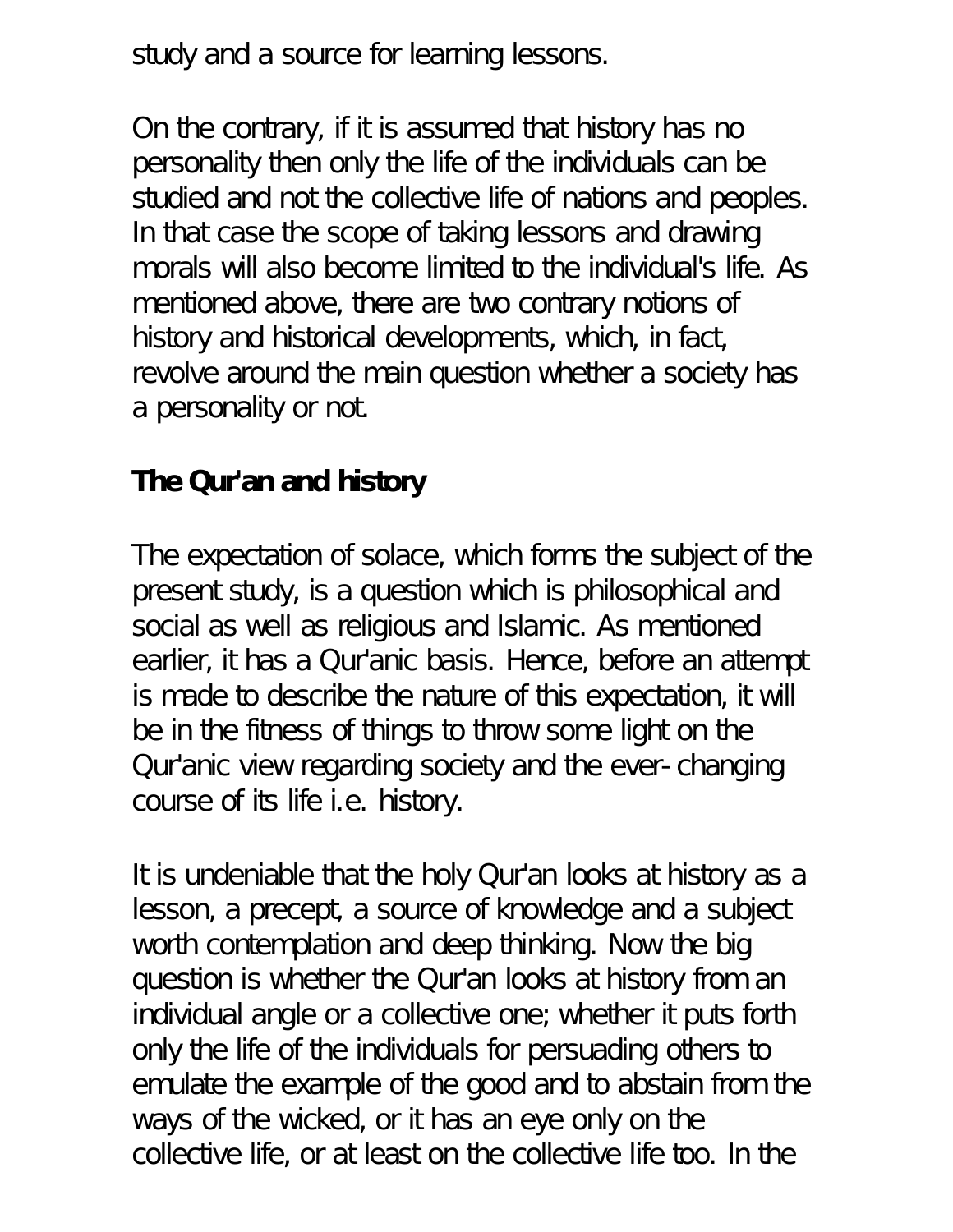study and a source for learning lessons.

On the contrary, if it is assumed that history has no personality then only the life of the individuals can be studied and not the collective life of nations and peoples. In that case the scope of taking lessons and drawing morals will also become limited to the individual's life. As mentioned above, there are two contrary notions of history and historical developments, which, in fact, revolve around the main question whether a society has a personality or not.

## The Qur'an and history

The expectation of solace, which forms the subject of the present study, is a question which is philosophical and social as well as religious and Islamic. As mentioned earlier, it has a Qur'anic basis. Hence, before an attempt is made to describe the nature of this expectation, it will be in the fitness of things to throw some light on the Qur'anic view regarding society and the ever- changing course of its life i.e. history.

It is undeniable that the holy Qur'an looks at history as a lesson, a precept, a source of knowledge and a subject worth contemplation and deep thinking. Now the big question is whether the Qur'an looks at history from an individual angle or a collective one; whether it puts forth only the life of the individuals for persuading others to emulate the example of the good and to abstain from the ways of the wicked, or it has an eye only on the collective life, or at least on the collective life too. In the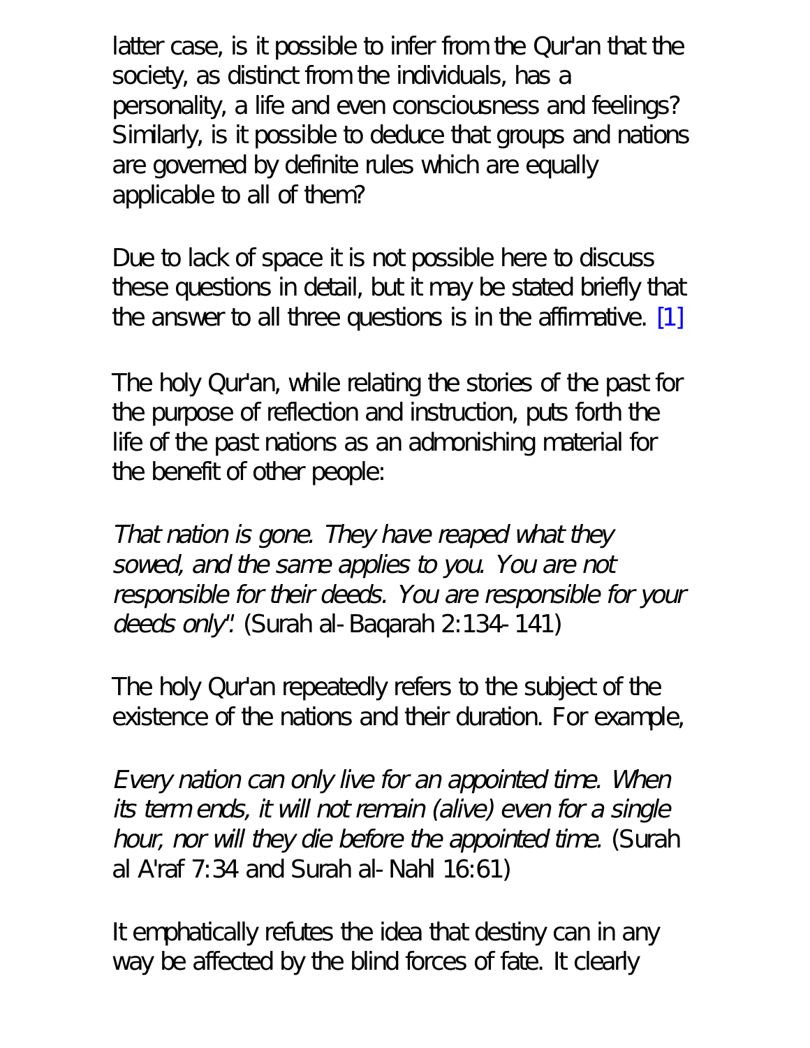latter case, is it possible to infer from the Qur'an that the society, as distinct from the individuals, has a personality, a life and even consciousness and feelings? Similarly, is it possible to deduce that groups and nations are governed by definite rules which are equally applicable to all of them?

Due to lack of space it is not possible here to discuss these questions in detail, but it may be stated briefly that the answer to all three questions is in the affirmative. [1]

The holy Qur'an, while relating the stories of the past for the purpose of reflection and instruction, puts forth the life of the past nations as an admonishing material for the benefit of other people:

*That nation is gone. They have reaped what they sowed, and the same applies to you. You are not responsible for their deeds. You are responsible for your deeds only".* (Surah al-Baqarah 2:134-141)

The holy Qur'an repeatedly refers to the subject of the existence of the nations and their duration. For example,

*Every nation can only live for an appointed time. When its term ends, it will not remain (alive) even for a single hour, nor will they die before the appointed time.* (Surah al A'raf 7:34 and Surah al-Nahl 16:61)

It emphatically refutes the idea that destiny can in any way be affected by the blind forces of fate. It clearly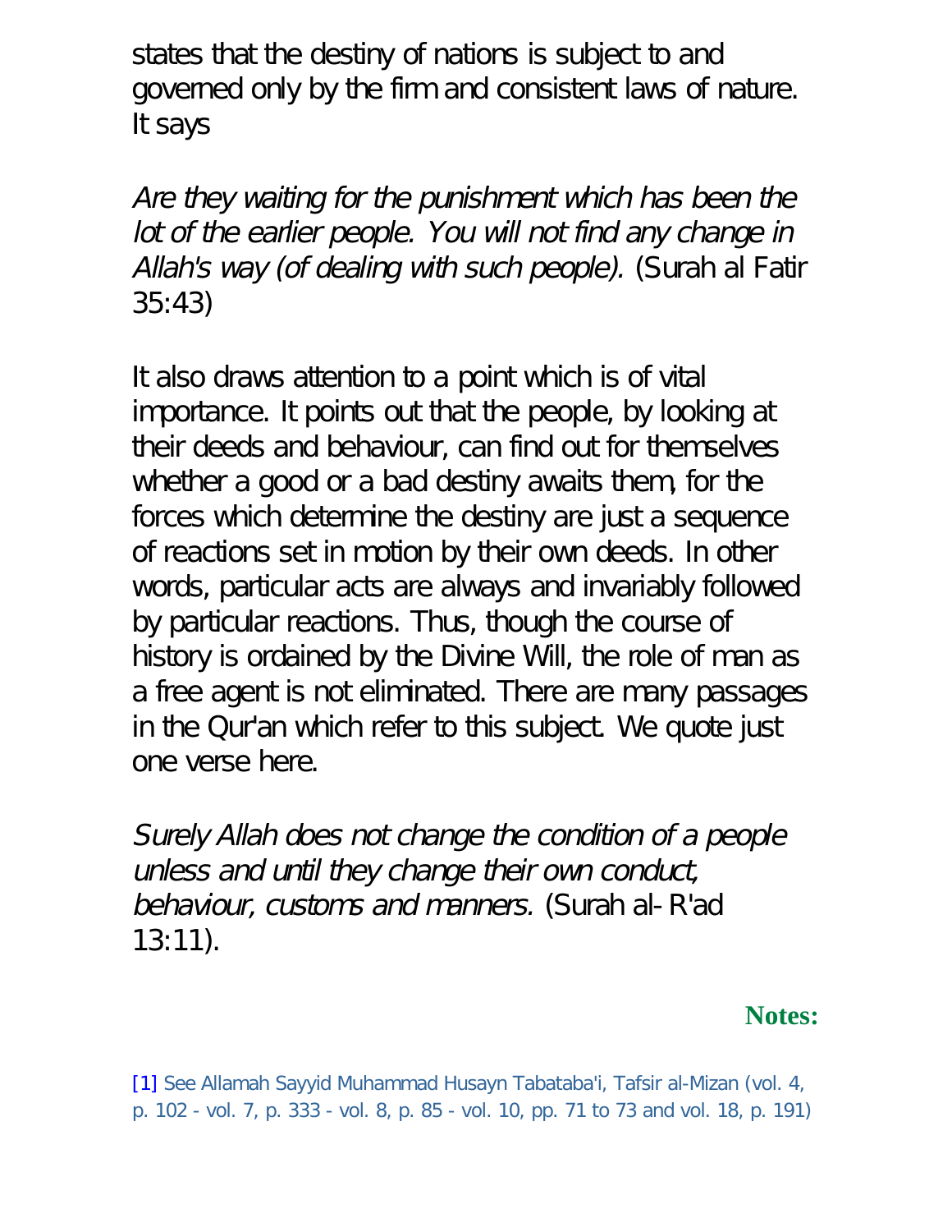states that the destiny of nations is subject to and governed only by the firm and consistent laws of nature. It says

*Are they waiting for the punishment which has been the lot of the earlier people. You will not find any change in Allah's way (of dealing with such people).* (Surah al Fatir 35:43)

It also draws attention to a point which is of vital importance. It points out that the people, by looking at their deeds and behaviour, can find out for themselves whether a good or a bad destiny awaits them, for the forces which determine the destiny are just a sequence of reactions set in motion by their own deeds. In other words, particular acts are always and invariably followed by particular reactions. Thus, though the course of history is ordained by the Divine Will, the role of man as a free agent is not eliminated. There are many passages in the Qur'an which refer to this subject. We quote just one verse here.

*Surely Allah does not change the condition of a people unless and until they change their own conduct, behaviour, customs and manners.* (Surah al-R'ad 13:11).

**Notes:**

[1] See Allamah Sayyid Muhammad Husayn Tabataba'i, Tafsir al-Mizan (vol. 4, p. 102 - vol. 7, p. 333 - vol. 8, p. 85 - vol. 10, pp. 71 to 73 and vol. 18, p. 191)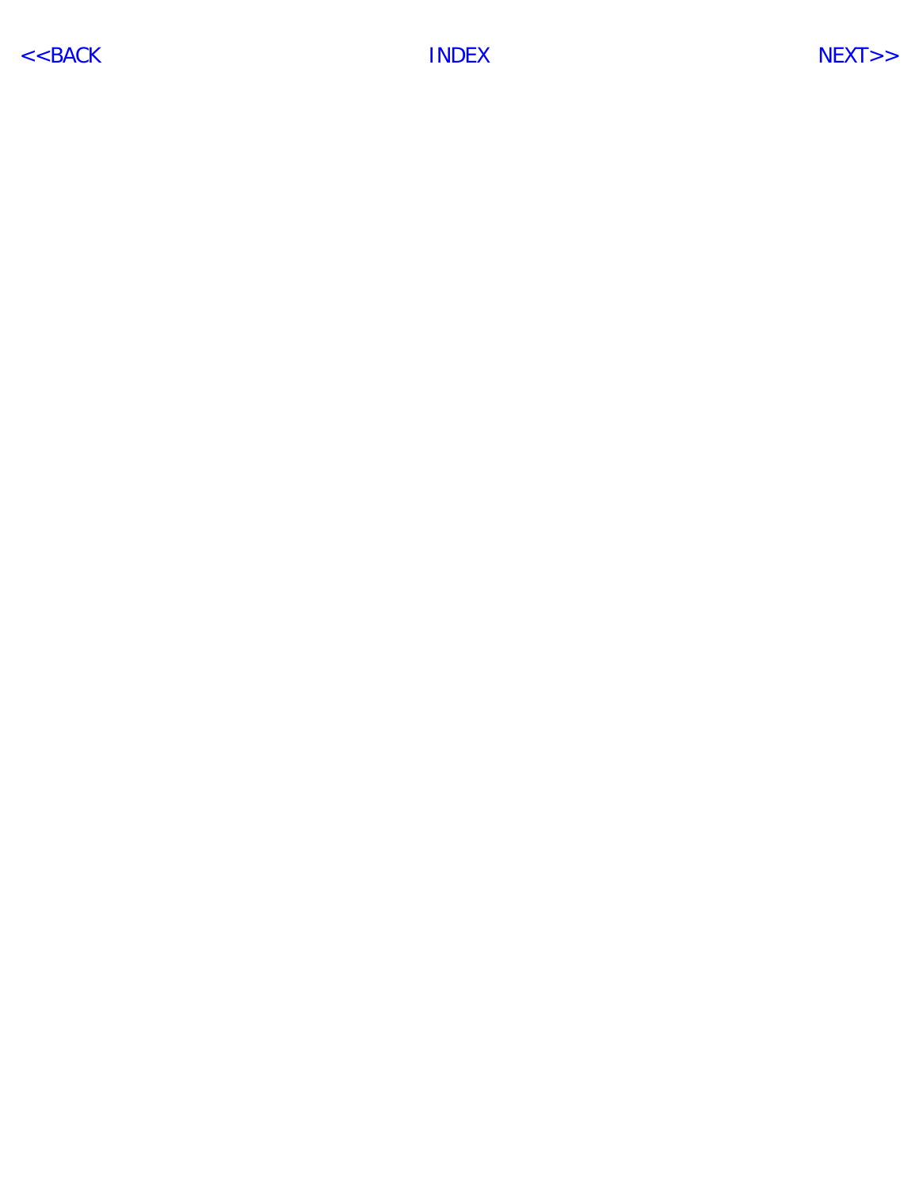<<BACK INDEX NEXT>>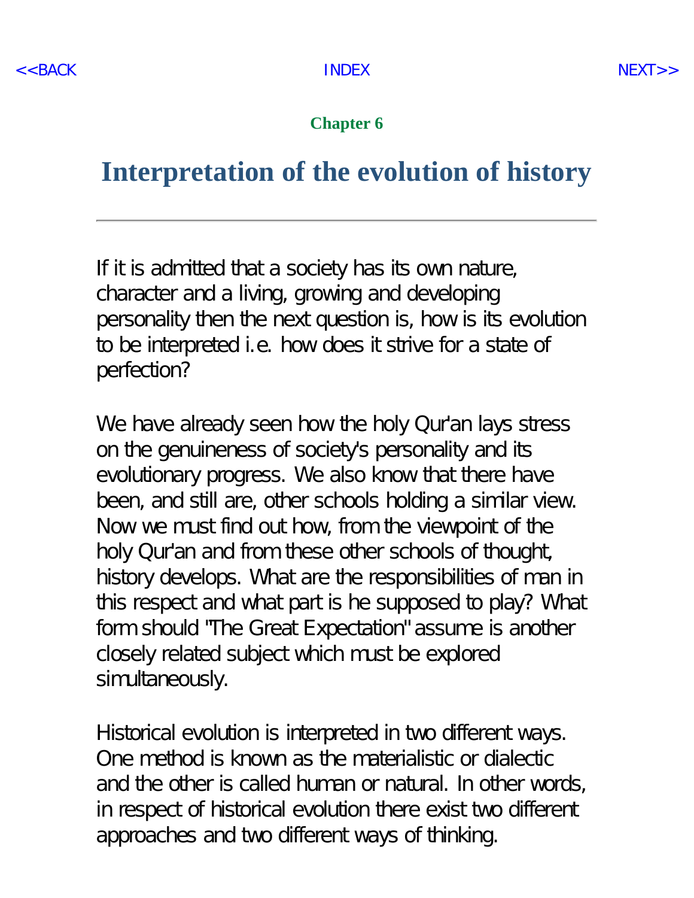Chapter 6

# Interpretation of the evolution of history

---

If it is admitted that a society has its own nature, character and a living, growing and developing personality then the next question is, how is its evolution to be interpreted i.e. how does it strive for a state of perfection?

We have already seen how the holy Qur'an lays stress on the genuineness of society's personality and its evolutionary progress. We also know that there have been, and still are, other schools holding a similar view. Now we must find out how, from the viewpoint of the holy Qur'an and from these other schools of thought, history develops. What are the responsibilities of man in this respect and what part is he supposed to play? What form should "The Great Expectation" assume is another closely related subject which must be explored simultaneously.

Historical evolution is interpreted in two different ways. One method is known as the materialistic or dialectic and the other is called human or natural. In other words, in respect of historical evolution there exist two different approaches and two different ways of thinking.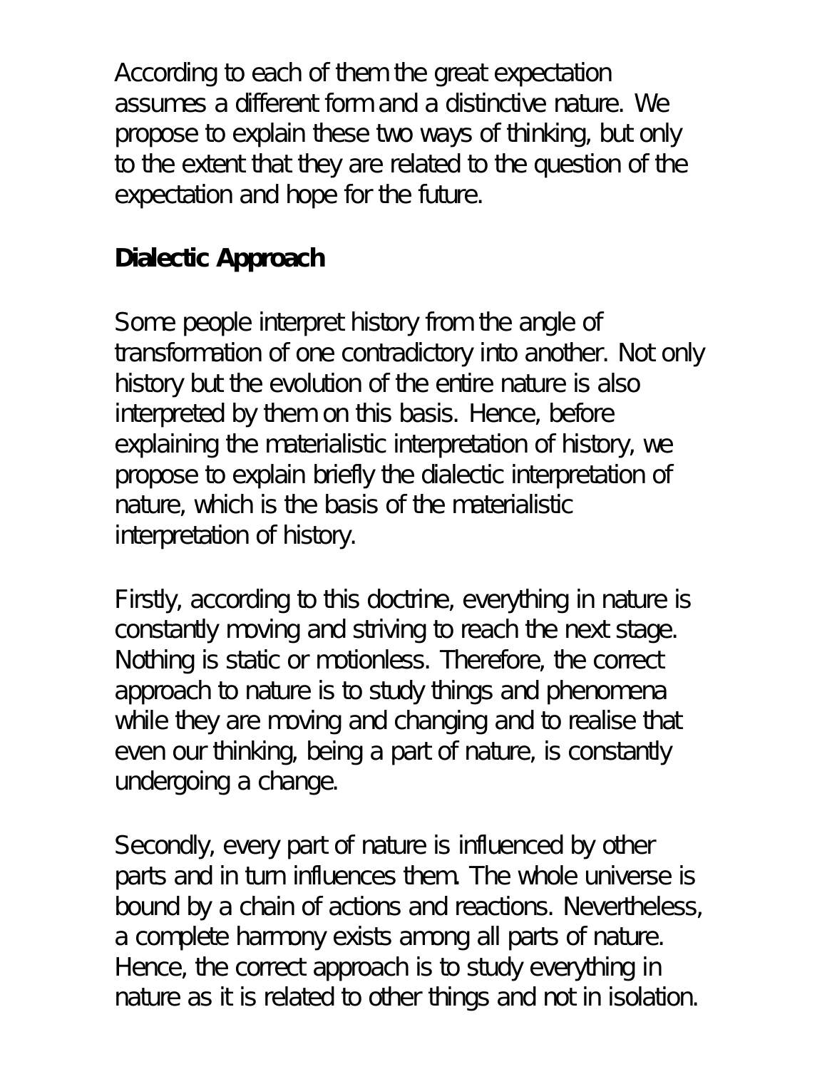According to each of them the great expectation assumes a different form and a distinctive nature. We propose to explain these two ways of thinking, but only to the extent that they are related to the question of the expectation and hope for the future.

## Dialectic Approach

Some people interpret history from the angle of transformation of one contradictory into another. Not only history but the evolution of the entire nature is also interpreted by them on this basis. Hence, before explaining the materialistic interpretation of history, we propose to explain briefly the dialectic interpretation of nature, which is the basis of the materialistic interpretation of history.

Firstly, according to this doctrine, everything in nature is constantly moving and striving to reach the next stage. Nothing is static or motionless. Therefore, the correct approach to nature is to study things and phenomena while they are moving and changing and to realise that even our thinking, being a part of nature, is constantly undergoing a change.

Secondly, every part of nature is influenced by other parts and in turn influences them. The whole universe is bound by a chain of actions and reactions. Nevertheless, a complete harmony exists among all parts of nature. Hence, the correct approach is to study everything in nature as it is related to other things and not in isolation.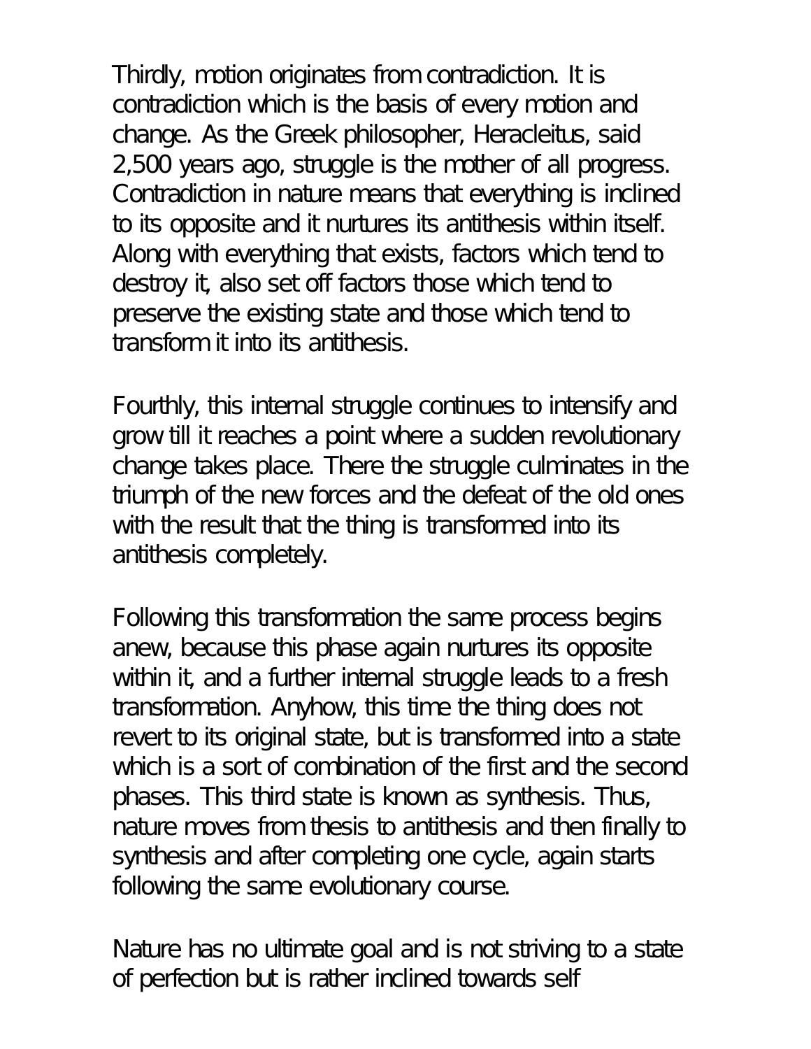Thirdly, motion originates from contradiction. It is contradiction which is the basis of every motion and change. As the Greek philosopher, Heracleitus, said 2,500 years ago, struggle is the mother of all progress. Contradiction in nature means that everything is inclined to its opposite and it nurtures its antithesis within itself. Along with everything that exists, factors which tend to destroy it, also set off factors those which tend to preserve the existing state and those which tend to transform it into its antithesis.

Fourthly, this internal struggle continues to intensify and grow till it reaches a point where a sudden revolutionary change takes place. There the struggle culminates in the triumph of the new forces and the defeat of the old ones with the result that the thing is transformed into its antithesis completely.

Following this transformation the same process begins anew, because this phase again nurtures its opposite within it, and a further internal struggle leads to a fresh transformation. Anyhow, this time the thing does not revert to its original state, but is transformed into a state which is a sort of combination of the first and the second phases. This third state is known as synthesis. Thus, nature moves from thesis to antithesis and then finally to synthesis and after completing one cycle, again starts following the same evolutionary course.

Nature has no ultimate goal and is not striving to a state of perfection but is rather inclined towards self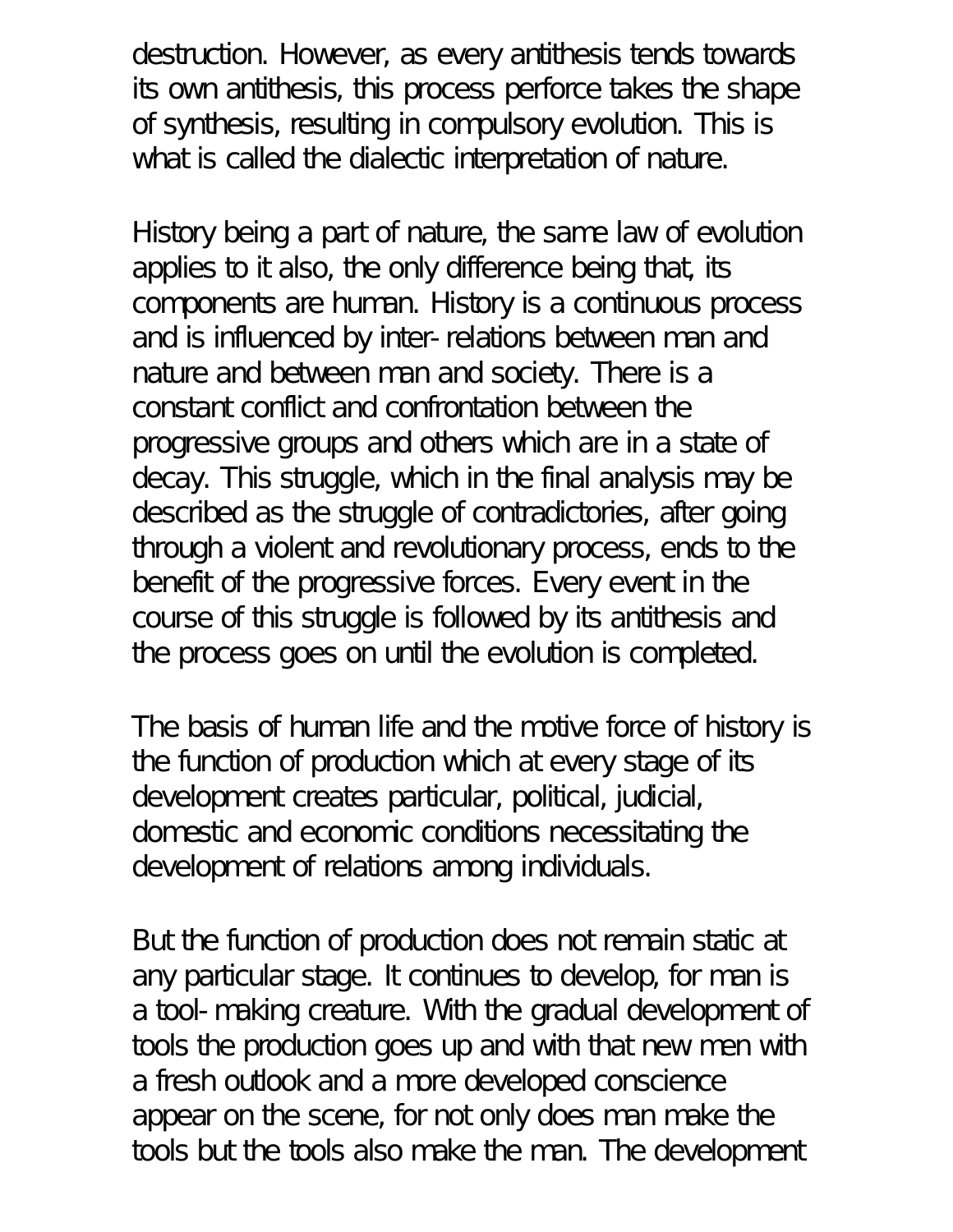destruction. However, as every antithesis tends towards its own antithesis, this process perforce takes the shape of synthesis, resulting in compulsory evolution. This is what is called the dialectic interpretation of nature.

History being a part of nature, the same law of evolution applies to it also, the only difference being that, its components are human. History is a continuous process and is influenced by inter-relations between man and nature and between man and society. There is a constant conflict and confrontation between the progressive groups and others which are in a state of decay. This struggle, which in the final analysis may be described as the struggle of contradictories, after going through a violent and revolutionary process, ends to the benefit of the progressive forces. Every event in the course of this struggle is followed by its antithesis and the process goes on until the evolution is completed.

The basis of human life and the motive force of history is the function of production which at every stage of its development creates particular, political, judicial, domestic and economic conditions necessitating the development of relations among individuals.

But the function of production does not remain static at any particular stage. It continues to develop, for man is a tool-making creature. With the gradual development of tools the production goes up and with that new men with a fresh outlook and a more developed conscience appear on the scene, for not only does man make the tools but the tools also make the man. The development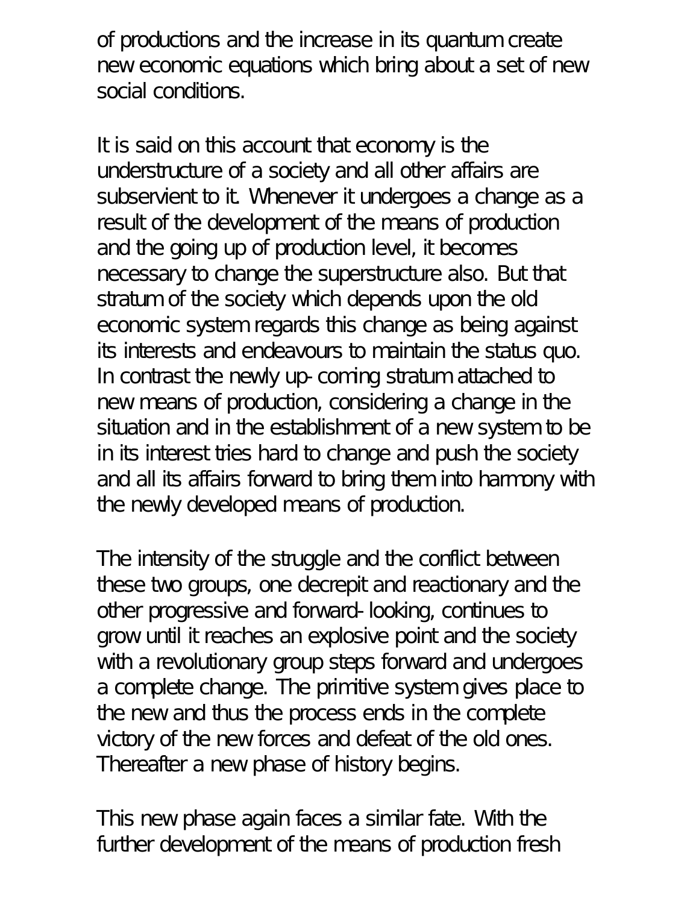of productions and the increase in its quantum create new economic equations which bring about a set of new social conditions.

It is said on this account that economy is the understructure of a society and all other affairs are subservient to it. Whenever it undergoes a change as a result of the development of the means of production and the going up of production level, it becomes necessary to change the superstructure also. But that stratum of the society which depends upon the old economic system regards this change as being against its interests and endeavours to maintain the status quo. In contrast the newly up-coming stratum attached to new means of production, considering a change in the situation and in the establishment of a new system to be in its interest tries hard to change and push the society and all its affairs forward to bring them into harmony with the newly developed means of production.

The intensity of the struggle and the conflict between these two groups, one decrepit and reactionary and the other progressive and forward-looking, continues to grow until it reaches an explosive point and the society with a revolutionary group steps forward and undergoes a complete change. The primitive system gives place to the new and thus the process ends in the complete victory of the new forces and defeat of the old ones. Thereafter a new phase of history begins.

This new phase again faces a similar fate. With the further development of the means of production fresh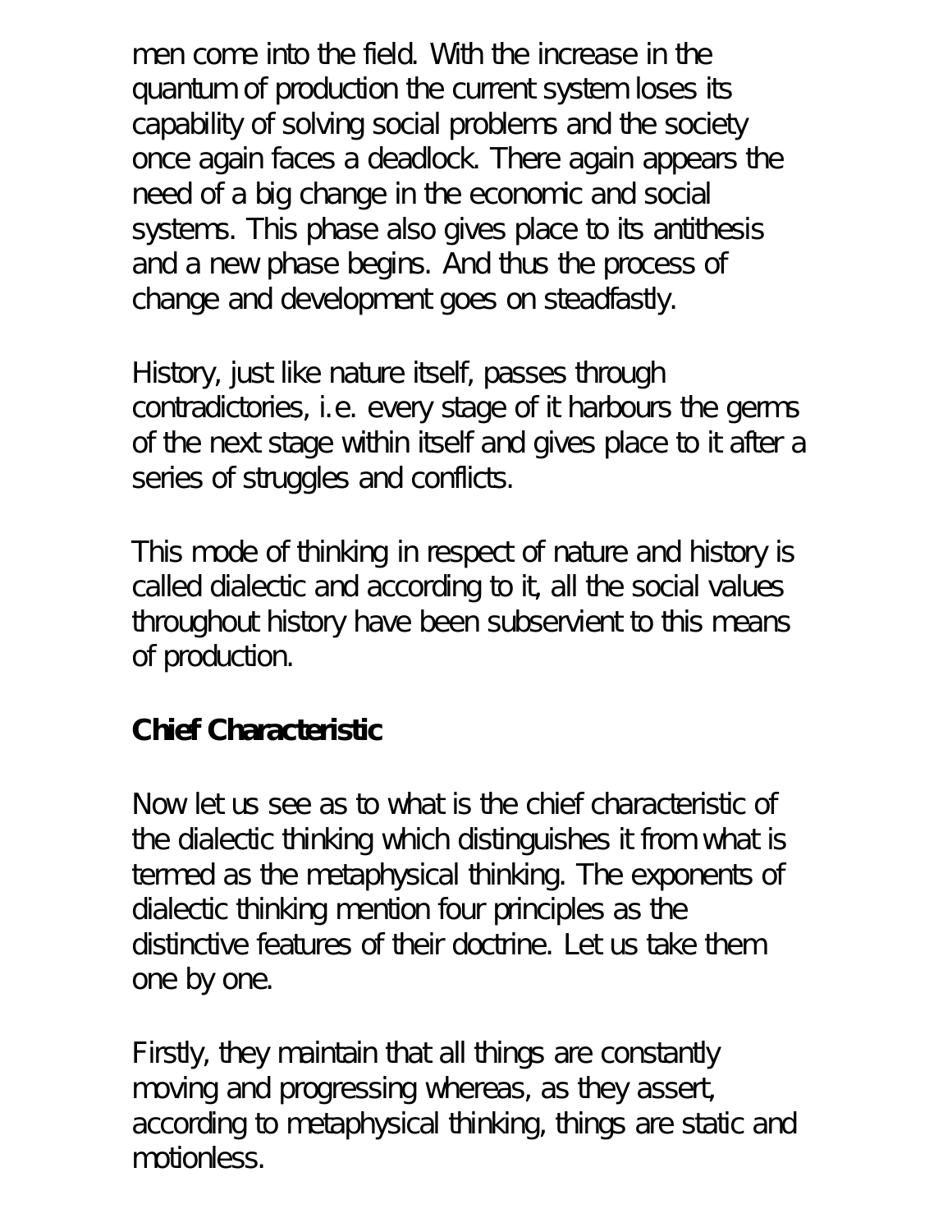men come into the field. With the increase in the quantum of production the current system loses its capability of solving social problems and the society once again faces a deadlock. There again appears the need of a big change in the economic and social systems. This phase also gives place to its antithesis and a new phase begins. And thus the process of change and development goes on steadfastly.

History, just like nature itself, passes through contradictories, i.e. every stage of it harbours the germs of the next stage within itself and gives place to it after a series of struggles and conflicts.

This mode of thinking in respect of nature and history is called dialectic and according to it, all the social values throughout history have been subservient to this means of production.

## Chief Characteristic

Now let us see as to what is the chief characteristic of the dialectic thinking which distinguishes it from what is termed as the metaphysical thinking. The exponents of dialectic thinking mention four principles as the distinctive features of their doctrine. Let us take them one by one.

Firstly, they maintain that all things are constantly moving and progressing whereas, as they assert, according to metaphysical thinking, things are static and motionless.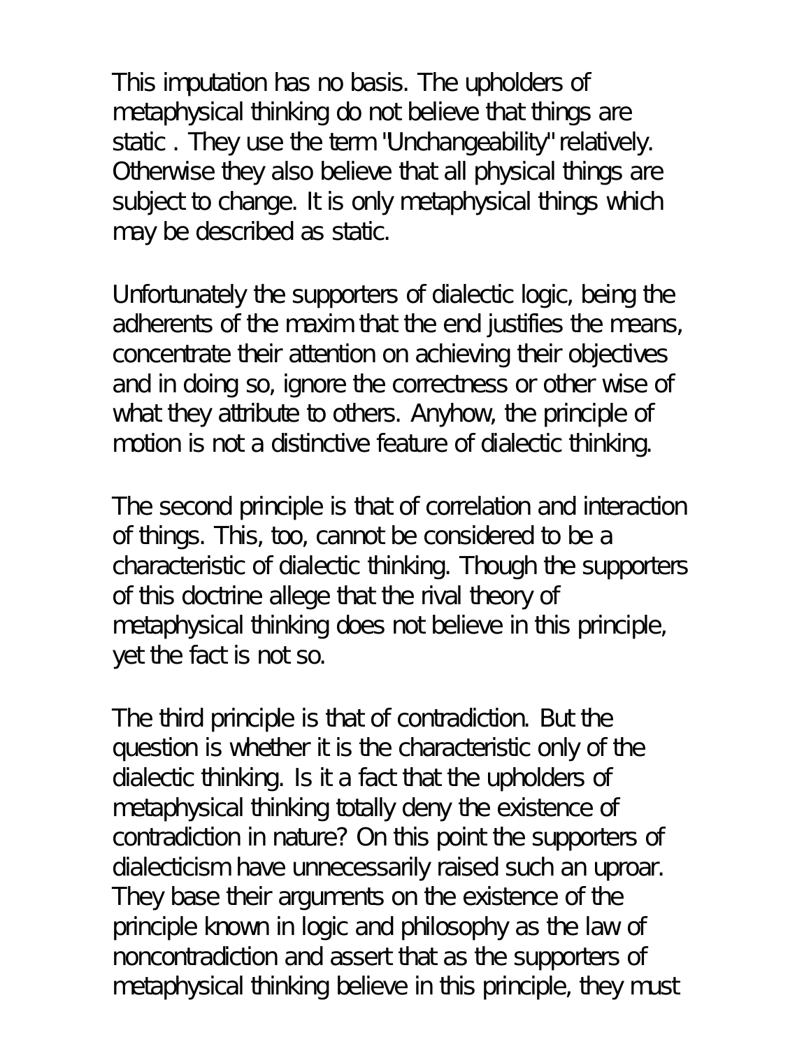This imputation has no basis. The upholders of metaphysical thinking do not believe that things are static . They use the term 'Unchangeability" relatively. Otherwise they also believe that all physical things are subject to change. It is only metaphysical things which may be described as static.

Unfortunately the supporters of dialectic logic, being the adherents of the maxim that the end justifies the means, concentrate their attention on achieving their objectives and in doing so, ignore the correctness or other wise of what they attribute to others. Anyhow, the principle of motion is not a distinctive feature of dialectic thinking.

The second principle is that of correlation and interaction of things. This, too, cannot be considered to be a characteristic of dialectic thinking. Though the supporters of this doctrine allege that the rival theory of metaphysical thinking does not believe in this principle, yet the fact is not so.

The third principle is that of contradiction. But the question is whether it is the characteristic only of the dialectic thinking. Is it a fact that the upholders of metaphysical thinking totally deny the existence of contradiction in nature? On this point the supporters of dialecticism have unnecessarily raised such an uproar. They base their arguments on the existence of the principle known in logic and philosophy as the law of noncontradiction and assert that as the supporters of metaphysical thinking believe in this principle, they must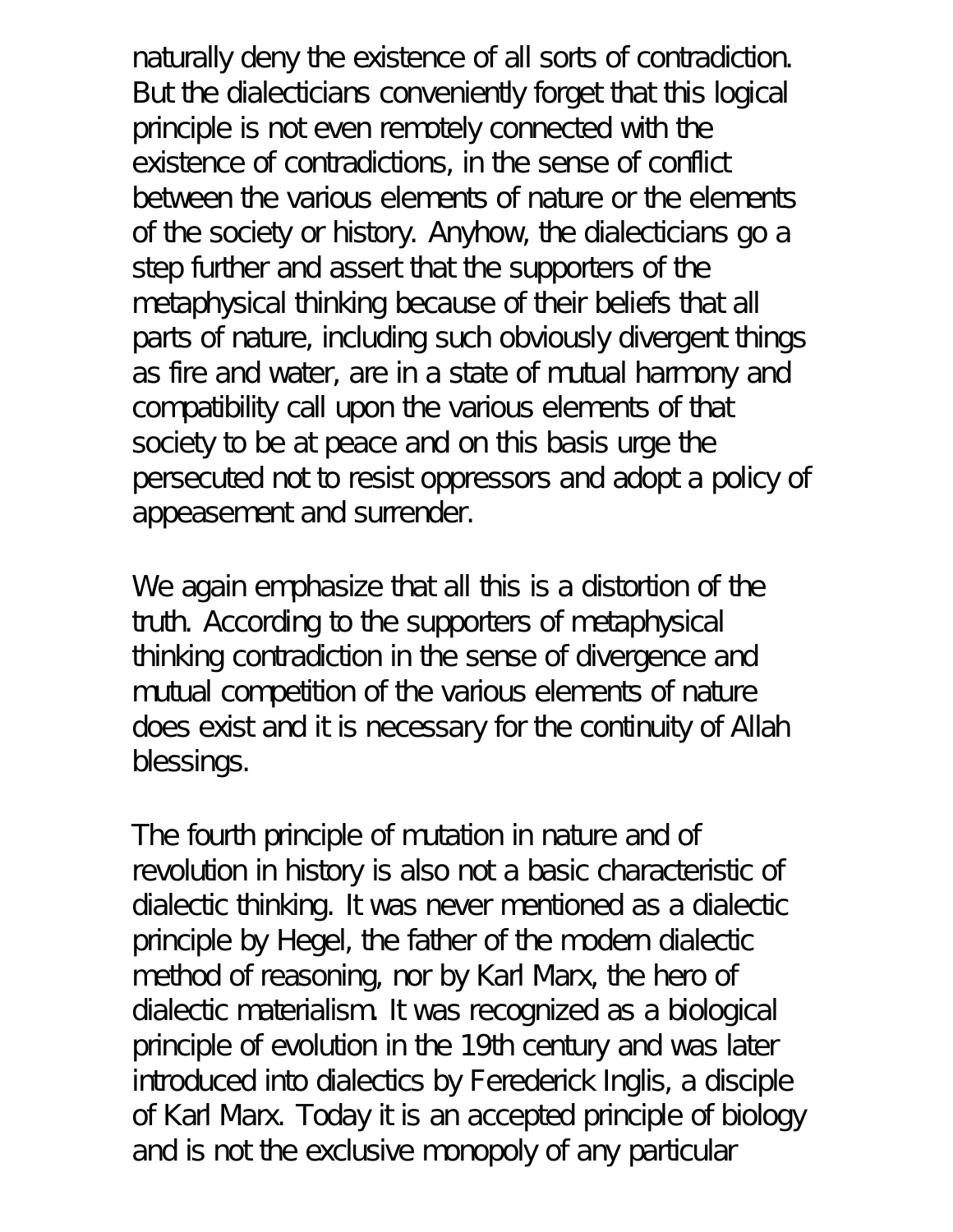naturally deny the existence of all sorts of contradiction. But the dialecticians conveniently forget that this logical principle is not even remotely connected with the existence of contradictions, in the sense of conflict between the various elements of nature or the elements of the society or history. Anyhow, the dialecticians go a step further and assert that the supporters of the metaphysical thinking because of their beliefs that all parts of nature, including such obviously divergent things as fire and water, are in a state of mutual harmony and compatibility call upon the various elements of that society to be at peace and on this basis urge the persecuted not to resist oppressors and adopt a policy of appeasement and surrender.

We again emphasize that all this is a distortion of the truth. According to the supporters of metaphysical thinking contradiction in the sense of divergence and mutual competition of the various elements of nature does exist and it is necessary for the continuity of Allah blessings.

The fourth principle of mutation in nature and of revolution in history is also not a basic characteristic of dialectic thinking. It was never mentioned as a dialectic principle by Hegel, the father of the modern dialectic method of reasoning, nor by Karl Marx, the hero of dialectic materialism. It was recognized as a biological principle of evolution in the 19th century and was later introduced into dialectics by Ferederick Inglis, a disciple of Karl Marx. Today it is an accepted principle of biology and is not the exclusive monopoly of any particular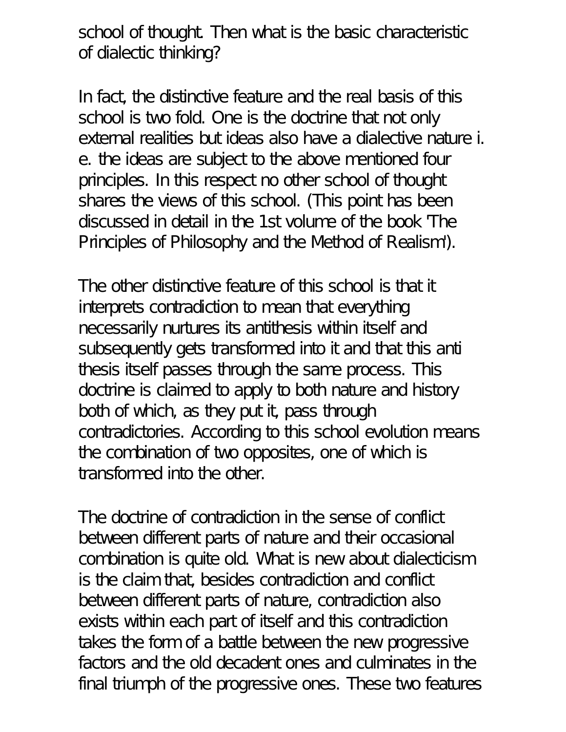school of thought. Then what is the basic characteristic of dialectic thinking?

In fact, the distinctive feature and the real basis of this school is two fold. One is the doctrine that not only external realities but ideas also have a dialective nature i. e. the ideas are subject to the above mentioned four principles. In this respect no other school of thought shares the views of this school. (This point has been discussed in detail in the 1st volume of the book 'The Principles of Philosophy and the Method of Realism').

The other distinctive feature of this school is that it interprets contradiction to mean that everything necessarily nurtures its antithesis within itself and subsequently gets transformed into it and that this anti thesis itself passes through the same process. This doctrine is claimed to apply to both nature and history both of which, as they put it, pass through contradictories. According to this school evolution means the combination of two opposites, one of which is transformed into the other.

The doctrine of contradiction in the sense of conflict between different parts of nature and their occasional combination is quite old. What is new about dialecticism is the claim that, besides contradiction and conflict between different parts of nature, contradiction also exists within each part of itself and this contradiction takes the form of a battle between the new progressive factors and the old decadent ones and culminates in the final triumph of the progressive ones. These two features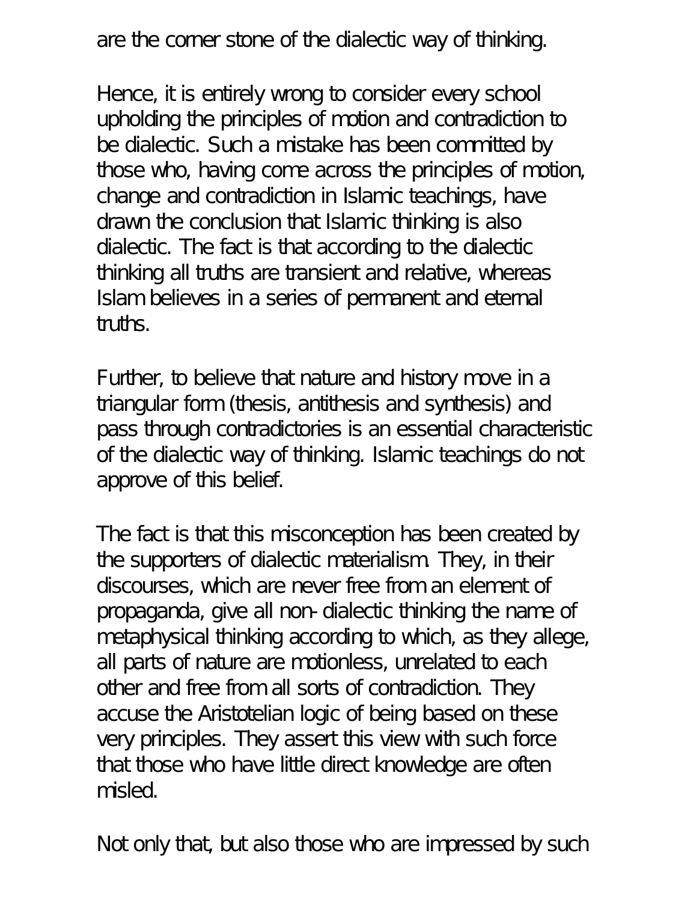are the corner stone of the dialectic way of thinking.

Hence, it is entirely wrong to consider every school upholding the principles of motion and contradiction to be dialectic. Such a mistake has been committed by those who, having come across the principles of motion, change and contradiction in Islamic teachings, have drawn the conclusion that Islamic thinking is also dialectic. The fact is that according to the dialectic thinking all truths are transient and relative, whereas Islam believes in a series of permanent and eternal truths.

Further, to believe that nature and history move in a triangular form (thesis, antithesis and synthesis) and pass through contradictories is an essential characteristic of the dialectic way of thinking. Islamic teachings do not approve of this belief.

The fact is that this misconception has been created by the supporters of dialectic materialism. They, in their discourses, which are never free from an element of propaganda, give all non-dialectic thinking the name of metaphysical thinking according to which, as they allege, all parts of nature are motionless, unrelated to each other and free from all sorts of contradiction. They accuse the Aristotelian logic of being based on these very principles. They assert this view with such force that those who have little direct knowledge are often misled.

Not only that, but also those who are impressed by such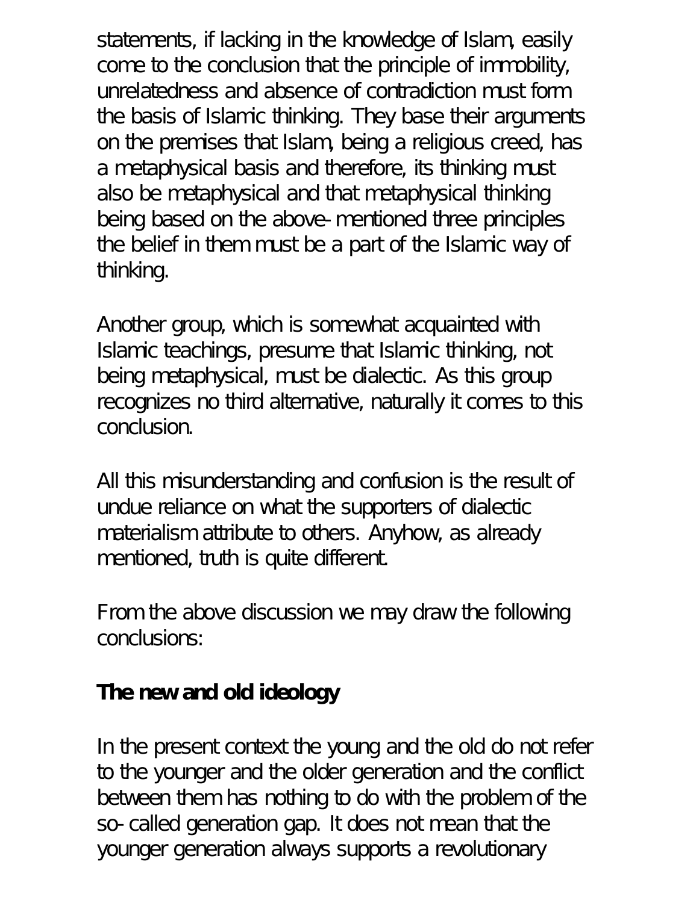statements, if lacking in the knowledge of Islam, easily come to the conclusion that the principle of immobility, unrelatedness and absence of contradiction must form the basis of Islamic thinking. They base their arguments on the premises that Islam, being a religious creed, has a metaphysical basis and therefore, its thinking must also be metaphysical and that metaphysical thinking being based on the above-mentioned three principles the belief in them must be a part of the Islamic way of thinking.

Another group, which is somewhat acquainted with Islamic teachings, presume that Islamic thinking, not being metaphysical, must be dialectic. As this group recognizes no third alternative, naturally it comes to this conclusion.

All this misunderstanding and confusion is the result of undue reliance on what the supporters of dialectic materialism attribute to others. Anyhow, as already mentioned, truth is quite different.

From the above discussion we may draw the following conclusions:

**The new and old ideology**

In the present context the young and the old do not refer to the younger and the older generation and the conflict between them has nothing to do with the problem of the so-called generation gap. It does not mean that the younger generation always supports a revolutionary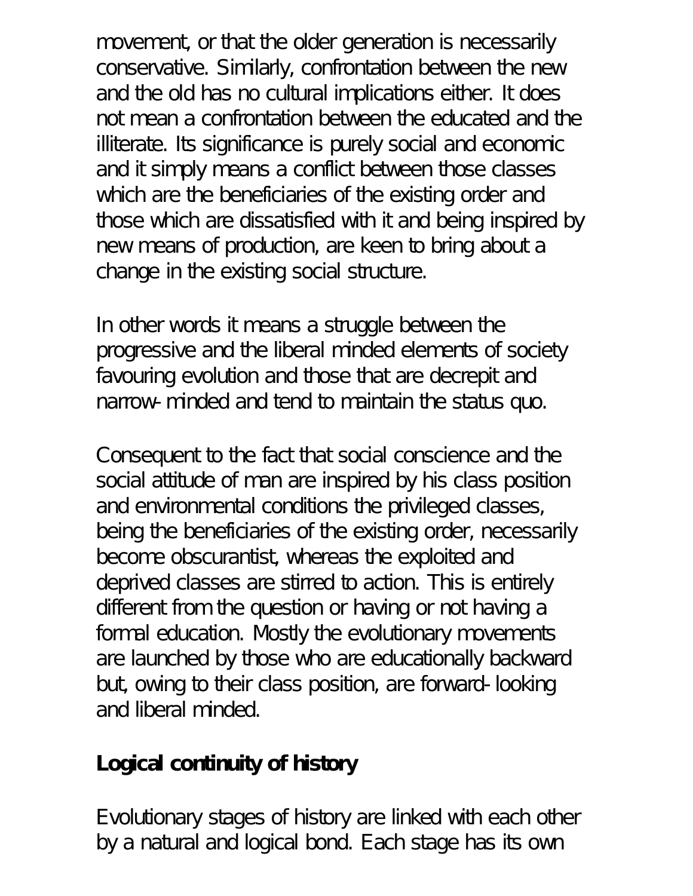movement, or that the older generation is necessarily conservative. Similarly, confrontation between the new and the old has no cultural implications either. It does not mean a confrontation between the educated and the illiterate. Its significance is purely social and economic and it simply means a conflict between those classes which are the beneficiaries of the existing order and those which are dissatisfied with it and being inspired by new means of production, are keen to bring about a change in the existing social structure.

In other words it means a struggle between the progressive and the liberal minded elements of society favouring evolution and those that are decrepit and narrow-minded and tend to maintain the status quo.

Consequent to the fact that social conscience and the social attitude of man are inspired by his class position and environmental conditions the privileged classes, being the beneficiaries of the existing order, necessarily become obscurantist, whereas the exploited and deprived classes are stirred to action. This is entirely different from the question or having or not having a formal education. Mostly the evolutionary movements are launched by those who are educationally backward but, owing to their class position, are forward-looking and liberal minded.

**Logical continuity of history**

Evolutionary stages of history are linked with each other by a natural and logical bond. Each stage has its own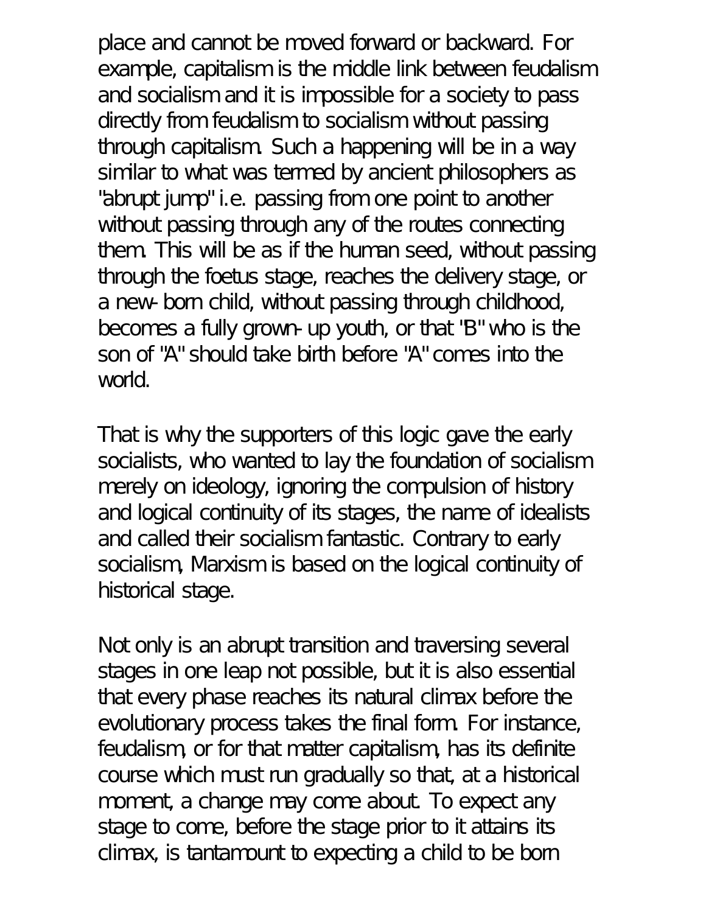place and cannot be moved forward or backward. For example, capitalism is the middle link between feudalism and socialism and it is impossible for a society to pass directly from feudalism to socialism without passing through capitalism. Such a happening will be in a way similar to what was termed by ancient philosophers as "abrupt jump" i.e. passing from one point to another without passing through any of the routes connecting them. This will be as if the human seed, without passing through the foetus stage, reaches the delivery stage, or a new-born child, without passing through childhood, becomes a fully grown-up youth, or that "B" who is the son of "A" should take birth before "A" comes into the world.

That is why the supporters of this logic gave the early socialists, who wanted to lay the foundation of socialism merely on ideology, ignoring the compulsion of history and logical continuity of its stages, the name of idealists and called their socialism fantastic. Contrary to early socialism, Marxism is based on the logical continuity of historical stage.

Not only is an abrupt transition and traversing several stages in one leap not possible, but it is also essential that every phase reaches its natural climax before the evolutionary process takes the final form. For instance, feudalism, or for that matter capitalism, has its definite course which must run gradually so that, at a historical moment, a change may come about. To expect any stage to come, before the stage prior to it attains its climax, is tantamount to expecting a child to be born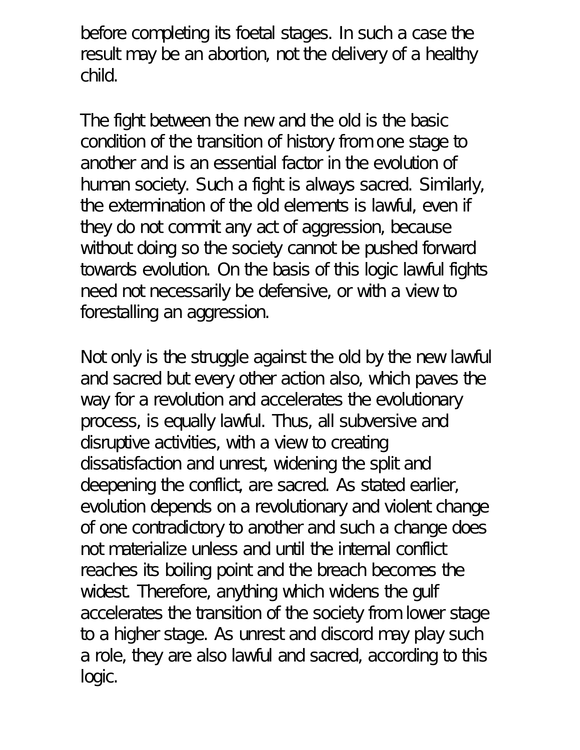before completing its foetal stages. In such a case the result may be an abortion, not the delivery of a healthy child.

The fight between the new and the old is the basic condition of the transition of history from one stage to another and is an essential factor in the evolution of human society. Such a fight is always sacred. Similarly, the extermination of the old elements is lawful, even if they do not commit any act of aggression, because without doing so the society cannot be pushed forward towards evolution. On the basis of this logic lawful fights need not necessarily be defensive, or with a view to forestalling an aggression.

Not only is the struggle against the old by the new lawful and sacred but every other action also, which paves the way for a revolution and accelerates the evolutionary process, is equally lawful. Thus, all subversive and disruptive activities, with a view to creating dissatisfaction and unrest, widening the split and deepening the conflict, are sacred. As stated earlier, evolution depends on a revolutionary and violent change of one contradictory to another and such a change does not materialize unless and until the internal conflict reaches its boiling point and the breach becomes the widest. Therefore, anything which widens the gulf accelerates the transition of the society from lower stage to a higher stage. As unrest and discord may play such a role, they are also lawful and sacred, according to this logic.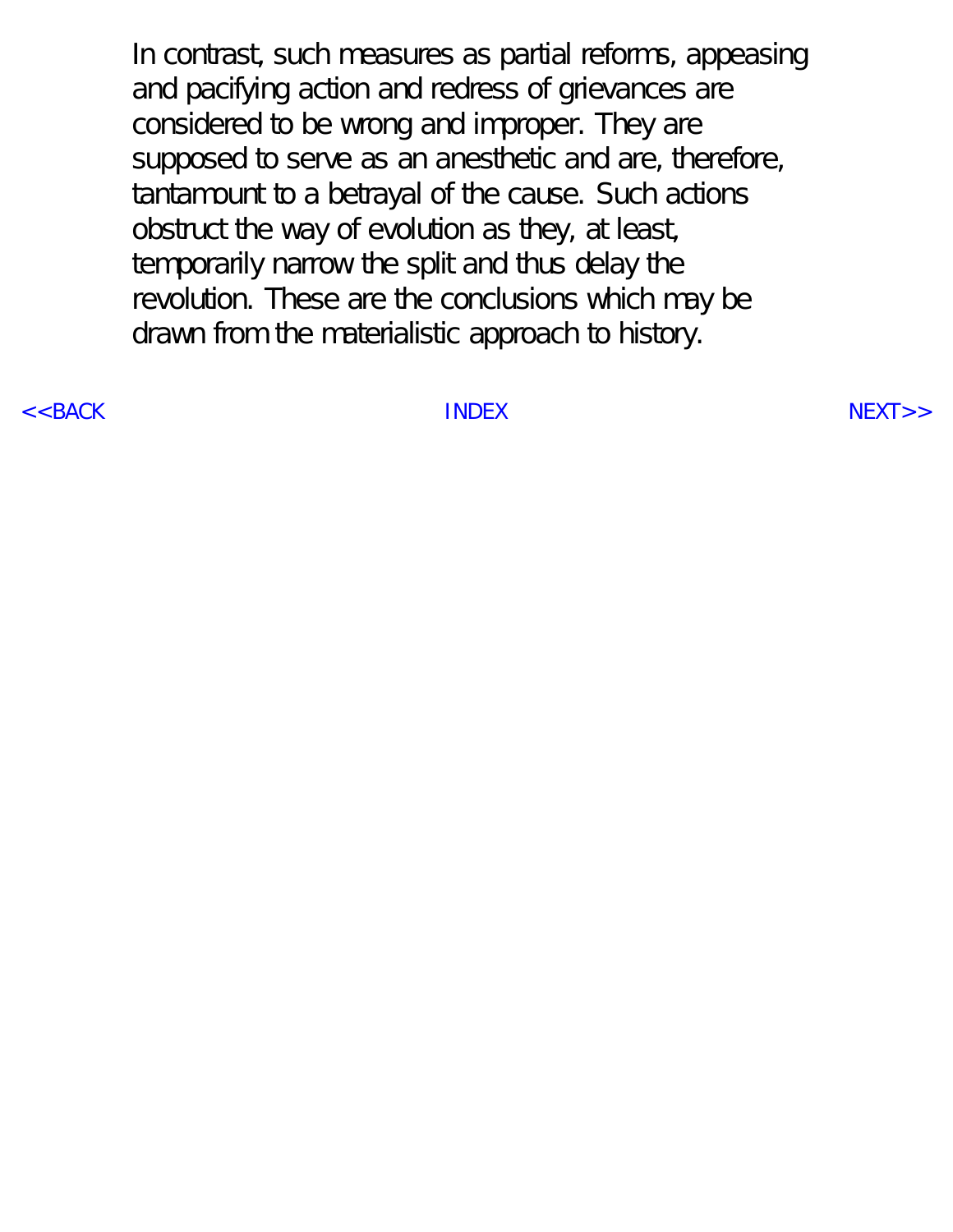In contrast, such measures as partial reforms, appeasing and pacifying action and redress of grievances are considered to be wrong and improper. They are supposed to serve as an anesthetic and are, therefore, tantamount to a betrayal of the cause. Such actions obstruct the way of evolution as they, at least, temporarily narrow the split and thus delay the revolution. These are the conclusions which may be drawn from the materialistic approach to history.

<<BACK INDEX NEXT>>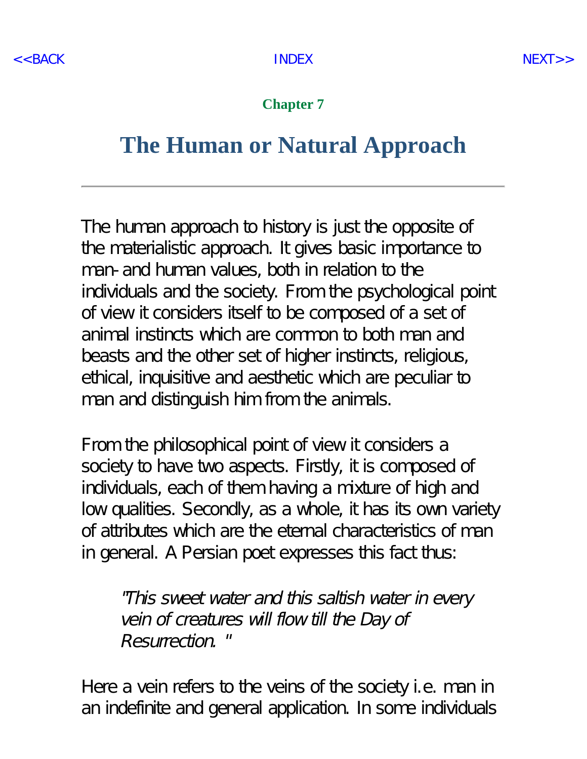Chapter 7

# The Human or Natural Approach

---

The human approach to history is just the opposite of the materialistic approach. It gives basic importance to man- and human values, both in relation to the individuals and the society. From the psychological point of view it considers itself to be composed of a set of animal instincts which are common to both man and beasts and the other set of higher instincts, religious, ethical, inquisitive and aesthetic which are peculiar to man and distinguish him from the animals.

From the philosophical point of view it considers a society to have two aspects. Firstly, it is composed of individuals, each of them having a mixture of high and low qualities. Secondly, as a whole, it has its own variety of attributes which are the eternal characteristics of man in general. A Persian poet expresses this fact thus:

> *"This sweet water and this saltish water in every vein of creatures will flow till the Day of Resurrection. "*

Here a vein refers to the veins of the society i.e. man in an indefinite and general application. In some individuals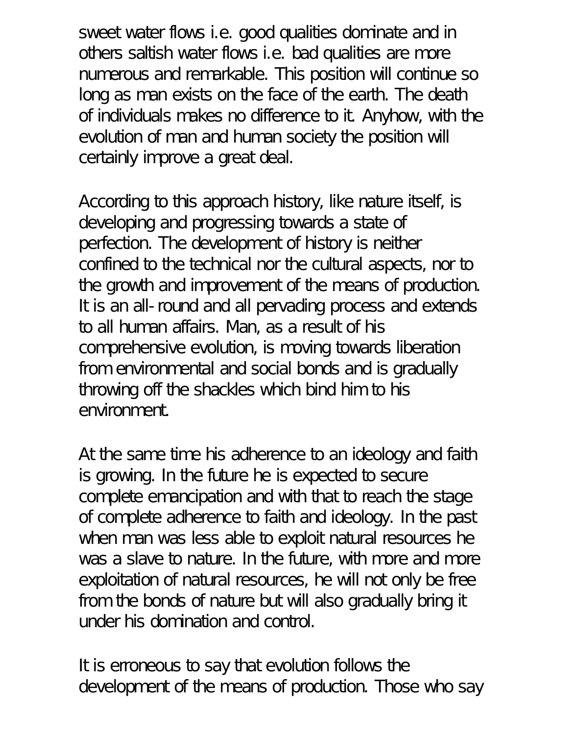sweet water flows i.e. good qualities dominate and in others saltish water flows i.e. bad qualities are more numerous and remarkable. This position will continue so long as man exists on the face of the earth. The death of individuals makes no difference to it. Anyhow, with the evolution of man and human society the position will certainly improve a great deal.

According to this approach history, like nature itself, is developing and progressing towards a state of perfection. The development of history is neither confined to the technical nor the cultural aspects, nor to the growth and improvement of the means of production. It is an all-round and all pervading process and extends to all human affairs. Man, as a result of his comprehensive evolution, is moving towards liberation from environmental and social bonds and is gradually throwing off the shackles which bind him to his environment.

At the same time his adherence to an ideology and faith is growing. In the future he is expected to secure complete emancipation and with that to reach the stage of complete adherence to faith and ideology. In the past when man was less able to exploit natural resources he was a slave to nature. In the future, with more and more exploitation of natural resources, he will not only be free from the bonds of nature but will also gradually bring it under his domination and control.

It is erroneous to say that evolution follows the development of the means of production. Those who say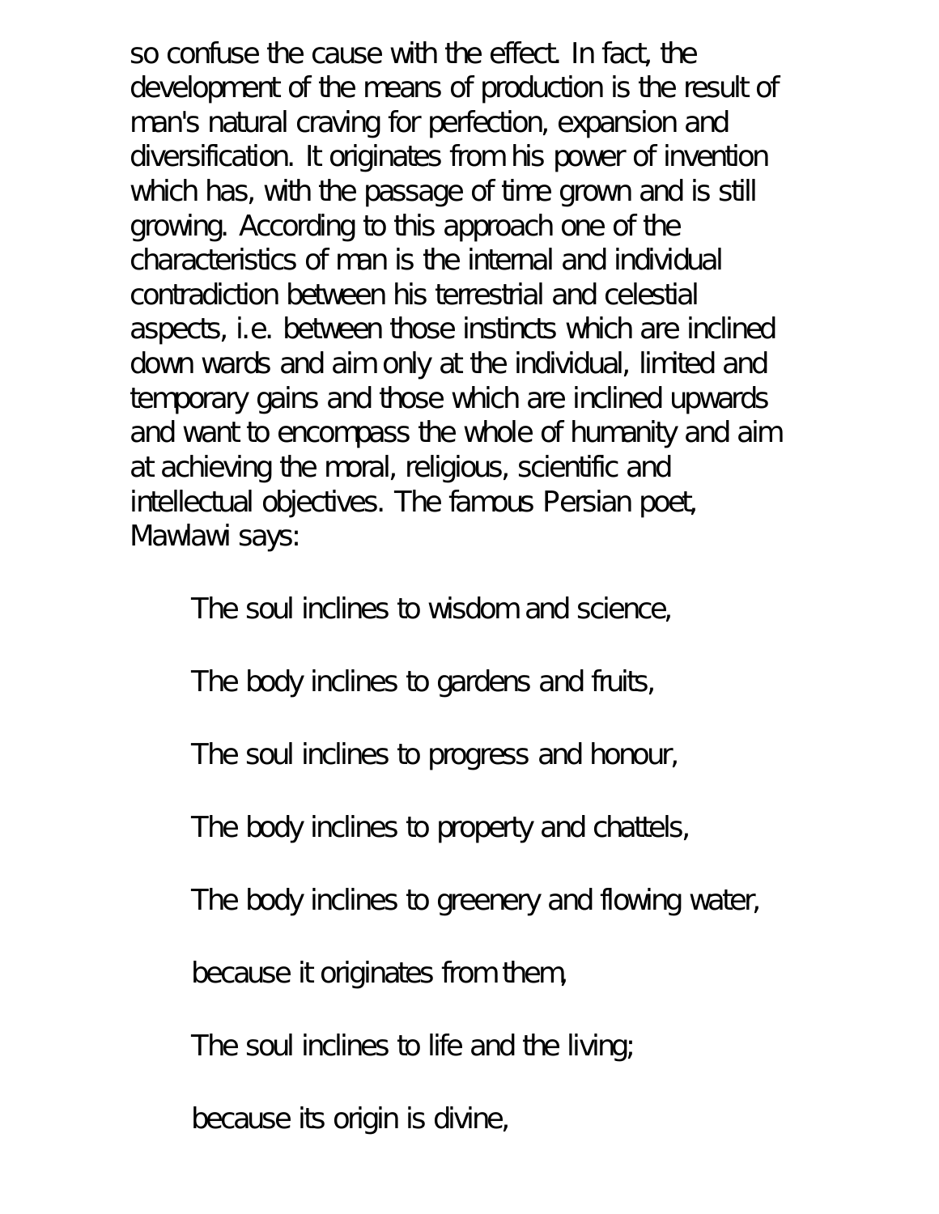so confuse the cause with the effect. In fact, the development of the means of production is the result of man's natural craving for perfection, expansion and diversification. It originates from his power of invention which has, with the passage of time grown and is still growing. According to this approach one of the characteristics of man is the internal and individual contradiction between his terrestrial and celestial aspects, i.e. between those instincts which are inclined down wards and aim only at the individual, limited and temporary gains and those which are inclined upwards and want to encompass the whole of humanity and aim at achieving the moral, religious, scientific and intellectual objectives. The famous Persian poet, Mawlawi says:

> The soul inclines to wisdom and science,
>
> The body inclines to gardens and fruits,
>
> The soul inclines to progress and honour,
>
> The body inclines to property and chattels,
>
> The body inclines to greenery and flowing water,
>
> because it originates from them,
>
> The soul inclines to life and the living;
>
> because its origin is divine,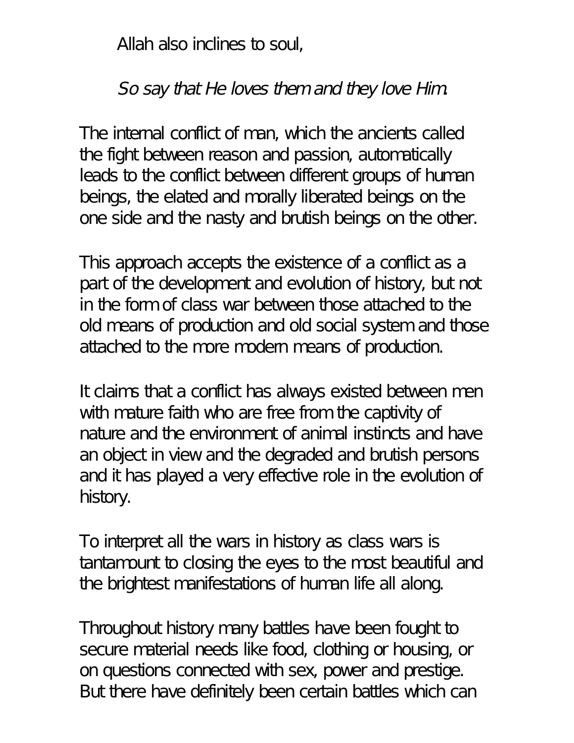Allah also inclines to soul,

*So say that He loves them and they love Him.*

The internal conflict of man, which the ancients called the fight between reason and passion, automatically leads to the conflict between different groups of human beings, the elated and morally liberated beings on the one side and the nasty and brutish beings on the other.

This approach accepts the existence of a conflict as a part of the development and evolution of history, but not in the form of class war between those attached to the old means of production and old social system and those attached to the more modern means of production.

It claims that a conflict has always existed between men with mature faith who are free from the captivity of nature and the environment of animal instincts and have an object in view and the degraded and brutish persons and it has played a very effective role in the evolution of history.

To interpret all the wars in history as class wars is tantamount to closing the eyes to the most beautiful and the brightest manifestations of human life all along.

Throughout history many battles have been fought to secure material needs like food, clothing or housing, or on questions connected with sex, power and prestige. But there have definitely been certain battles which can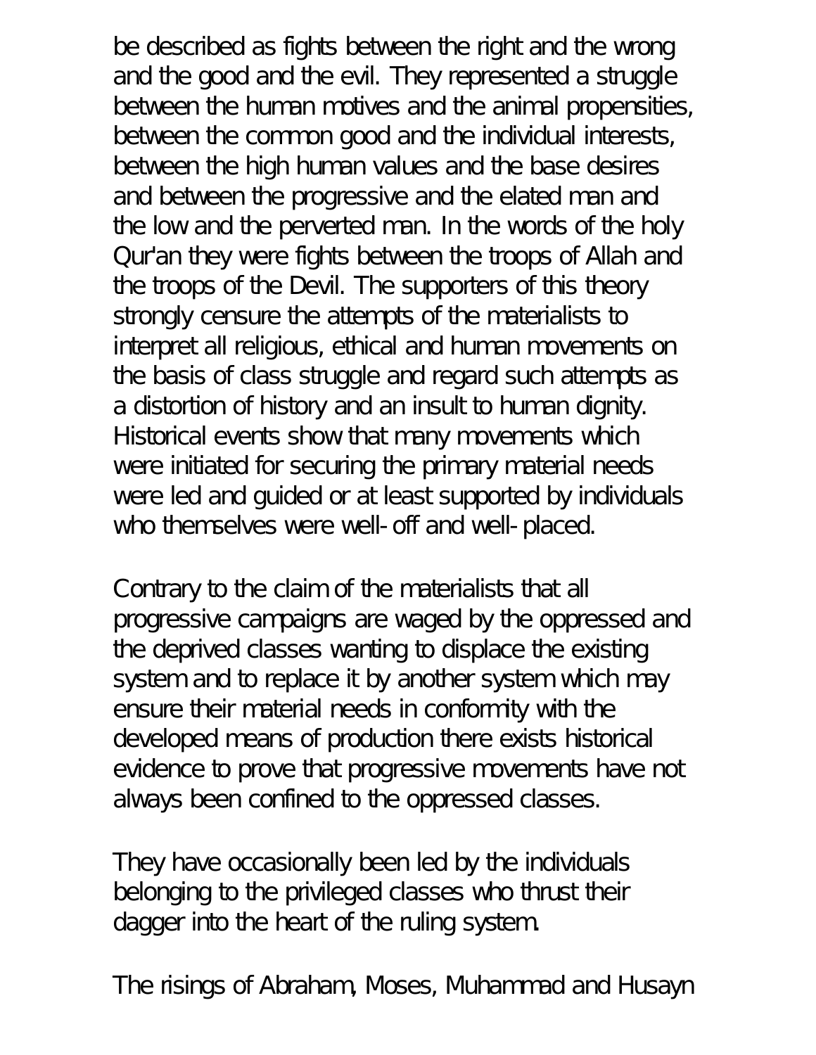be described as fights between the right and the wrong and the good and the evil. They represented a struggle between the human motives and the animal propensities, between the common good and the individual interests, between the high human values and the base desires and between the progressive and the elated man and the low and the perverted man. In the words of the holy Qur'an they were fights between the troops of Allah and the troops of the Devil. The supporters of this theory strongly censure the attempts of the materialists to interpret all religious, ethical and human movements on the basis of class struggle and regard such attempts as a distortion of history and an insult to human dignity. Historical events show that many movements which were initiated for securing the primary material needs were led and guided or at least supported by individuals who themselves were well-off and well-placed.

Contrary to the claim of the materialists that all progressive campaigns are waged by the oppressed and the deprived classes wanting to displace the existing system and to replace it by another system which may ensure their material needs in conformity with the developed means of production there exists historical evidence to prove that progressive movements have not always been confined to the oppressed classes.

They have occasionally been led by the individuals belonging to the privileged classes who thrust their dagger into the heart of the ruling system.

The risings of Abraham, Moses, Muhammad and Husayn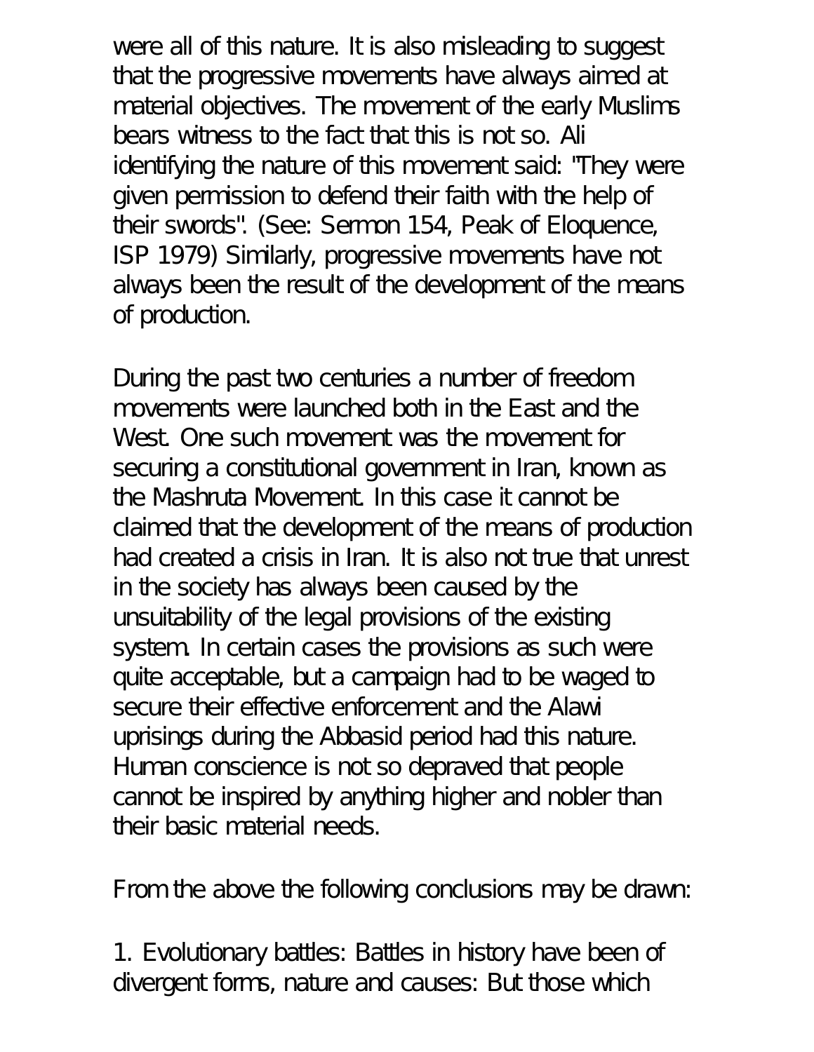were all of this nature. It is also misleading to suggest that the progressive movements have always aimed at material objectives. The movement of the early Muslims bears witness to the fact that this is not so. Ali identifying the nature of this movement said: "They were given permission to defend their faith with the help of their swords". (See: Sermon 154, Peak of Eloquence, ISP 1979) Similarly, progressive movements have not always been the result of the development of the means of production.

During the past two centuries a number of freedom movements were launched both in the East and the West. One such movement was the movement for securing a constitutional government in Iran, known as the Mashruta Movement. In this case it cannot be claimed that the development of the means of production had created a crisis in Iran. It is also not true that unrest in the society has always been caused by the unsuitability of the legal provisions of the existing system. In certain cases the provisions as such were quite acceptable, but a campaign had to be waged to secure their effective enforcement and the Alawi uprisings during the Abbasid period had this nature. Human conscience is not so depraved that people cannot be inspired by anything higher and nobler than their basic material needs.

From the above the following conclusions may be drawn:

1. Evolutionary battles: Battles in history have been of divergent forms, nature and causes: But those which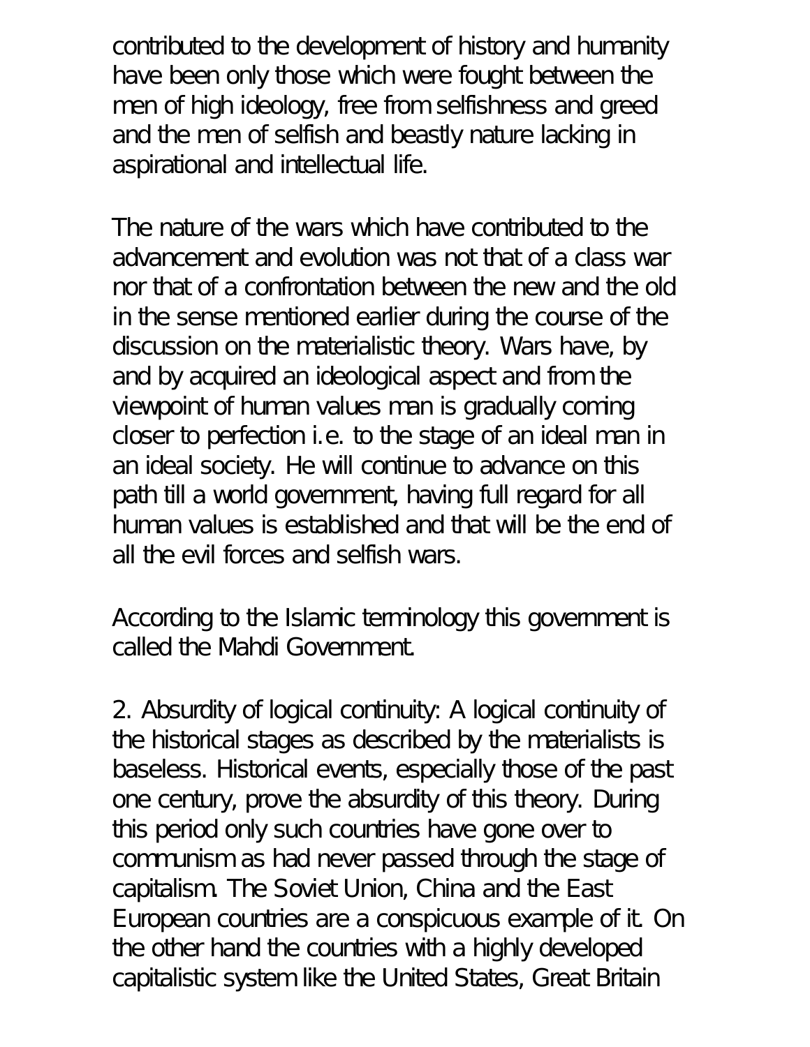contributed to the development of history and humanity have been only those which were fought between the men of high ideology, free from selfishness and greed and the men of selfish and beastly nature lacking in aspirational and intellectual life.

The nature of the wars which have contributed to the advancement and evolution was not that of a class war nor that of a confrontation between the new and the old in the sense mentioned earlier during the course of the discussion on the materialistic theory. Wars have, by and by acquired an ideological aspect and from the viewpoint of human values man is gradually coming closer to perfection i.e. to the stage of an ideal man in an ideal society. He will continue to advance on this path till a world government, having full regard for all human values is established and that will be the end of all the evil forces and selfish wars.

According to the Islamic terminology this government is called the Mahdi Government.

2. Absurdity of logical continuity: A logical continuity of the historical stages as described by the materialists is baseless. Historical events, especially those of the past one century, prove the absurdity of this theory. During this period only such countries have gone over to communism as had never passed through the stage of capitalism. The Soviet Union, China and the East European countries are a conspicuous example of it. On the other hand the countries with a highly developed capitalistic system like the United States, Great Britain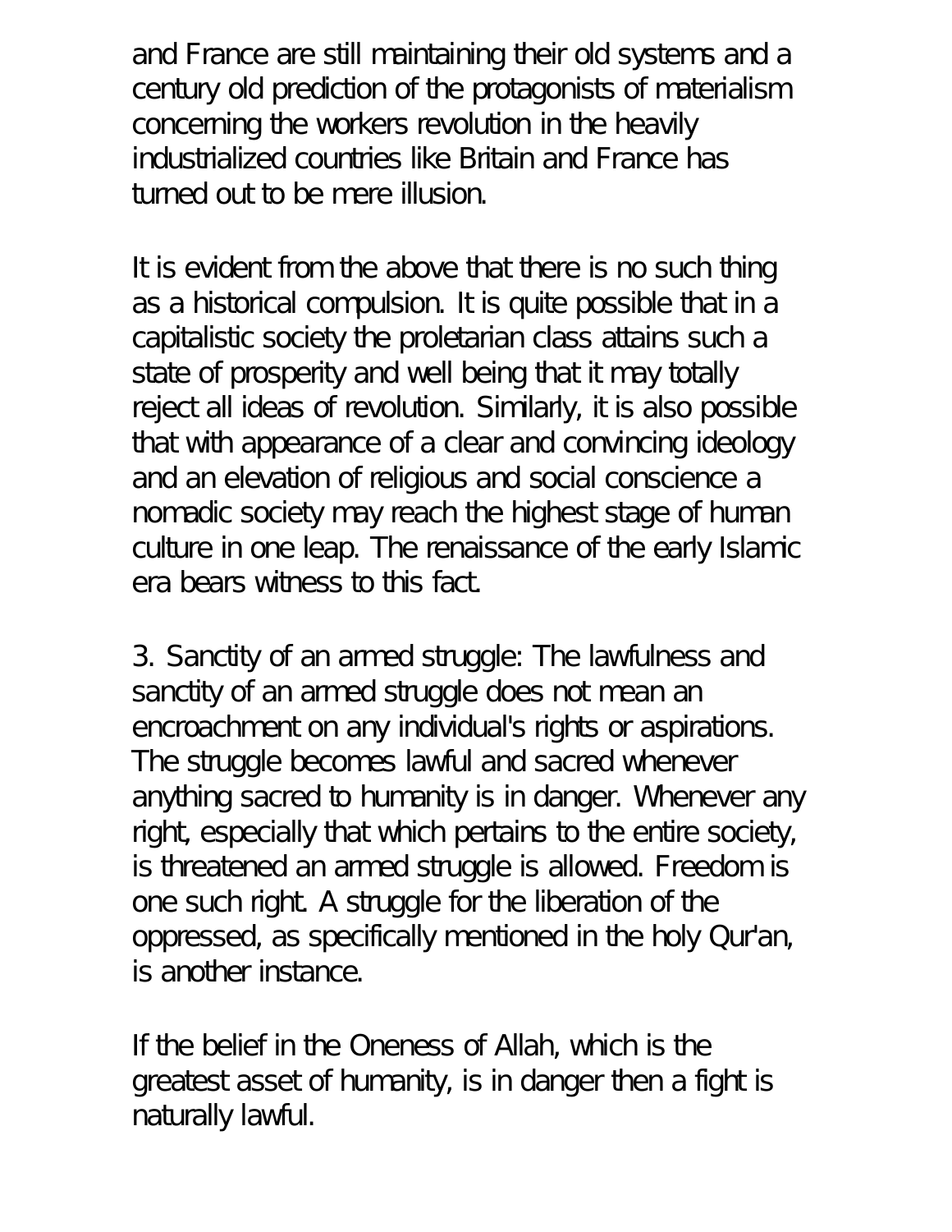and France are still maintaining their old systems and a century old prediction of the protagonists of materialism concerning the workers revolution in the heavily industrialized countries like Britain and France has turned out to be mere illusion.

It is evident from the above that there is no such thing as a historical compulsion. It is quite possible that in a capitalistic society the proletarian class attains such a state of prosperity and well being that it may totally reject all ideas of revolution. Similarly, it is also possible that with appearance of a clear and convincing ideology and an elevation of religious and social conscience a nomadic society may reach the highest stage of human culture in one leap. The renaissance of the early Islamic era bears witness to this fact.

3. Sanctity of an armed struggle: The lawfulness and sanctity of an armed struggle does not mean an encroachment on any individual's rights or aspirations. The struggle becomes lawful and sacred whenever anything sacred to humanity is in danger. Whenever any right, especially that which pertains to the entire society, is threatened an armed struggle is allowed. Freedom is one such right. A struggle for the liberation of the oppressed, as specifically mentioned in the holy Qur'an, is another instance.

If the belief in the Oneness of Allah, which is the greatest asset of humanity, is in danger then a fight is naturally lawful.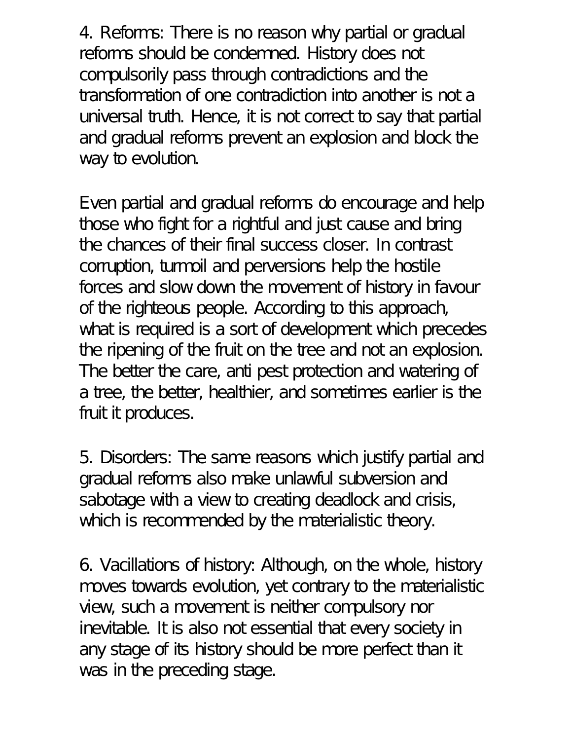4. Reforms: There is no reason why partial or gradual reforms should be condemned. History does not compulsorily pass through contradictions and the transformation of one contradiction into another is not a universal truth. Hence, it is not correct to say that partial and gradual reforms prevent an explosion and block the way to evolution.

Even partial and gradual reforms do encourage and help those who fight for a rightful and just cause and bring the chances of their final success closer. In contrast corruption, turmoil and perversions help the hostile forces and slow down the movement of history in favour of the righteous people. According to this approach, what is required is a sort of development which precedes the ripening of the fruit on the tree and not an explosion. The better the care, anti pest protection and watering of a tree, the better, healthier, and sometimes earlier is the fruit it produces.

5. Disorders: The same reasons which justify partial and gradual reforms also make unlawful subversion and sabotage with a view to creating deadlock and crisis, which is recommended by the materialistic theory.

6. Vacillations of history: Although, on the whole, history moves towards evolution, yet contrary to the materialistic view, such a movement is neither compulsory nor inevitable. It is also not essential that every society in any stage of its history should be more perfect than it was in the preceding stage.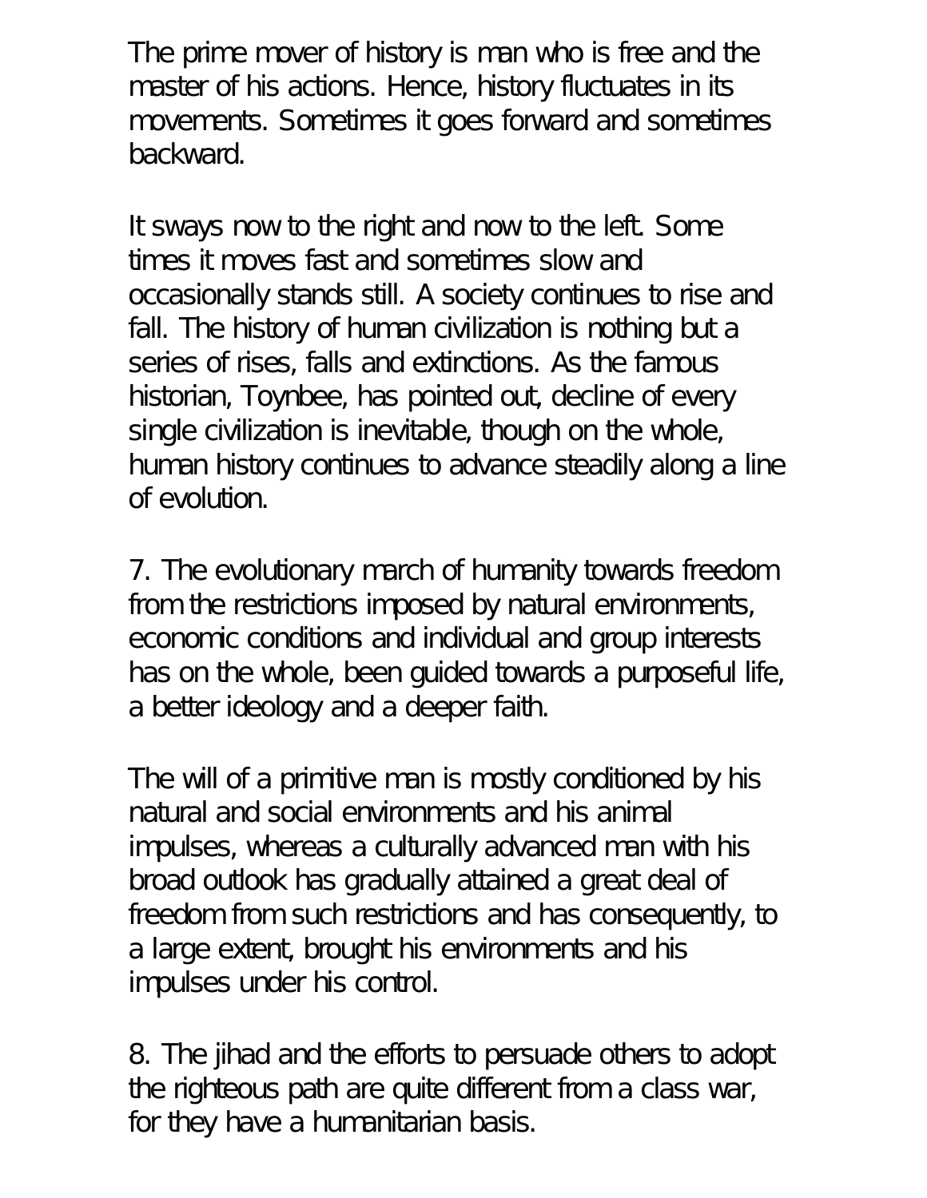The prime mover of history is man who is free and the master of his actions. Hence, history fluctuates in its movements. Sometimes it goes forward and sometimes backward.

It sways now to the right and now to the left. Some times it moves fast and sometimes slow and occasionally stands still. A society continues to rise and fall. The history of human civilization is nothing but a series of rises, falls and extinctions. As the famous historian, Toynbee, has pointed out, decline of every single civilization is inevitable, though on the whole, human history continues to advance steadily along a line of evolution.

7. The evolutionary march of humanity towards freedom from the restrictions imposed by natural environments, economic conditions and individual and group interests has on the whole, been guided towards a purposeful life, a better ideology and a deeper faith.

The will of a primitive man is mostly conditioned by his natural and social environments and his animal impulses, whereas a culturally advanced man with his broad outlook has gradually attained a great deal of freedom from such restrictions and has consequently, to a large extent, brought his environments and his impulses under his control.

8. The jihad and the efforts to persuade others to adopt the righteous path are quite different from a class war, for they have a humanitarian basis.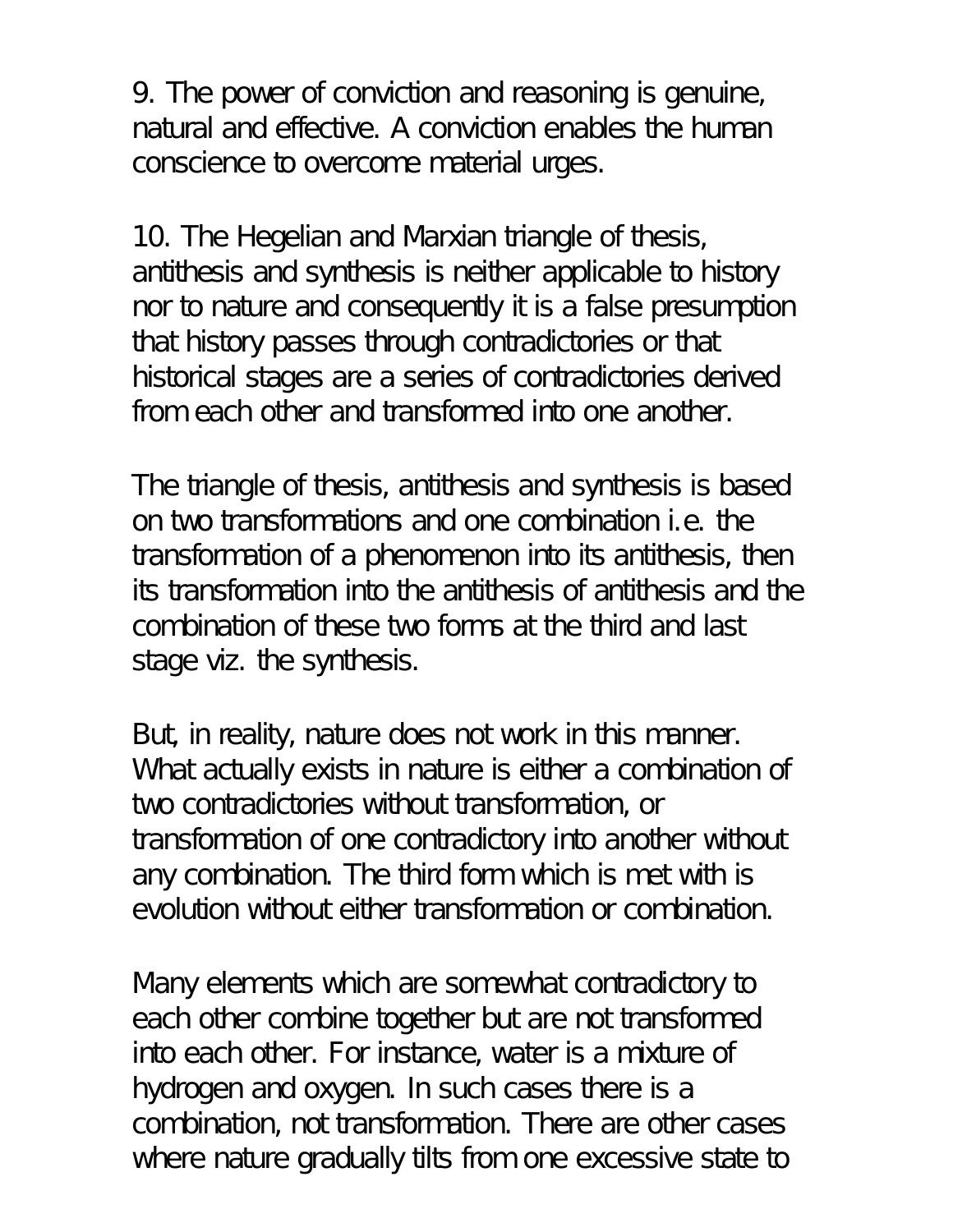9. The power of conviction and reasoning is genuine, natural and effective. A conviction enables the human conscience to overcome material urges.

10. The Hegelian and Marxian triangle of thesis, antithesis and synthesis is neither applicable to history nor to nature and consequently it is a false presumption that history passes through contradictories or that historical stages are a series of contradictories derived from each other and transformed into one another.

The triangle of thesis, antithesis and synthesis is based on two transformations and one combination i.e. the transformation of a phenomenon into its antithesis, then its transformation into the antithesis of antithesis and the combination of these two forms at the third and last stage viz. the synthesis.

But, in reality, nature does not work in this manner. What actually exists in nature is either a combination of two contradictories without transformation, or transformation of one contradictory into another without any combination. The third form which is met with is evolution without either transformation or combination.

Many elements which are somewhat contradictory to each other combine together but are not transformed into each other. For instance, water is a mixture of hydrogen and oxygen. In such cases there is a combination, not transformation. There are other cases where nature gradually tilts from one excessive state to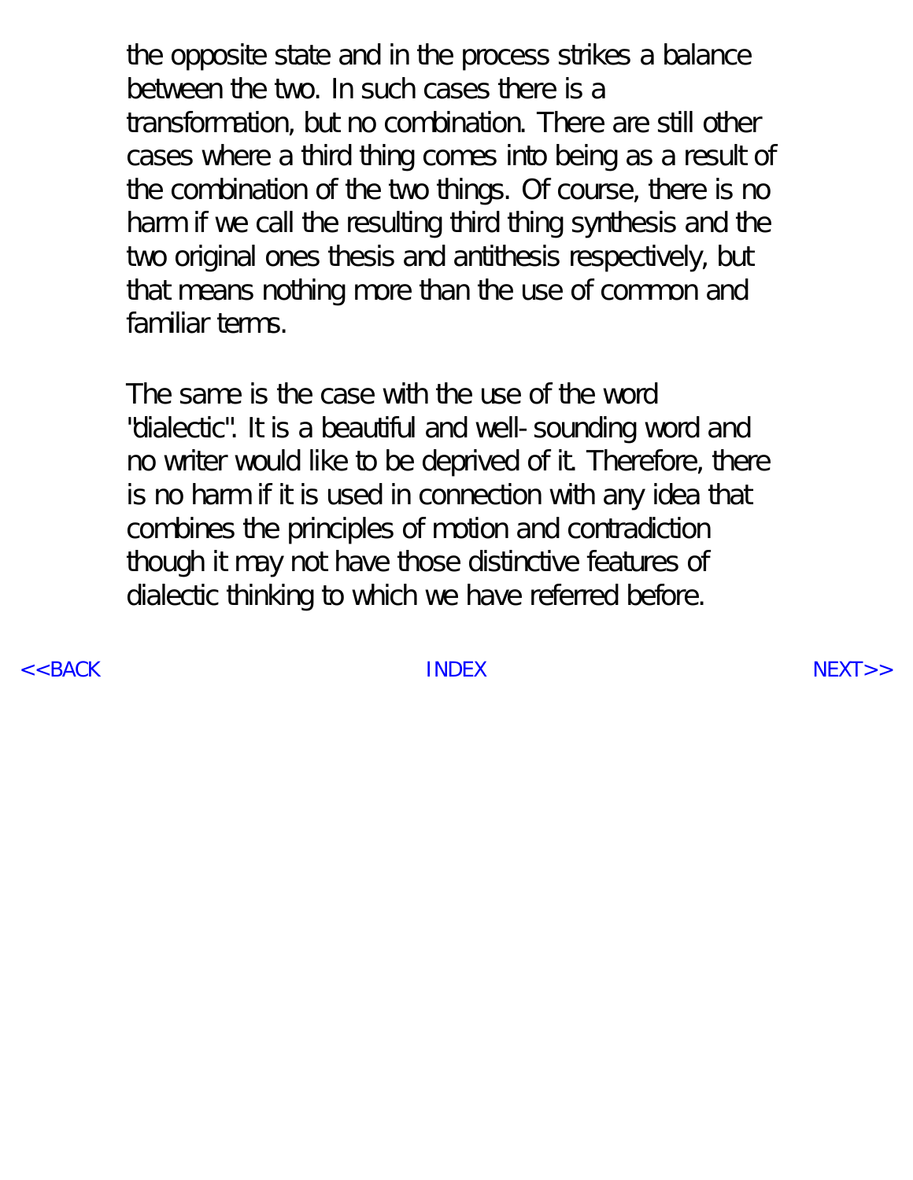the opposite state and in the process strikes a balance between the two. In such cases there is a transformation, but no combination. There are still other cases where a third thing comes into being as a result of the combination of the two things. Of course, there is no harm if we call the resulting third thing synthesis and the two original ones thesis and antithesis respectively, but that means nothing more than the use of common and familiar terms.

The same is the case with the use of the word "dialectic". It is a beautiful and well-sounding word and no writer would like to be deprived of it. Therefore, there is no harm if it is used in connection with any idea that combines the principles of motion and contradiction though it may not have those distinctive features of dialectic thinking to which we have referred before.

<<BACK INDEX NEXT>>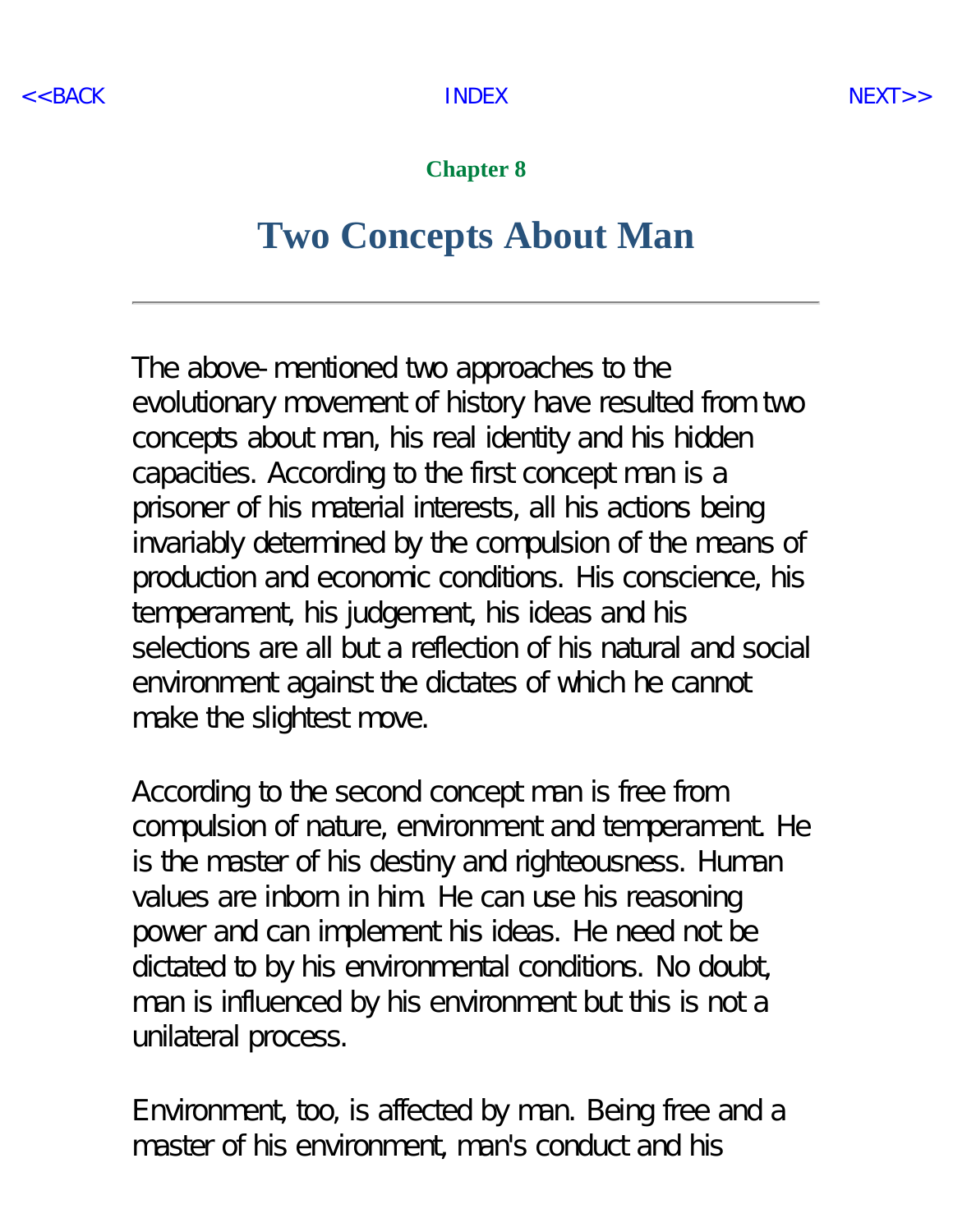## Chapter 8

# Two Concepts About Man

---

The above-mentioned two approaches to the evolutionary movement of history have resulted from two concepts about man, his real identity and his hidden capacities. According to the first concept man is a prisoner of his material interests, all his actions being invariably determined by the compulsion of the means of production and economic conditions. His conscience, his temperament, his judgement, his ideas and his selections are all but a reflection of his natural and social environment against the dictates of which he cannot make the slightest move.

According to the second concept man is free from compulsion of nature, environment and temperament. He is the master of his destiny and righteousness. Human values are inborn in him. He can use his reasoning power and can implement his ideas. He need not be dictated to by his environmental conditions. No doubt, man is influenced by his environment but this is not a unilateral process.

Environment, too, is affected by man. Being free and a master of his environment, man's conduct and his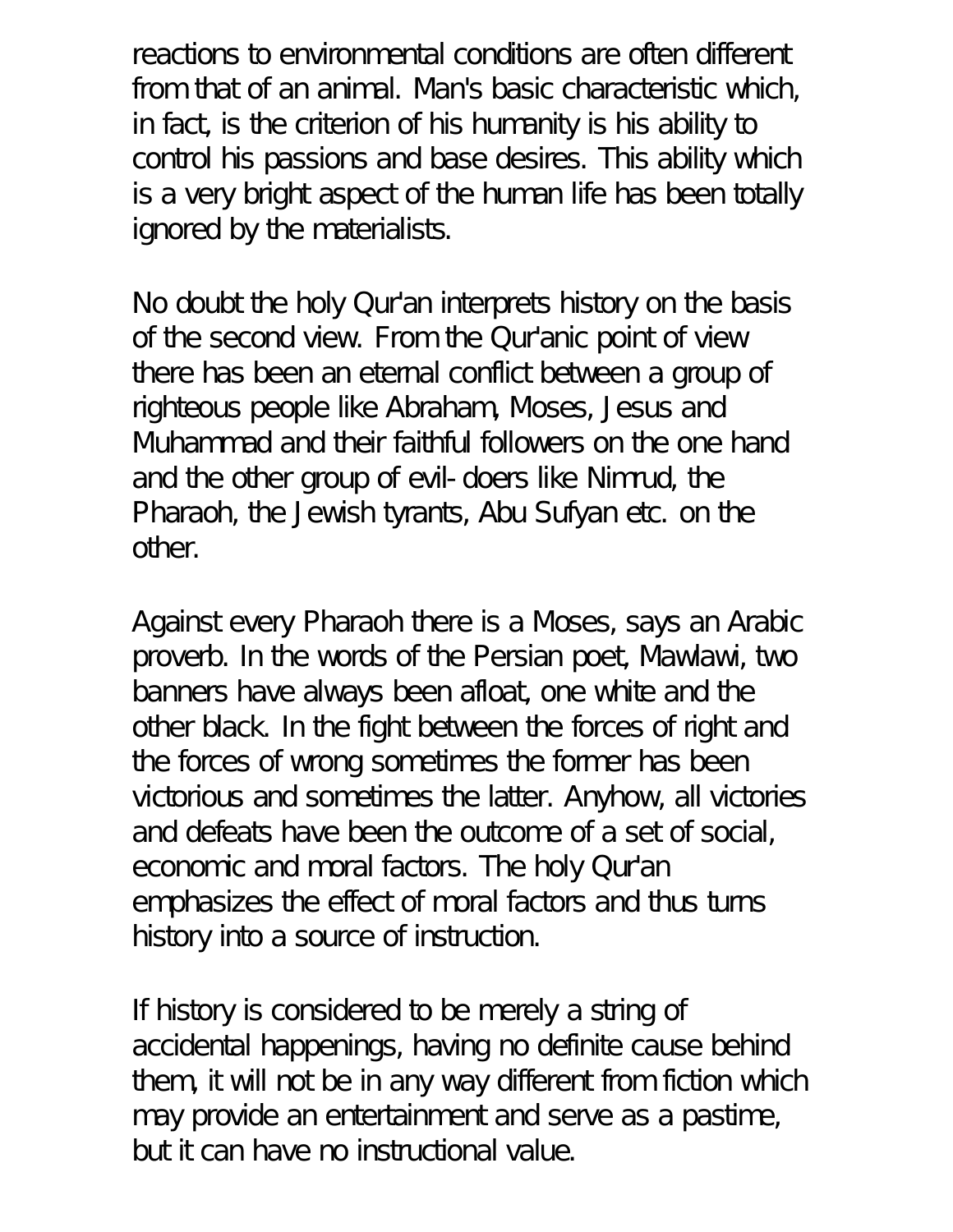reactions to environmental conditions are often different from that of an animal. Man's basic characteristic which, in fact, is the criterion of his humanity is his ability to control his passions and base desires. This ability which is a very bright aspect of the human life has been totally ignored by the materialists.

No doubt the holy Qur'an interprets history on the basis of the second view. From the Qur'anic point of view there has been an eternal conflict between a group of righteous people like Abraham, Moses, Jesus and Muhammad and their faithful followers on the one hand and the other group of evil-doers like Nimrud, the Pharaoh, the Jewish tyrants, Abu Sufyan etc. on the other.

Against every Pharaoh there is a Moses, says an Arabic proverb. In the words of the Persian poet, Mawlawi, two banners have always been afloat, one white and the other black. In the fight between the forces of right and the forces of wrong sometimes the former has been victorious and sometimes the latter. Anyhow, all victories and defeats have been the outcome of a set of social, economic and moral factors. The holy Qur'an emphasizes the effect of moral factors and thus turns history into a source of instruction.

If history is considered to be merely a string of accidental happenings, having no definite cause behind them, it will not be in any way different from fiction which may provide an entertainment and serve as a pastime, but it can have no instructional value.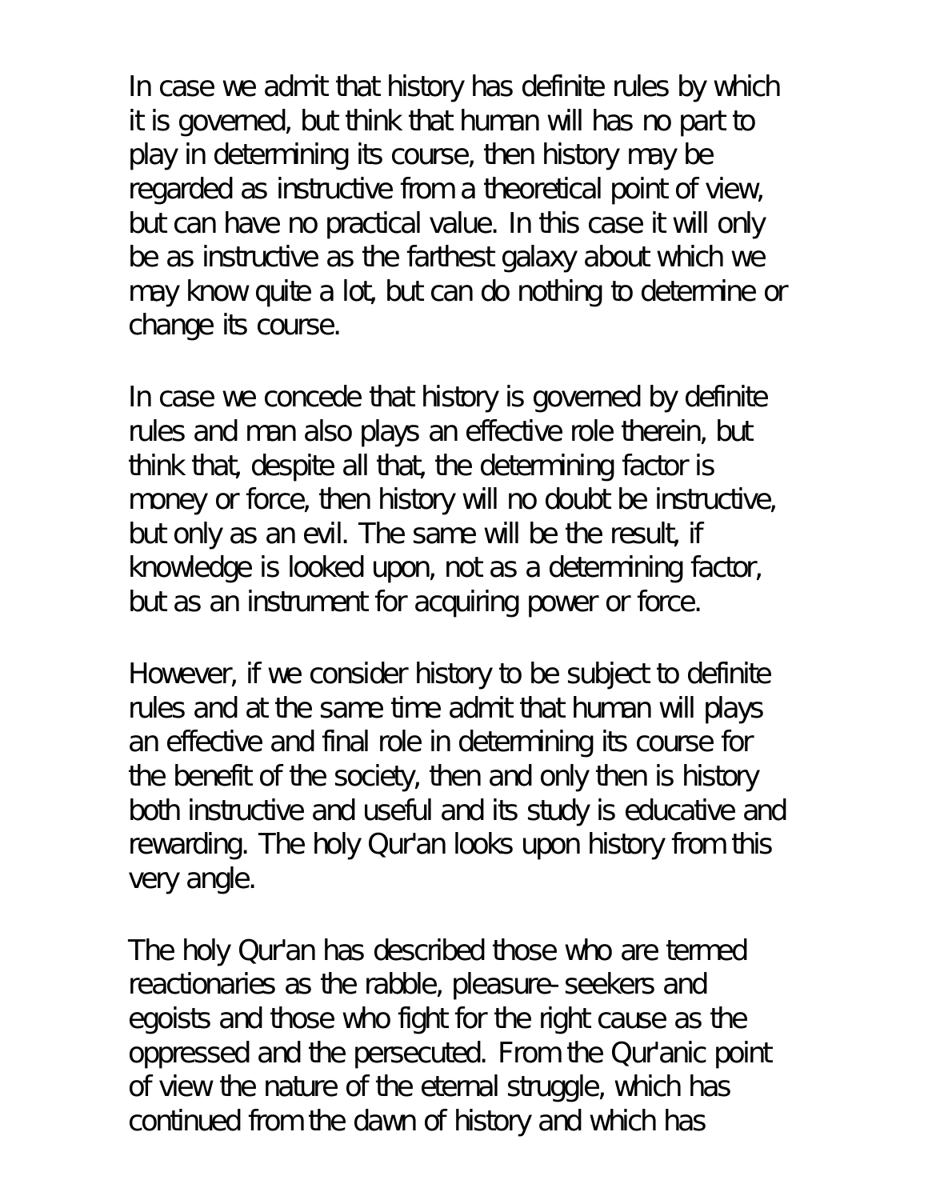In case we admit that history has definite rules by which it is governed, but think that human will has no part to play in determining its course, then history may be regarded as instructive from a theoretical point of view, but can have no practical value. In this case it will only be as instructive as the farthest galaxy about which we may know quite a lot, but can do nothing to determine or change its course.

In case we concede that history is governed by definite rules and man also plays an effective role therein, but think that, despite all that, the determining factor is money or force, then history will no doubt be instructive, but only as an evil. The same will be the result, if knowledge is looked upon, not as a determining factor, but as an instrument for acquiring power or force.

However, if we consider history to be subject to definite rules and at the same time admit that human will plays an effective and final role in determining its course for the benefit of the society, then and only then is history both instructive and useful and its study is educative and rewarding. The holy Qur'an looks upon history from this very angle.

The holy Qur'an has described those who are termed reactionaries as the rabble, pleasure-seekers and egoists and those who fight for the right cause as the oppressed and the persecuted. From the Qur'anic point of view the nature of the eternal struggle, which has continued from the dawn of history and which has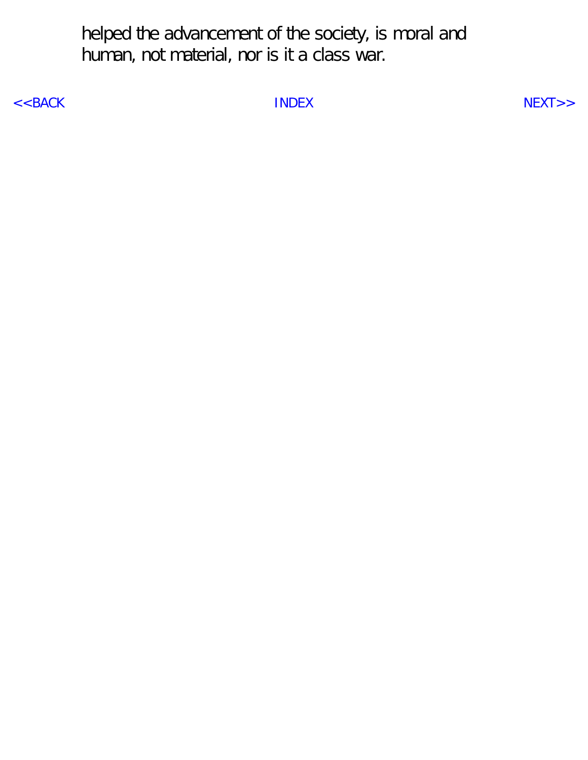helped the advancement of the society, is moral and human, not material, nor is it a class war.

<<BACK INDEX NEXT>>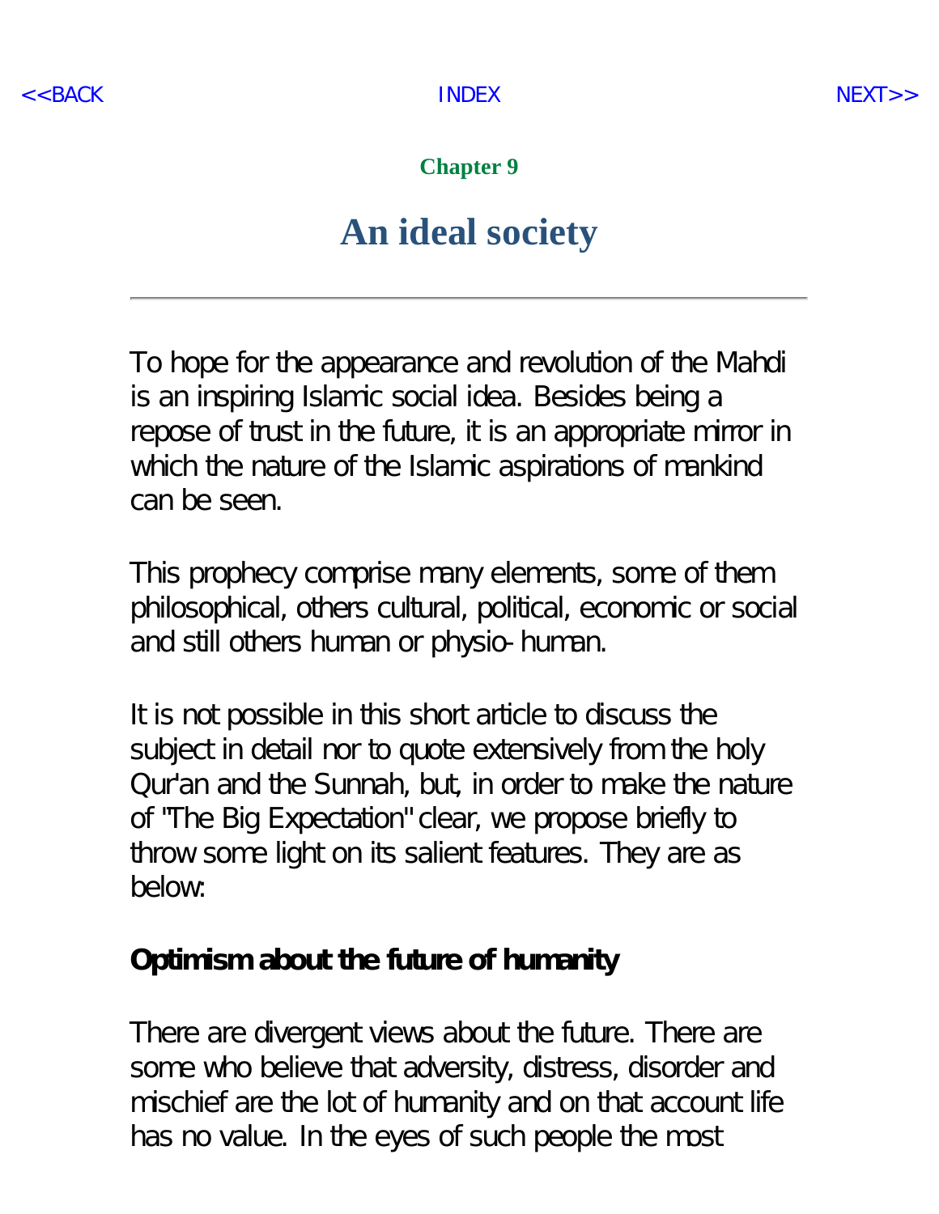## Chapter 9

# An ideal society

---

To hope for the appearance and revolution of the Mahdi is an inspiring Islamic social idea. Besides being a repose of trust in the future, it is an appropriate mirror in which the nature of the Islamic aspirations of mankind can be seen.

This prophecy comprise many elements, some of them philosophical, others cultural, political, economic or social and still others human or physio-human.

It is not possible in this short article to discuss the subject in detail nor to quote extensively from the holy Qur'an and the Sunnah, but, in order to make the nature of "The Big Expectation" clear, we propose briefly to throw some light on its salient features. They are as below:

**Optimism about the future of humanity**

There are divergent views about the future. There are some who believe that adversity, distress, disorder and mischief are the lot of humanity and on that account life has no value. In the eyes of such people the most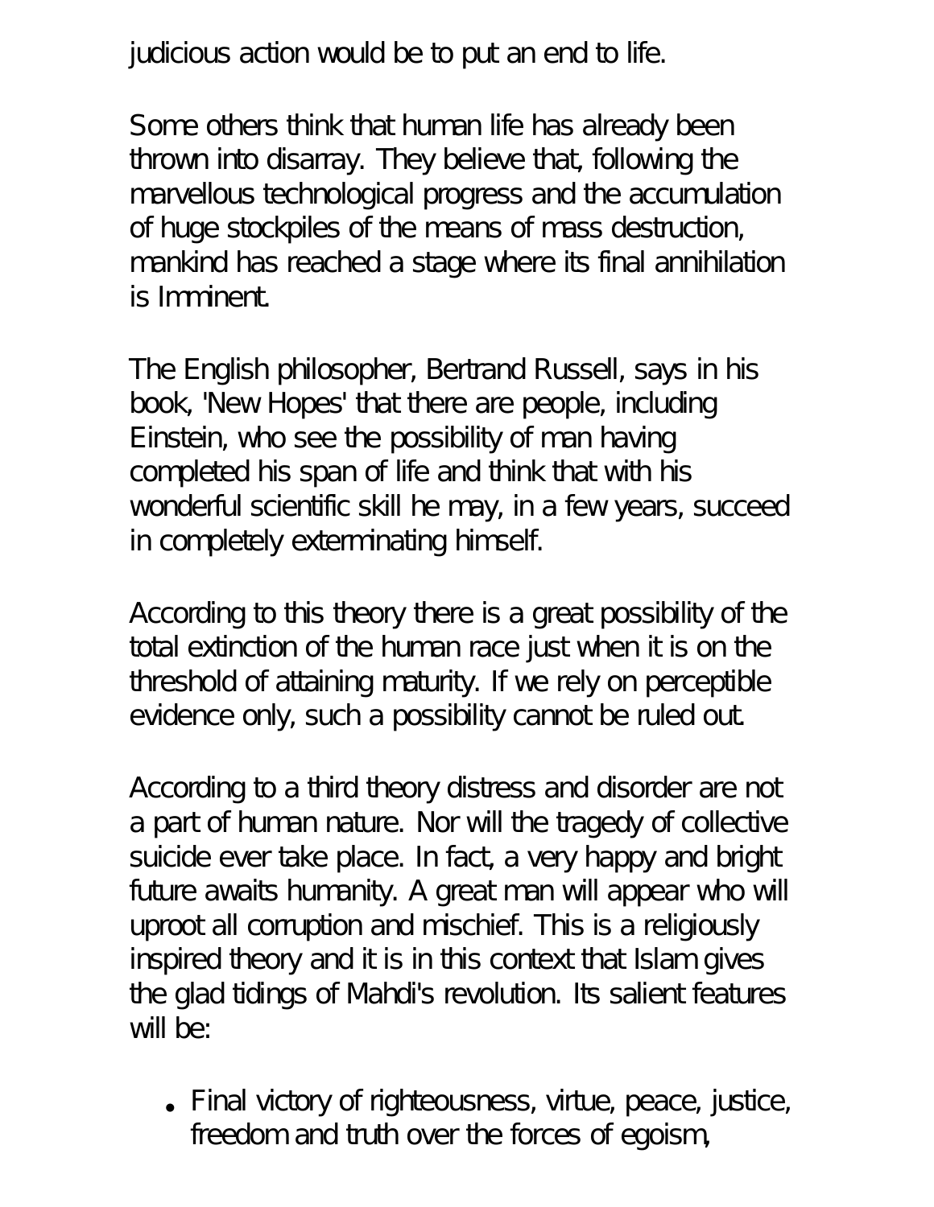judicious action would be to put an end to life.

Some others think that human life has already been thrown into disarray. They believe that, following the marvellous technological progress and the accumulation of huge stockpiles of the means of mass destruction, mankind has reached a stage where its final annihilation is Imminent.

The English philosopher, Bertrand Russell, says in his book, 'New Hopes' that there are people, including Einstein, who see the possibility of man having completed his span of life and think that with his wonderful scientific skill he may, in a few years, succeed in completely exterminating himself.

According to this theory there is a great possibility of the total extinction of the human race just when it is on the threshold of attaining maturity. If we rely on perceptible evidence only, such a possibility cannot be ruled out.

According to a third theory distress and disorder are not a part of human nature. Nor will the tragedy of collective suicide ever take place. In fact, a very happy and bright future awaits humanity. A great man will appear who will uproot all corruption and mischief. This is a religiously inspired theory and it is in this context that Islam gives the glad tidings of Mahdi's revolution. Its salient features will be:

- Final victory of righteousness, virtue, peace, justice, freedom and truth over the forces of egoism,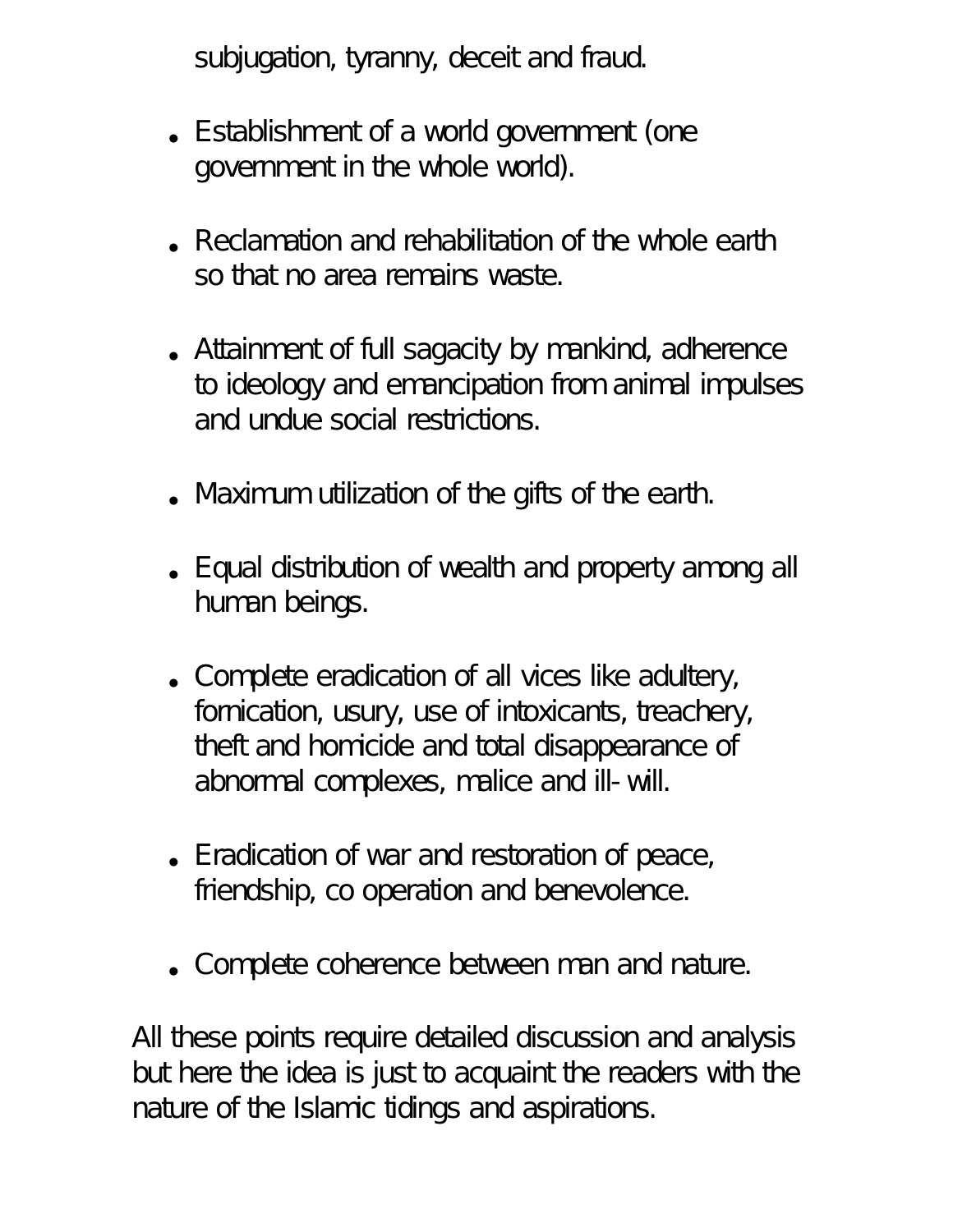subjugation, tyranny, deceit and fraud.

- Establishment of a world government (one government in the whole world).
- Reclamation and rehabilitation of the whole earth so that no area remains waste.
- Attainment of full sagacity by mankind, adherence to ideology and emancipation from animal impulses and undue social restrictions.
- Maximum utilization of the gifts of the earth.
- Equal distribution of wealth and property among all human beings.
- Complete eradication of all vices like adultery, fornication, usury, use of intoxicants, treachery, theft and homicide and total disappearance of abnormal complexes, malice and ill-will.
- Eradication of war and restoration of peace, friendship, co operation and benevolence.
- Complete coherence between man and nature.

All these points require detailed discussion and analysis but here the idea is just to acquaint the readers with the nature of the Islamic tidings and aspirations.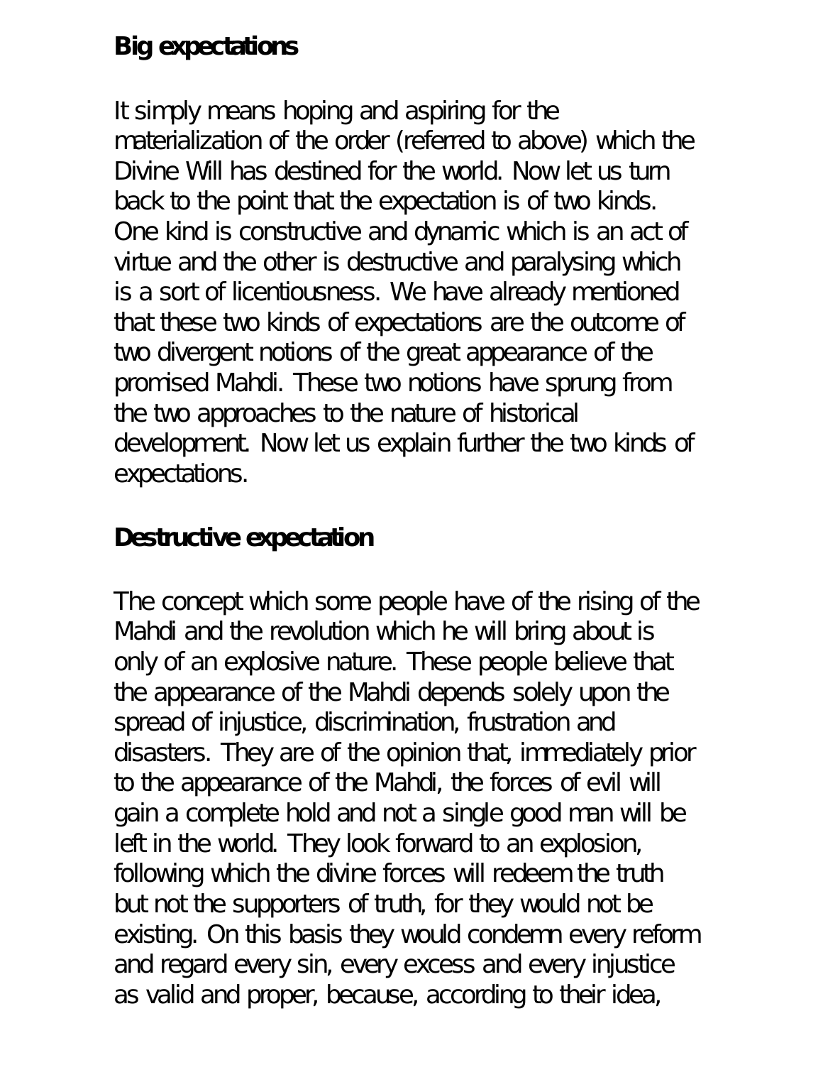**Big expectations**

It simply means hoping and aspiring for the materialization of the order (referred to above) which the Divine Will has destined for the world. Now let us turn back to the point that the expectation is of two kinds. One kind is constructive and dynamic which is an act of virtue and the other is destructive and paralysing which is a sort of licentiousness. We have already mentioned that these two kinds of expectations are the outcome of two divergent notions of the great appearance of the promised Mahdi. These two notions have sprung from the two approaches to the nature of historical development. Now let us explain further the two kinds of expectations.

**Destructive expectation**

The concept which some people have of the rising of the Mahdi and the revolution which he will bring about is only of an explosive nature. These people believe that the appearance of the Mahdi depends solely upon the spread of injustice, discrimination, frustration and disasters. They are of the opinion that, immediately prior to the appearance of the Mahdi, the forces of evil will gain a complete hold and not a single good man will be left in the world. They look forward to an explosion, following which the divine forces will redeem the truth but not the supporters of truth, for they would not be existing. On this basis they would condemn every reform and regard every sin, every excess and every injustice as valid and proper, because, according to their idea,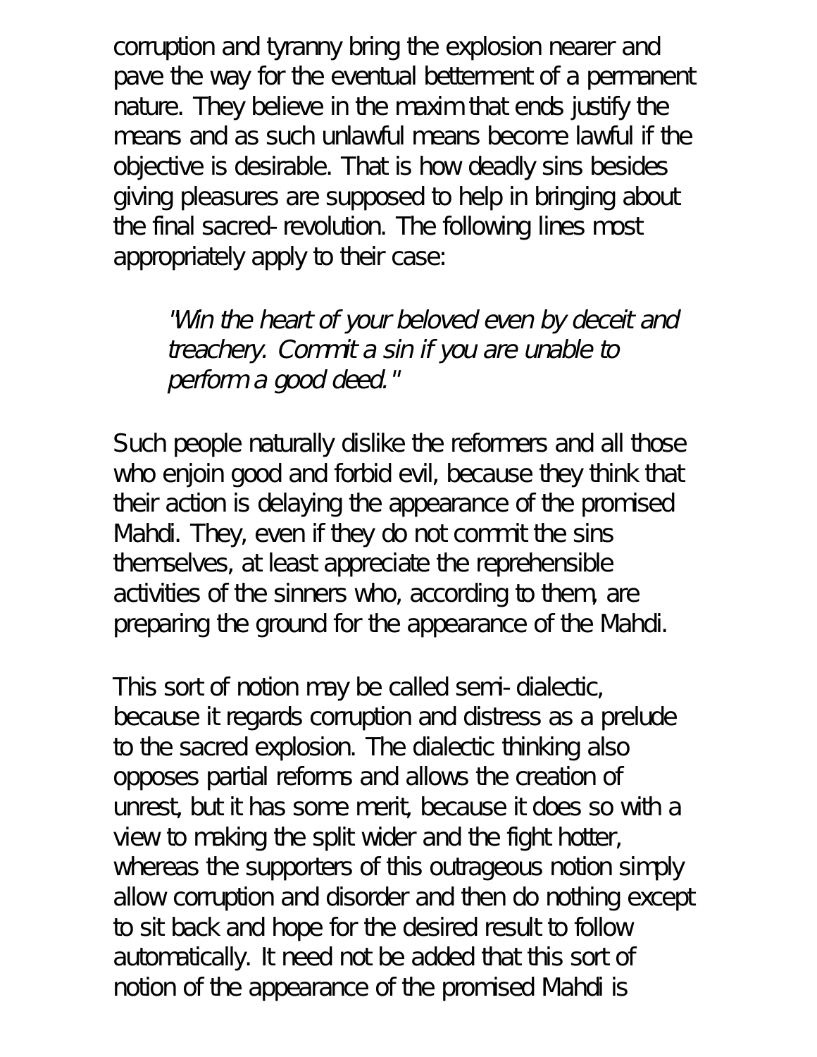corruption and tyranny bring the explosion nearer and pave the way for the eventual betterment of a permanent nature. They believe in the maxim that ends justify the means and as such unlawful means become lawful if the objective is desirable. That is how deadly sins besides giving pleasures are supposed to help in bringing about the final sacred-revolution. The following lines most appropriately apply to their case:

> *'Win the heart of your beloved even by deceit and treachery. Commit a sin if you are unable to perform a good deed."*

Such people naturally dislike the reformers and all those who enjoin good and forbid evil, because they think that their action is delaying the appearance of the promised Mahdi. They, even if they do not commit the sins themselves, at least appreciate the reprehensible activities of the sinners who, according to them, are preparing the ground for the appearance of the Mahdi.

This sort of notion may be called semi-dialectic, because it regards corruption and distress as a prelude to the sacred explosion. The dialectic thinking also opposes partial reforms and allows the creation of unrest, but it has some merit, because it does so with a view to making the split wider and the fight hotter, whereas the supporters of this outrageous notion simply allow corruption and disorder and then do nothing except to sit back and hope for the desired result to follow automatically. It need not be added that this sort of notion of the appearance of the promised Mahdi is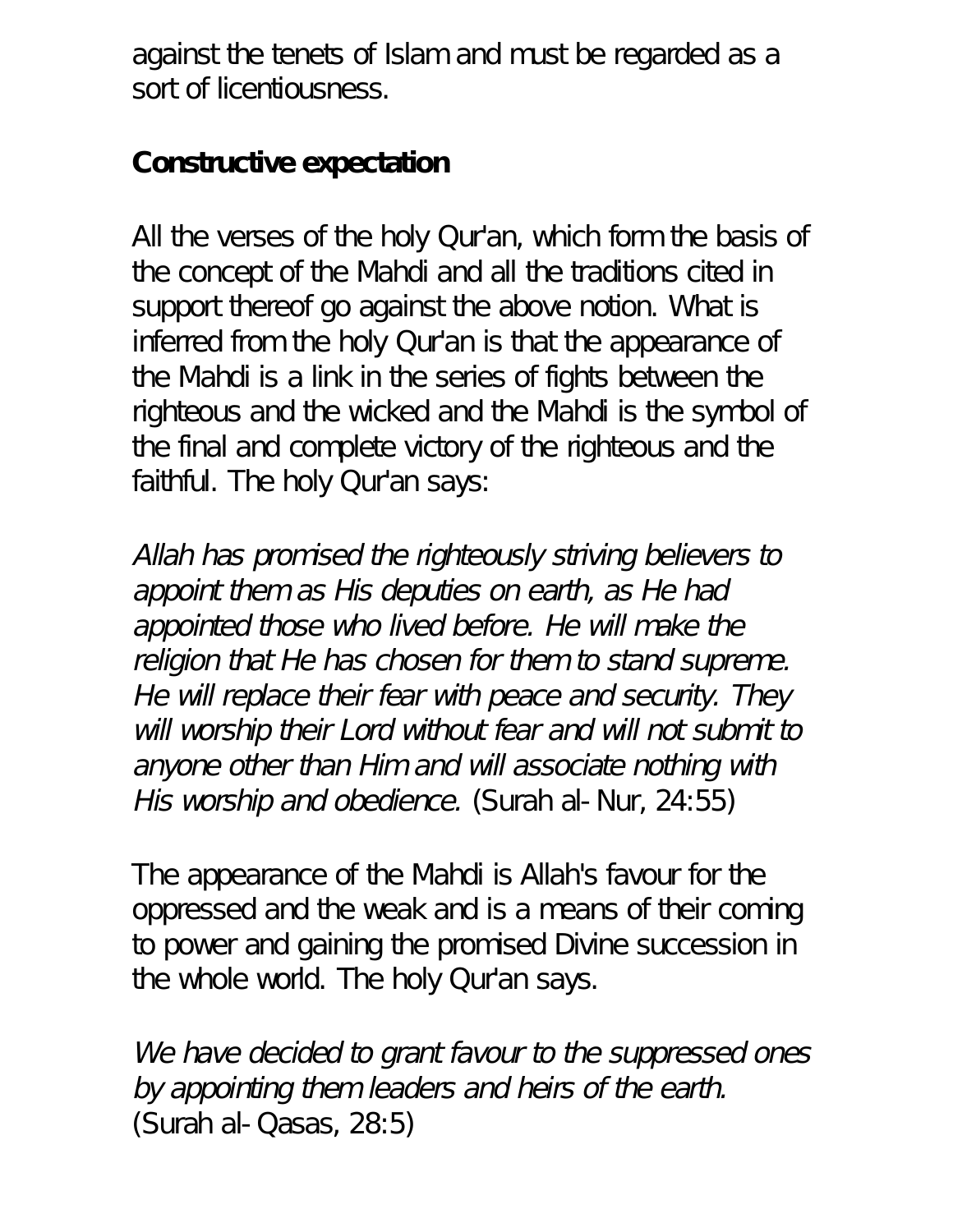against the tenets of Islam and must be regarded as a sort of licentiousness.

**Constructive expectation**

All the verses of the holy Qur'an, which form the basis of the concept of the Mahdi and all the traditions cited in support thereof go against the above notion. What is inferred from the holy Qur'an is that the appearance of the Mahdi is a link in the series of fights between the righteous and the wicked and the Mahdi is the symbol of the final and complete victory of the righteous and the faithful. The holy Qur'an says:

*Allah has promised the righteously striving believers to appoint them as His deputies on earth, as He had appointed those who lived before. He will make the religion that He has chosen for them to stand supreme. He will replace their fear with peace and security. They will worship their Lord without fear and will not submit to anyone other than Him and will associate nothing with His worship and obedience.* (Surah al-Nur, 24:55)

The appearance of the Mahdi is Allah's favour for the oppressed and the weak and is a means of their coming to power and gaining the promised Divine succession in the whole world. The holy Qur'an says.

*We have decided to grant favour to the suppressed ones by appointing them leaders and heirs of the earth.* (Surah al-Qasas, 28:5)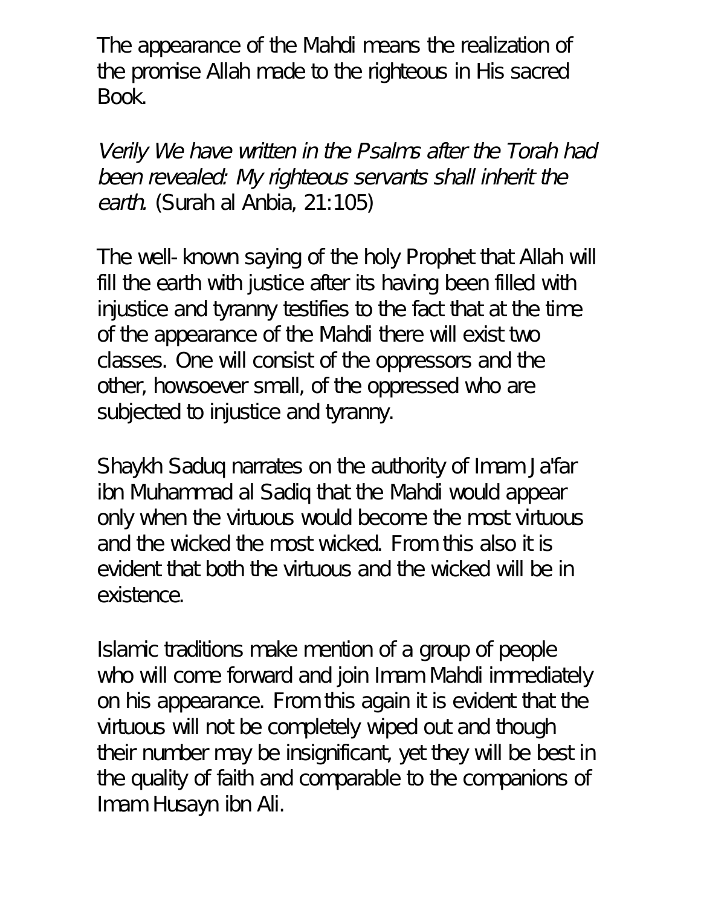The appearance of the Mahdi means the realization of the promise Allah made to the righteous in His sacred Book.

*Verily We have written in the Psalms after the Torah had been revealed: My righteous servants shall inherit the earth.* (Surah al Anbia, 21:105)

The well-known saying of the holy Prophet that Allah will fill the earth with justice after its having been filled with injustice and tyranny testifies to the fact that at the time of the appearance of the Mahdi there will exist two classes. One will consist of the oppressors and the other, howsoever small, of the oppressed who are subjected to injustice and tyranny.

Shaykh Saduq narrates on the authority of Imam Ja'far ibn Muhammad al Sadiq that the Mahdi would appear only when the virtuous would become the most virtuous and the wicked the most wicked. From this also it is evident that both the virtuous and the wicked will be in existence.

Islamic traditions make mention of a group of people who will come forward and join Imam Mahdi immediately on his appearance. From this again it is evident that the virtuous will not be completely wiped out and though their number may be insignificant, yet they will be best in the quality of faith and comparable to the companions of Imam Husayn ibn Ali.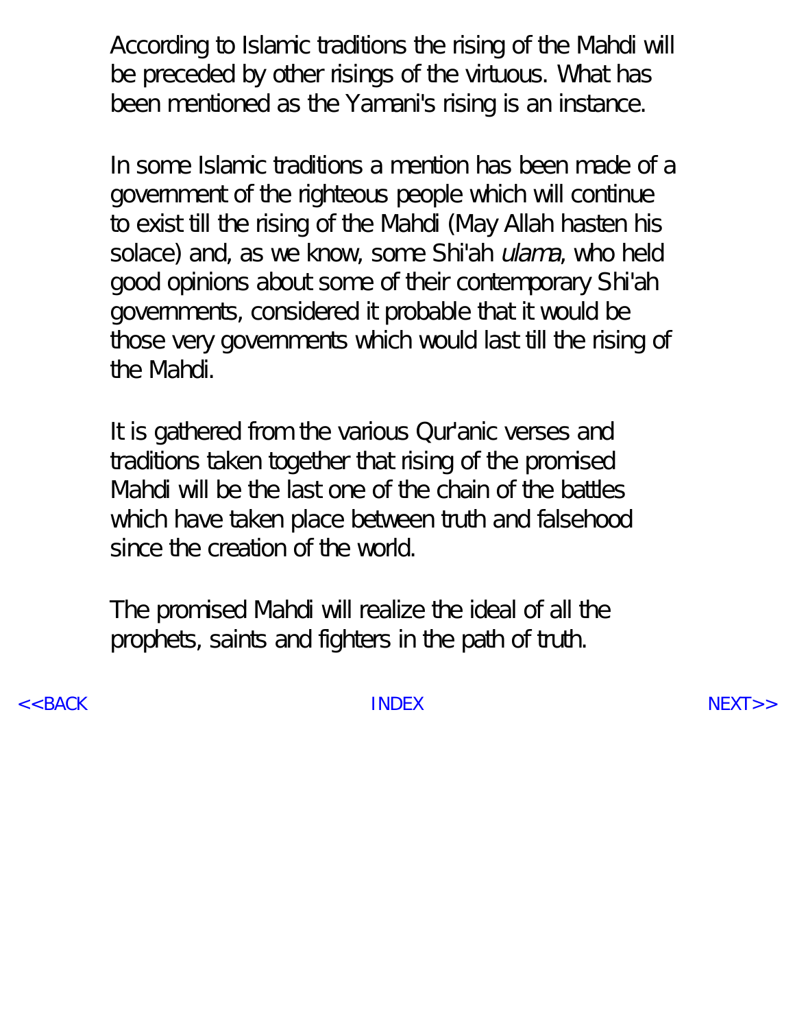According to Islamic traditions the rising of the Mahdi will be preceded by other risings of the virtuous. What has been mentioned as the Yamani's rising is an instance.

In some Islamic traditions a mention has been made of a government of the righteous people which will continue to exist till the rising of the Mahdi (May Allah hasten his solace) and, as we know, some Shi'ah *ulama*, who held good opinions about some of their contemporary Shi'ah governments, considered it probable that it would be those very governments which would last till the rising of the Mahdi.

It is gathered from the various Qur'anic verses and traditions taken together that rising of the promised Mahdi will be the last one of the chain of the battles which have taken place between truth and falsehood since the creation of the world.

The promised Mahdi will realize the ideal of all the prophets, saints and fighters in the path of truth.

<<BACK INDEX NEXT>>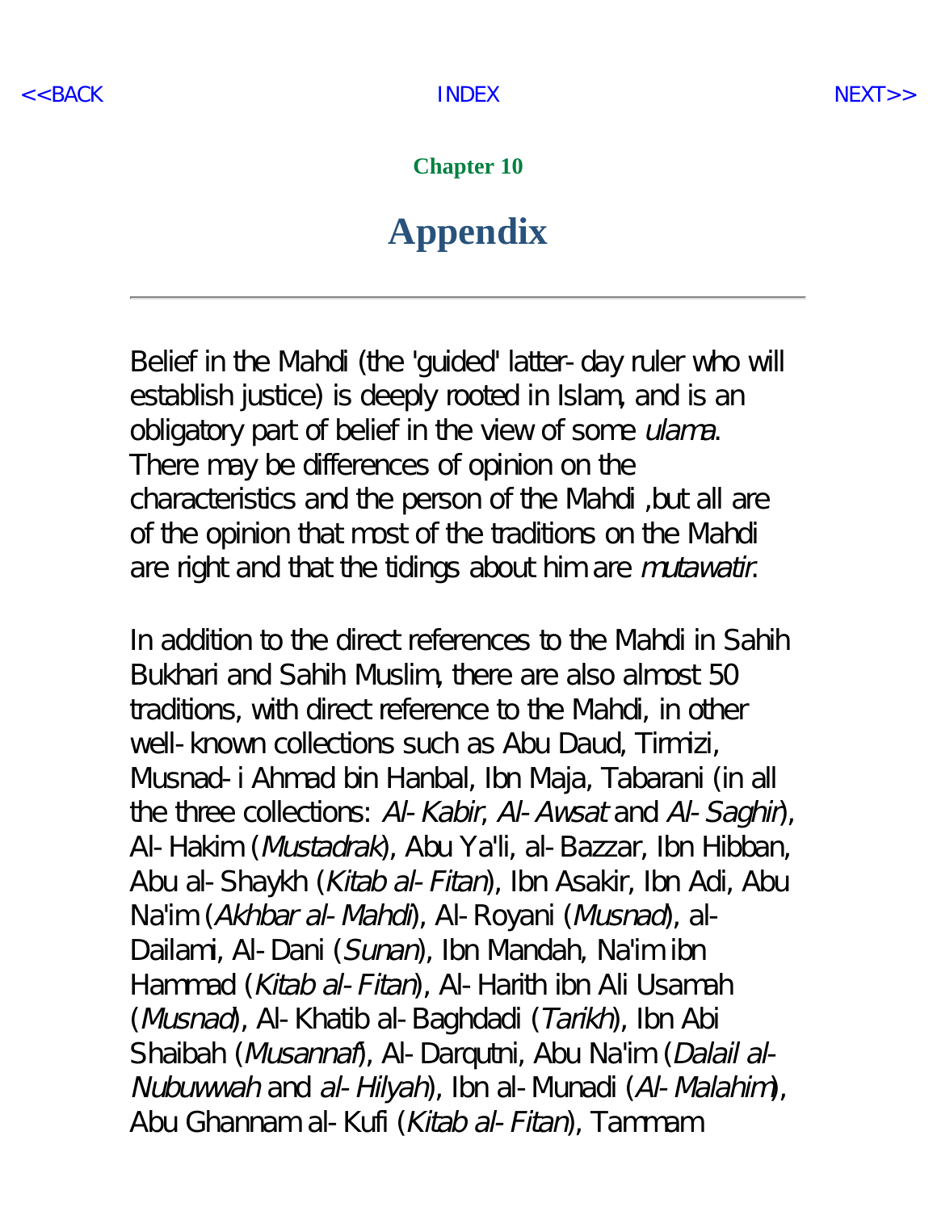## Chapter 10

# Appendix

---

Belief in the Mahdi (the 'guided' latter-day ruler who will establish justice) is deeply rooted in Islam, and is an obligatory part of belief in the view of some *ulama*. There may be differences of opinion on the characteristics and the person of the Mahdi ,but all are of the opinion that most of the traditions on the Mahdi are right and that the tidings about him are *mutawatir*.

In addition to the direct references to the Mahdi in Sahih Bukhari and Sahih Muslim, there are also almost 50 traditions, with direct reference to the Mahdi, in other well-known collections such as Abu Daud, Tirmizi, Musnad-i Ahmad bin Hanbal, Ibn Maja, Tabarani (in all the three collections: *Al-Kabir*, *Al-Awsat* and *Al-Saghir*), Al-Hakim (*Mustadrak*), Abu Ya'li, al-Bazzar, Ibn Hibban, Abu al-Shaykh (*Kitab al-Fitan*), Ibn Asakir, Ibn Adi, Abu Na'im (*Akhbar al-Mahdi*), Al-Royani (*Musnad*), al-Dailami, Al-Dani (*Sunan*), Ibn Mandah, Na'im ibn Hammad (*Kitab al-Fitan*), Al-Harith ibn Ali Usamah (*Musnad*), Al-Khatib al-Baghdadi (*Tarikh*), Ibn Abi Shaibah (*Musannaf*), Al-Darqutni, Abu Na'im (*Dalail al-Nubuwwah* and *al-Hilyah*), Ibn al-Munadi (*Al-Malahim*), Abu Ghannam al-Kufi (*Kitab al-Fitan*), Tammam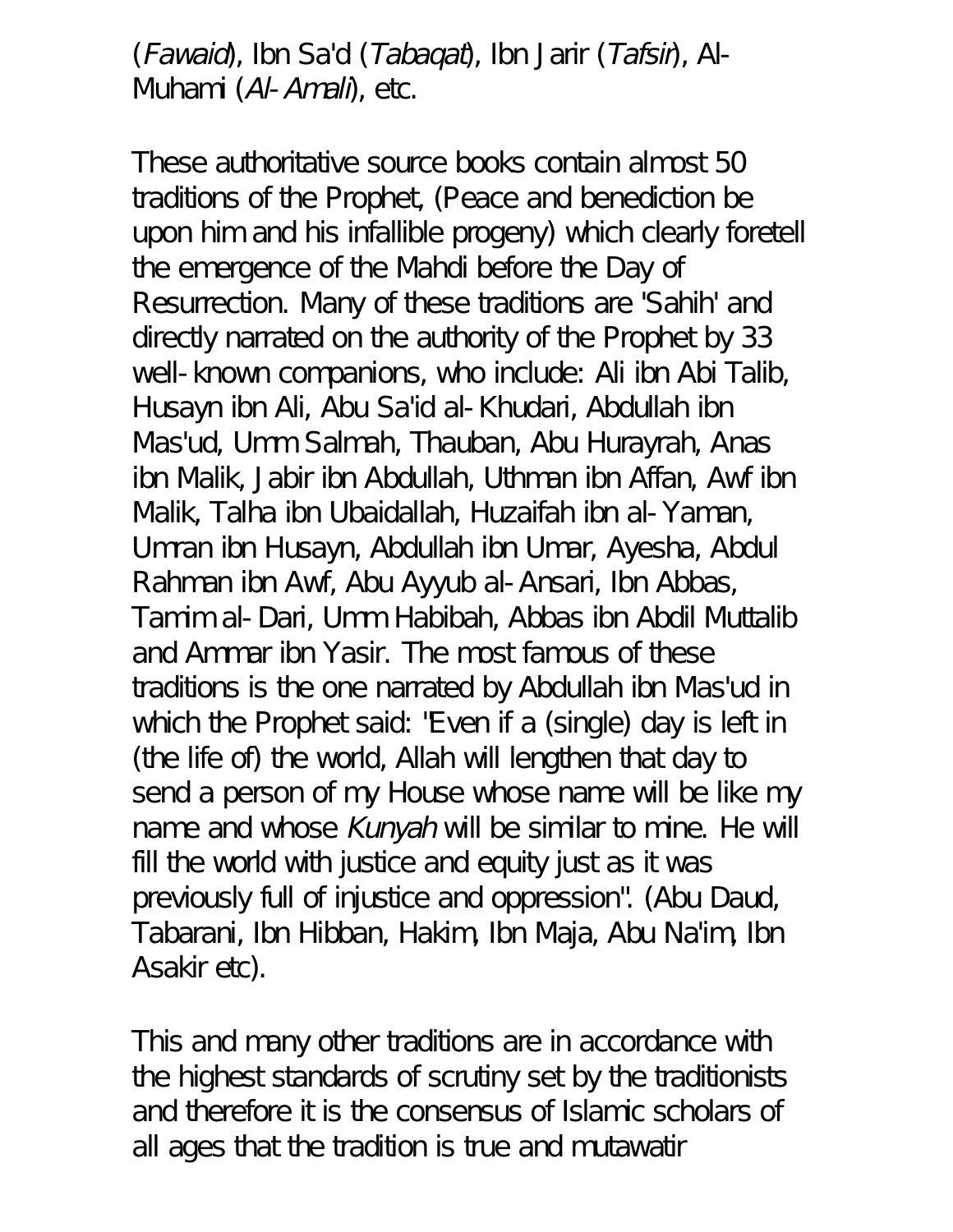(*Fawaid*), Ibn Sa'd (*Tabaqat*), Ibn Jarir (*Tafsir*), Al-Muhami (*Al-Amali*), etc.

These authoritative source books contain almost 50 traditions of the Prophet, (Peace and benediction be upon him and his infallible progeny) which clearly foretell the emergence of the Mahdi before the Day of Resurrection. Many of these traditions are 'Sahih' and directly narrated on the authority of the Prophet by 33 well-known companions, who include: Ali ibn Abi Talib, Husayn ibn Ali, Abu Sa'id al-Khudari, Abdullah ibn Mas'ud, Umm Salmah, Thauban, Abu Hurayrah, Anas ibn Malik, Jabir ibn Abdullah, Uthman ibn Affan, Awf ibn Malik, Talha ibn Ubaidallah, Huzaifah ibn al-Yaman, Umran ibn Husayn, Abdullah ibn Umar, Ayesha, Abdul Rahman ibn Awf, Abu Ayyub al-Ansari, Ibn Abbas, Tamim al-Dari, Umm Habibah, Abbas ibn Abdil Muttalib and Ammar ibn Yasir. The most famous of these traditions is the one narrated by Abdullah ibn Mas'ud in which the Prophet said: "Even if a (single) day is left in (the life of) the world, Allah will lengthen that day to send a person of my House whose name will be like my name and whose *Kunyah* will be similar to mine. He will fill the world with justice and equity just as it was previously full of injustice and oppression". (Abu Daud, Tabarani, Ibn Hibban, Hakim, Ibn Maja, Abu Na'im, Ibn Asakir etc).

This and many other traditions are in accordance with the highest standards of scrutiny set by the traditionists and therefore it is the consensus of Islamic scholars of all ages that the tradition is true and mutawatir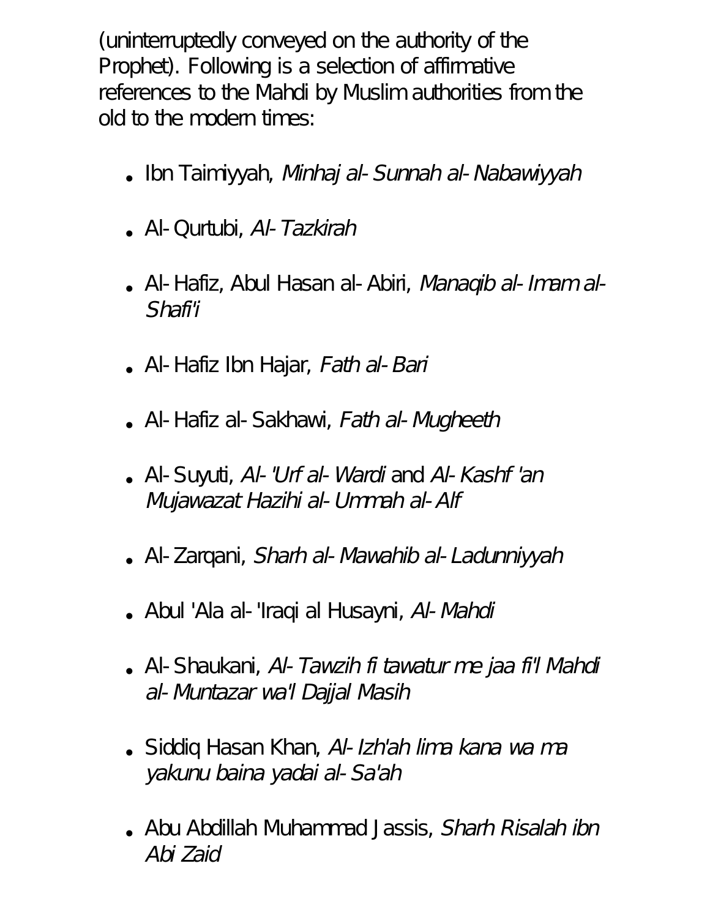(uninterruptedly conveyed on the authority of the Prophet). Following is a selection of affirmative references to the Mahdi by Muslim authorities from the old to the modern times:

- Ibn Taimiyyah, *Minhaj al-Sunnah al-Nabawiyyah*
- Al-Qurtubi, *Al-Tazkirah*
- Al-Hafiz, Abul Hasan al-Abiri, *Manaqib al-Imam al-Shafi'i*
- Al-Hafiz Ibn Hajar, *Fath al-Bari*
- Al-Hafiz al-Sakhawi, *Fath al-Mugheeth*
- Al-Suyuti, *Al-'Urf al-Wardi* and *Al-Kashf 'an Mujawazat Hazihi al-Ummah al-Alf*
- Al-Zarqani, *Sharh al-Mawahib al-Ladunniyyah*
- Abul 'Ala al-'Iraqi al Husayni, *Al-Mahdi*
- Al-Shaukani, *Al-Tawzih fi tawatur me jaa fi'l Mahdi al-Muntazar wa'l Dajjal Masih*
- Siddiq Hasan Khan, *Al-Izh'ah lima kana wa ma yakunu baina yadai al-Sa'ah*
- Abu Abdillah Muhammad Jassis, *Sharh Risalah ibn Abi Zaid*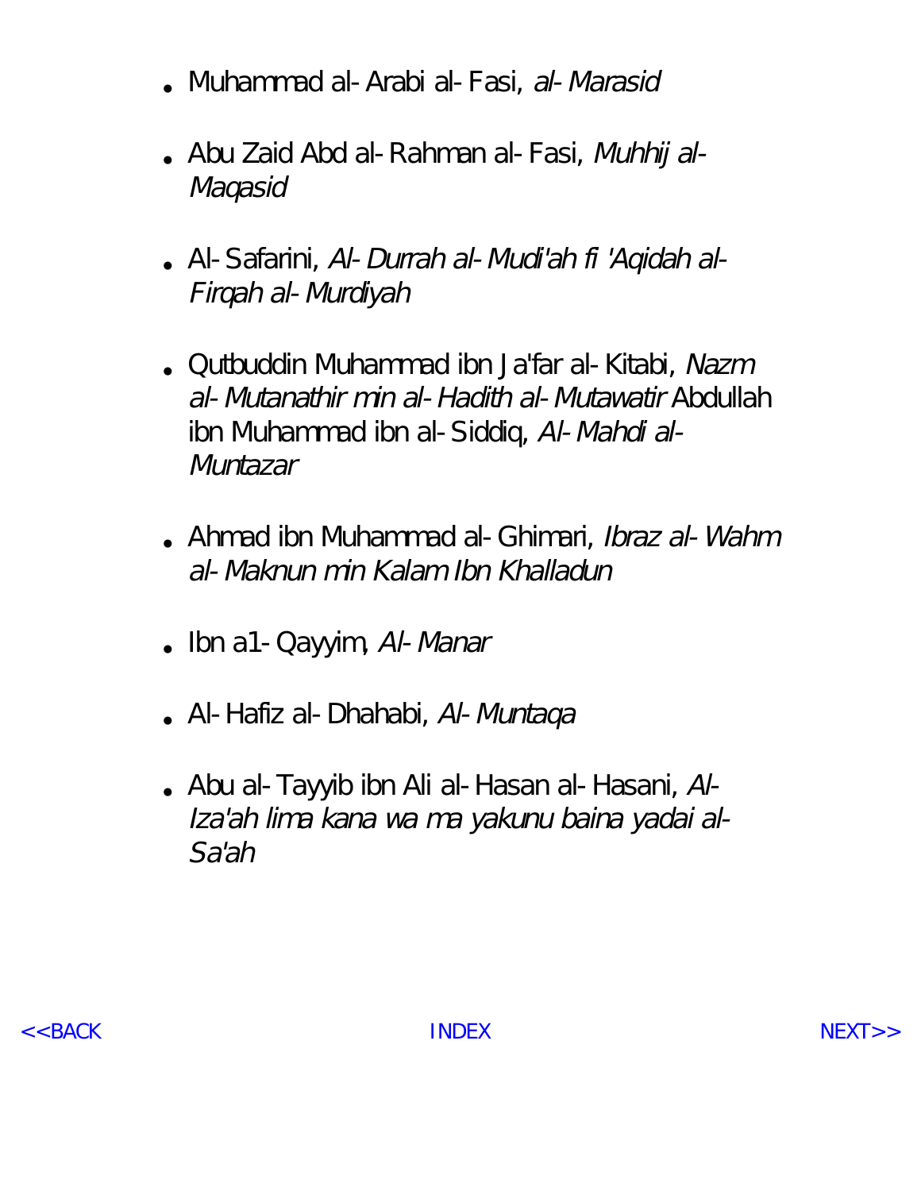- Muhammad al-Arabi al-Fasi, *al-Marasid*
- Abu Zaid Abd al-Rahman al-Fasi, *Muhhij al-Maqasid*
- Al-Safarini, *Al-Durrah al-Mudi'ah fi 'Aqidah al-Firqah al-Murdiyah*
- Qutbuddin Muhammad ibn Ja'far al-Kitabi, *Nazm al-Mutanathir min al-Hadith al-Mutawatir* Abdullah ibn Muhammad ibn al-Siddiq, *Al-Mahdi al-Muntazar*
- Ahmad ibn Muhammad al-Ghimari, *Ibraz al-Wahm al-Maknun min Kalam Ibn Khalladun*
- Ibn a1-Qayyim, *Al-Manar*
- Al-Hafiz al-Dhahabi, *Al-Muntaqa*
- Abu al-Tayyib ibn Ali al-Hasan al-Hasani, *Al-Iza'ah lima kana wa ma yakunu baina yadai al-Sa'ah*

<<BACK INDEX NEXT>>